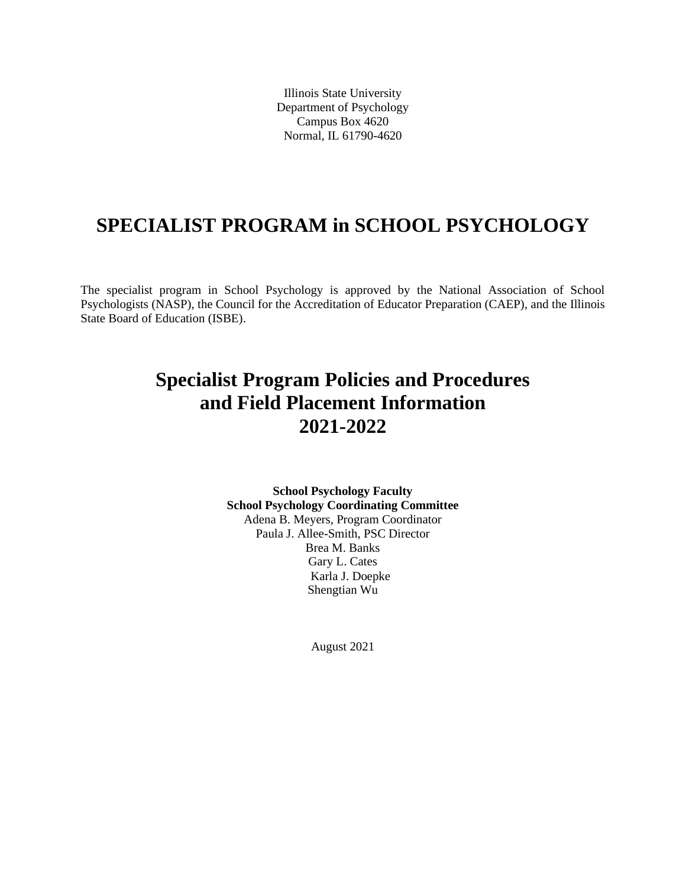Illinois State University
Department of Psychology
Campus Box 4620
Normal, IL 61790-4620

# SPECIALIST PROGRAM in SCHOOL PSYCHOLOGY

The specialist program in School Psychology is approved by the National Association of School Psychologists (NASP), the Council for the Accreditation of Educator Preparation (CAEP), and the Illinois State Board of Education (ISBE).

## Specialist Program Policies and Procedures and Field Placement Information 2021-2022

**School Psychology Faculty**
**School Psychology Coordinating Committee**
Adena B. Meyers, Program Coordinator
Paula J. Allee-Smith, PSC Director
Brea M. Banks
Gary L. Cates
Karla J. Doepke
Shengtian Wu

August 2021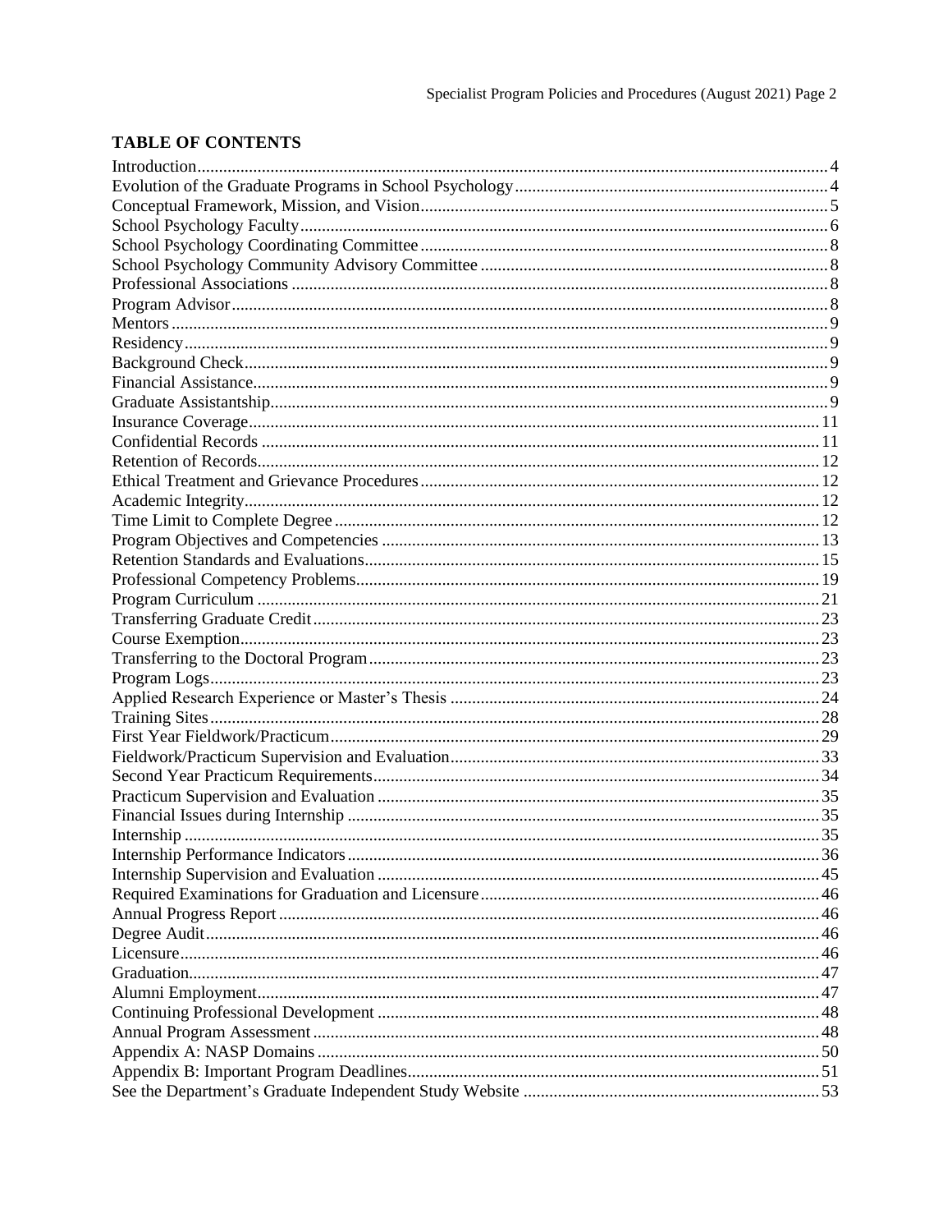## TABLE OF CONTENTS

| Section | Page |
|---|---|
| Introduction | 4 |
| Evolution of the Graduate Programs in School Psychology | 4 |
| Conceptual Framework, Mission, and Vision | 5 |
| School Psychology Faculty | 6 |
| School Psychology Coordinating Committee | 8 |
| School Psychology Community Advisory Committee | 8 |
| Professional Associations | 8 |
| Program Advisor | 8 |
| Mentors | 9 |
| Residency | 9 |
| Background Check | 9 |
| Financial Assistance | 9 |
| Graduate Assistantship | 9 |
| Insurance Coverage | 11 |
| Confidential Records | 11 |
| Retention of Records | 12 |
| Ethical Treatment and Grievance Procedures | 12 |
| Academic Integrity | 12 |
| Time Limit to Complete Degree | 12 |
| Program Objectives and Competencies | 13 |
| Retention Standards and Evaluations | 15 |
| Professional Competency Problems | 19 |
| Program Curriculum | 21 |
| Transferring Graduate Credit | 23 |
| Course Exemption | 23 |
| Transferring to the Doctoral Program | 23 |
| Program Logs | 23 |
| Applied Research Experience or Master's Thesis | 24 |
| Training Sites | 28 |
| First Year Fieldwork/Practicum | 29 |
| Fieldwork/Practicum Supervision and Evaluation | 33 |
| Second Year Practicum Requirements | 34 |
| Practicum Supervision and Evaluation | 35 |
| Financial Issues during Internship | 35 |
| Internship | 35 |
| Internship Performance Indicators | 36 |
| Internship Supervision and Evaluation | 45 |
| Required Examinations for Graduation and Licensure | 46 |
| Annual Progress Report | 46 |
| Degree Audit | 46 |
| Licensure | 46 |
| Graduation | 47 |
| Alumni Employment | 47 |
| Continuing Professional Development | 48 |
| Annual Program Assessment | 48 |
| Appendix A: NASP Domains | 50 |
| Appendix B: Important Program Deadlines | 51 |
| See the Department's Graduate Independent Study Website | 53 |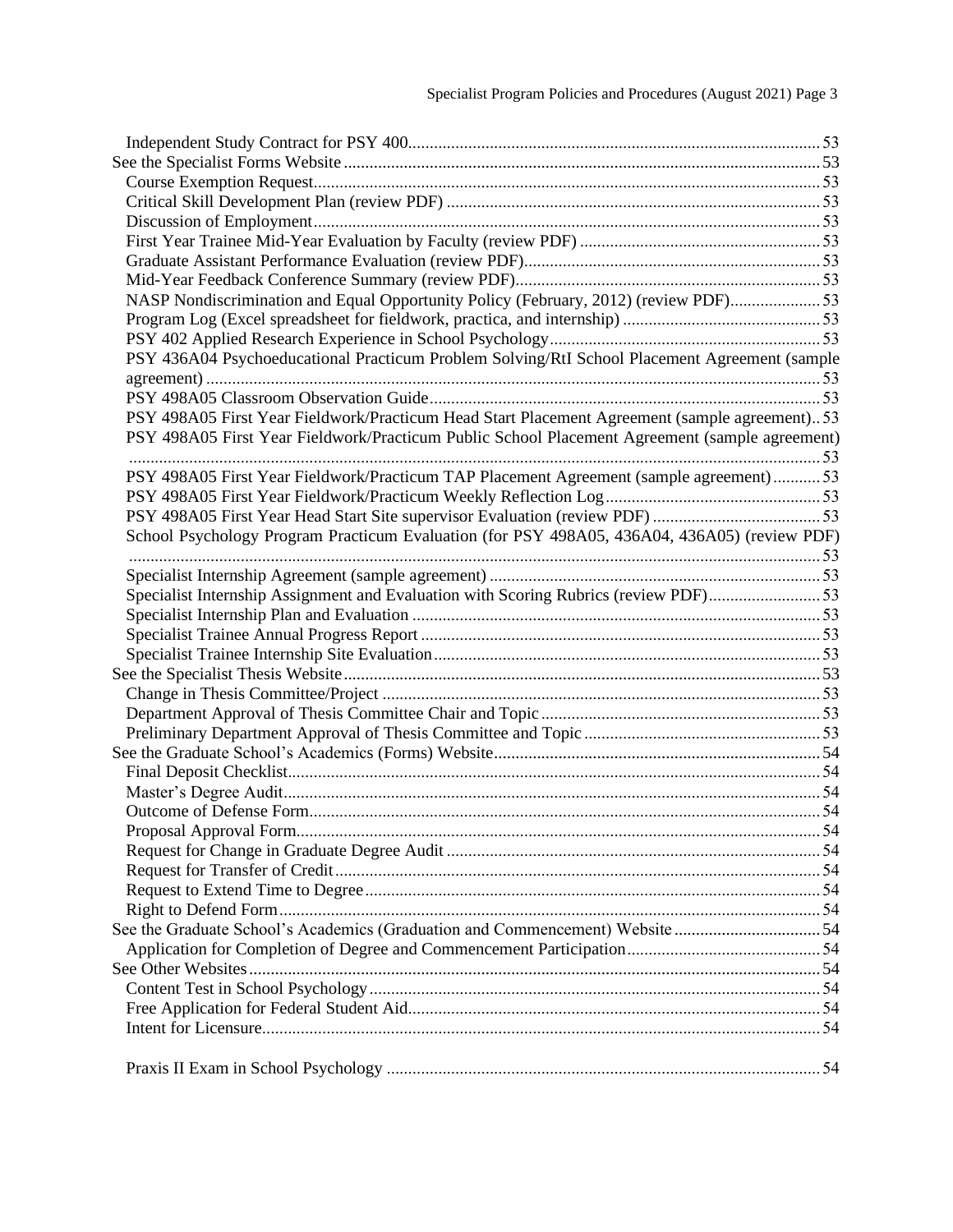Independent Study Contract for PSY 400 ........ 53

See the Specialist Forms Website ........ 53

- Course Exemption Request ........ 53
- Critical Skill Development Plan (review PDF) ........ 53
- Discussion of Employment ........ 53
- First Year Trainee Mid-Year Evaluation by Faculty (review PDF) ........ 53
- Graduate Assistant Performance Evaluation (review PDF) ........ 53
- Mid-Year Feedback Conference Summary (review PDF) ........ 53
- NASP Nondiscrimination and Equal Opportunity Policy (February, 2012) (review PDF) ........ 53
- Program Log (Excel spreadsheet for fieldwork, practica, and internship) ........ 53
- PSY 402 Applied Research Experience in School Psychology ........ 53
- PSY 436A04 Psychoeducational Practicum Problem Solving/RtI School Placement Agreement (sample agreement) ........ 53
- PSY 498A05 Classroom Observation Guide ........ 53
- PSY 498A05 First Year Fieldwork/Practicum Head Start Placement Agreement (sample agreement) ........ 53
- PSY 498A05 First Year Fieldwork/Practicum Public School Placement Agreement (sample agreement) ........ 53
- PSY 498A05 First Year Fieldwork/Practicum TAP Placement Agreement (sample agreement) ........ 53
- PSY 498A05 First Year Fieldwork/Practicum Weekly Reflection Log ........ 53
- PSY 498A05 First Year Head Start Site supervisor Evaluation (review PDF) ........ 53
- School Psychology Program Practicum Evaluation (for PSY 498A05, 436A04, 436A05) (review PDF) ........ 53
- Specialist Internship Agreement (sample agreement) ........ 53
- Specialist Internship Assignment and Evaluation with Scoring Rubrics (review PDF) ........ 53
- Specialist Internship Plan and Evaluation ........ 53
- Specialist Trainee Annual Progress Report ........ 53
- Specialist Trainee Internship Site Evaluation ........ 53

See the Specialist Thesis Website ........ 53

- Change in Thesis Committee/Project ........ 53
- Department Approval of Thesis Committee Chair and Topic ........ 53
- Preliminary Department Approval of Thesis Committee and Topic ........ 53

See the Graduate School's Academics (Forms) Website ........ 54

- Final Deposit Checklist ........ 54
- Master's Degree Audit ........ 54
- Outcome of Defense Form ........ 54
- Proposal Approval Form ........ 54
- Request for Change in Graduate Degree Audit ........ 54
- Request for Transfer of Credit ........ 54
- Request to Extend Time to Degree ........ 54
- Right to Defend Form ........ 54

See the Graduate School's Academics (Graduation and Commencement) Website ........ 54

- Application for Completion of Degree and Commencement Participation ........ 54

See Other Websites ........ 54

- Content Test in School Psychology ........ 54
- Free Application for Federal Student Aid ........ 54
- Intent for Licensure ........ 54
- Praxis II Exam in School Psychology ........ 54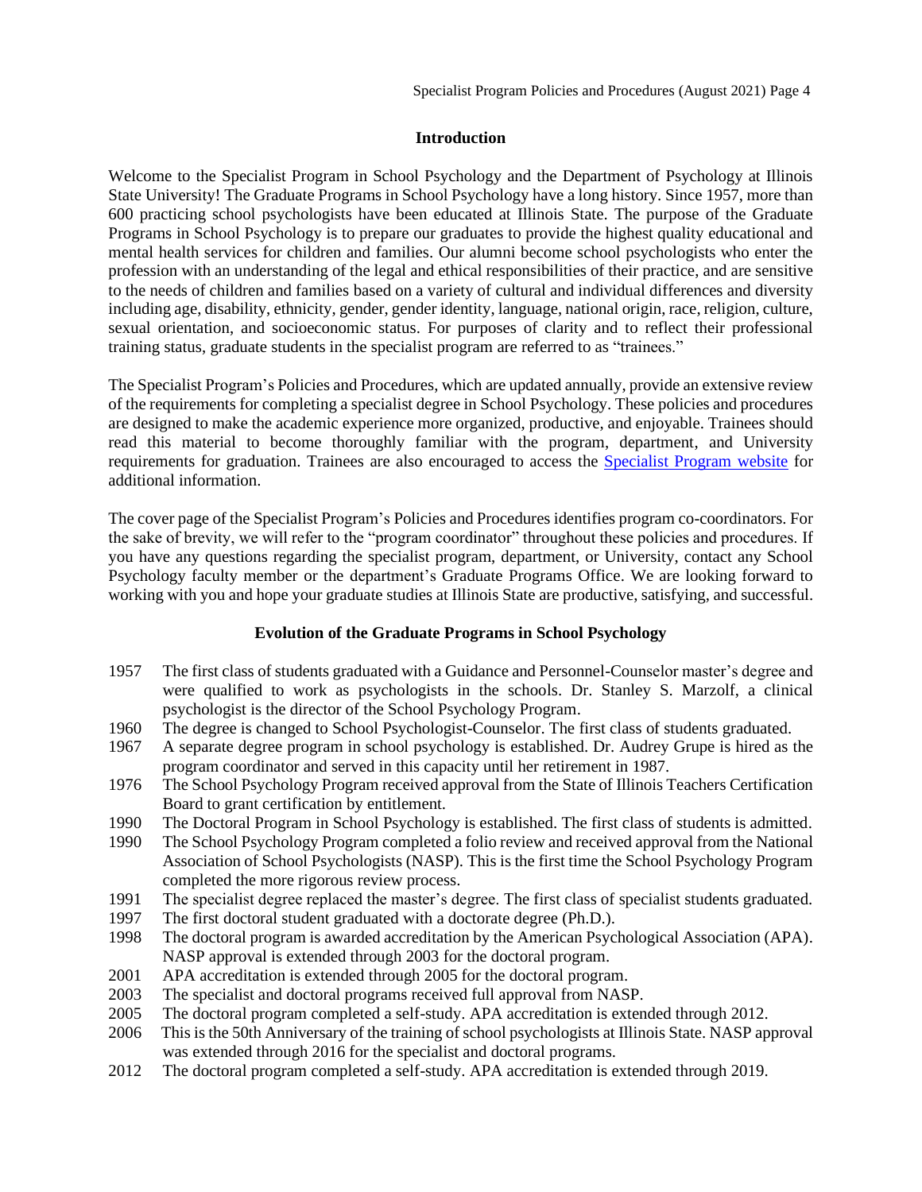## Introduction

Welcome to the Specialist Program in School Psychology and the Department of Psychology at Illinois State University! The Graduate Programs in School Psychology have a long history. Since 1957, more than 600 practicing school psychologists have been educated at Illinois State. The purpose of the Graduate Programs in School Psychology is to prepare our graduates to provide the highest quality educational and mental health services for children and families. Our alumni become school psychologists who enter the profession with an understanding of the legal and ethical responsibilities of their practice, and are sensitive to the needs of children and families based on a variety of cultural and individual differences and diversity including age, disability, ethnicity, gender, gender identity, language, national origin, race, religion, culture, sexual orientation, and socioeconomic status. For purposes of clarity and to reflect their professional training status, graduate students in the specialist program are referred to as "trainees."

The Specialist Program's Policies and Procedures, which are updated annually, provide an extensive review of the requirements for completing a specialist degree in School Psychology. These policies and procedures are designed to make the academic experience more organized, productive, and enjoyable. Trainees should read this material to become thoroughly familiar with the program, department, and University requirements for graduation. Trainees are also encouraged to access the [Specialist Program website]() for additional information.

The cover page of the Specialist Program's Policies and Procedures identifies program co-coordinators. For the sake of brevity, we will refer to the "program coordinator" throughout these policies and procedures. If you have any questions regarding the specialist program, department, or University, contact any School Psychology faculty member or the department's Graduate Programs Office. We are looking forward to working with you and hope your graduate studies at Illinois State are productive, satisfying, and successful.

## Evolution of the Graduate Programs in School Psychology

- 1957 The first class of students graduated with a Guidance and Personnel-Counselor master's degree and were qualified to work as psychologists in the schools. Dr. Stanley S. Marzolf, a clinical psychologist is the director of the School Psychology Program.
- 1960 The degree is changed to School Psychologist-Counselor. The first class of students graduated.
- 1967 A separate degree program in school psychology is established. Dr. Audrey Grupe is hired as the program coordinator and served in this capacity until her retirement in 1987.
- 1976 The School Psychology Program received approval from the State of Illinois Teachers Certification Board to grant certification by entitlement.
- 1990 The Doctoral Program in School Psychology is established. The first class of students is admitted.
- 1990 The School Psychology Program completed a folio review and received approval from the National Association of School Psychologists (NASP). This is the first time the School Psychology Program completed the more rigorous review process.
- 1991 The specialist degree replaced the master's degree. The first class of specialist students graduated.
- 1997 The first doctoral student graduated with a doctorate degree (Ph.D.).
- 1998 The doctoral program is awarded accreditation by the American Psychological Association (APA). NASP approval is extended through 2003 for the doctoral program.
- 2001 APA accreditation is extended through 2005 for the doctoral program.
- 2003 The specialist and doctoral programs received full approval from NASP.
- 2005 The doctoral program completed a self-study. APA accreditation is extended through 2012.
- 2006 This is the 50th Anniversary of the training of school psychologists at Illinois State. NASP approval was extended through 2016 for the specialist and doctoral programs.
- 2012 The doctoral program completed a self-study. APA accreditation is extended through 2019.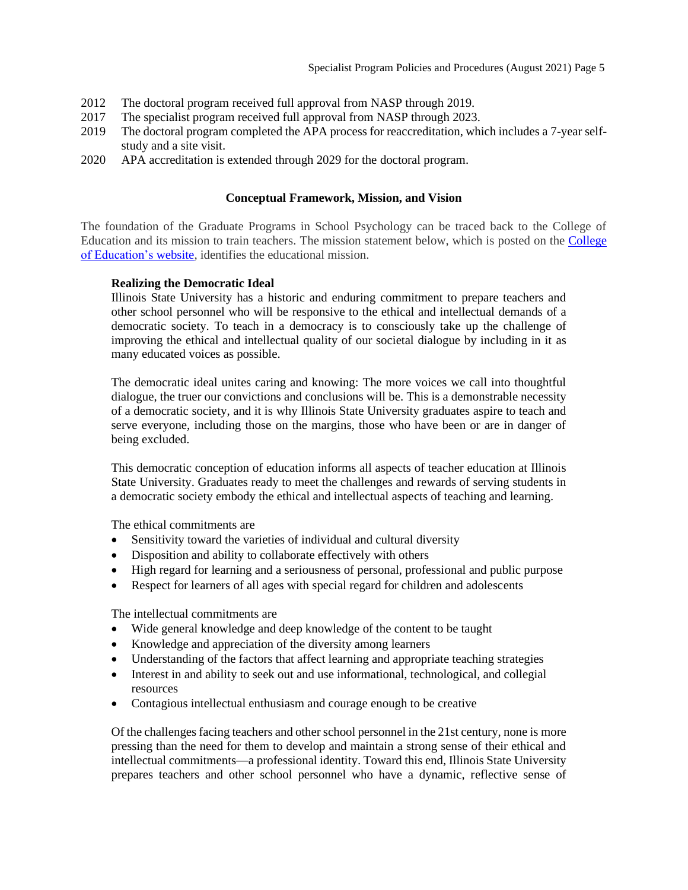2012 The doctoral program received full approval from NASP through 2019.
2017 The specialist program received full approval from NASP through 2023.
2019 The doctoral program completed the APA process for reaccreditation, which includes a 7-year self-study and a site visit.
2020 APA accreditation is extended through 2029 for the doctoral program.

## Conceptual Framework, Mission, and Vision

The foundation of the Graduate Programs in School Psychology can be traced back to the College of Education and its mission to train teachers. The mission statement below, which is posted on the [College of Education's website](), identifies the educational mission.

> **Realizing the Democratic Ideal**
> Illinois State University has a historic and enduring commitment to prepare teachers and other school personnel who will be responsive to the ethical and intellectual demands of a democratic society. To teach in a democracy is to consciously take up the challenge of improving the ethical and intellectual quality of our societal dialogue by including in it as many educated voices as possible.
>
> The democratic ideal unites caring and knowing: The more voices we call into thoughtful dialogue, the truer our convictions and conclusions will be. This is a demonstrable necessity of a democratic society, and it is why Illinois State University graduates aspire to teach and serve everyone, including those on the margins, those who have been or are in danger of being excluded.
>
> This democratic conception of education informs all aspects of teacher education at Illinois State University. Graduates ready to meet the challenges and rewards of serving students in a democratic society embody the ethical and intellectual aspects of teaching and learning.
>
> The ethical commitments are
>
> - Sensitivity toward the varieties of individual and cultural diversity
> - Disposition and ability to collaborate effectively with others
> - High regard for learning and a seriousness of personal, professional and public purpose
> - Respect for learners of all ages with special regard for children and adolescents
>
> The intellectual commitments are
>
> - Wide general knowledge and deep knowledge of the content to be taught
> - Knowledge and appreciation of the diversity among learners
> - Understanding of the factors that affect learning and appropriate teaching strategies
> - Interest in and ability to seek out and use informational, technological, and collegial resources
> - Contagious intellectual enthusiasm and courage enough to be creative
>
> Of the challenges facing teachers and other school personnel in the 21st century, none is more pressing than the need for them to develop and maintain a strong sense of their ethical and intellectual commitments—a professional identity. Toward this end, Illinois State University prepares teachers and other school personnel who have a dynamic, reflective sense of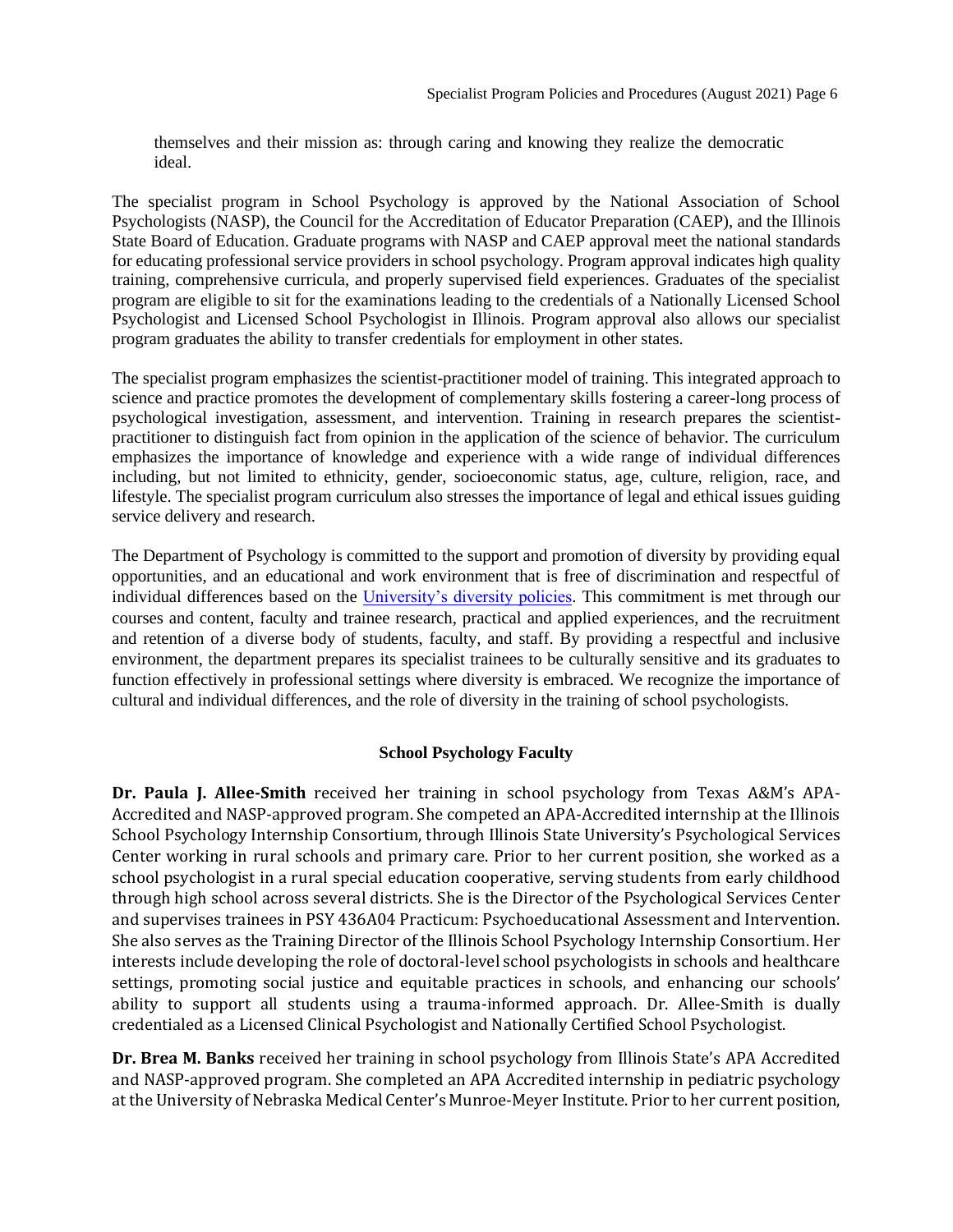themselves and their mission as: through caring and knowing they realize the democratic ideal.

The specialist program in School Psychology is approved by the National Association of School Psychologists (NASP), the Council for the Accreditation of Educator Preparation (CAEP), and the Illinois State Board of Education. Graduate programs with NASP and CAEP approval meet the national standards for educating professional service providers in school psychology. Program approval indicates high quality training, comprehensive curricula, and properly supervised field experiences. Graduates of the specialist program are eligible to sit for the examinations leading to the credentials of a Nationally Licensed School Psychologist and Licensed School Psychologist in Illinois. Program approval also allows our specialist program graduates the ability to transfer credentials for employment in other states.

The specialist program emphasizes the scientist-practitioner model of training. This integrated approach to science and practice promotes the development of complementary skills fostering a career-long process of psychological investigation, assessment, and intervention. Training in research prepares the scientist-practitioner to distinguish fact from opinion in the application of the science of behavior. The curriculum emphasizes the importance of knowledge and experience with a wide range of individual differences including, but not limited to ethnicity, gender, socioeconomic status, age, culture, religion, race, and lifestyle. The specialist program curriculum also stresses the importance of legal and ethical issues guiding service delivery and research.

The Department of Psychology is committed to the support and promotion of diversity by providing equal opportunities, and an educational and work environment that is free of discrimination and respectful of individual differences based on the University's diversity policies. This commitment is met through our courses and content, faculty and trainee research, practical and applied experiences, and the recruitment and retention of a diverse body of students, faculty, and staff. By providing a respectful and inclusive environment, the department prepares its specialist trainees to be culturally sensitive and its graduates to function effectively in professional settings where diversity is embraced. We recognize the importance of cultural and individual differences, and the role of diversity in the training of school psychologists.

## School Psychology Faculty

**Dr. Paula J. Allee-Smith** received her training in school psychology from Texas A&M's APA-Accredited and NASP-approved program. She competed an APA-Accredited internship at the Illinois School Psychology Internship Consortium, through Illinois State University's Psychological Services Center working in rural schools and primary care. Prior to her current position, she worked as a school psychologist in a rural special education cooperative, serving students from early childhood through high school across several districts. She is the Director of the Psychological Services Center and supervises trainees in PSY 436A04 Practicum: Psychoeducational Assessment and Intervention. She also serves as the Training Director of the Illinois School Psychology Internship Consortium. Her interests include developing the role of doctoral-level school psychologists in schools and healthcare settings, promoting social justice and equitable practices in schools, and enhancing our schools' ability to support all students using a trauma-informed approach. Dr. Allee-Smith is dually credentialed as a Licensed Clinical Psychologist and Nationally Certified School Psychologist.

**Dr. Brea M. Banks** received her training in school psychology from Illinois State's APA Accredited and NASP-approved program. She completed an APA Accredited internship in pediatric psychology at the University of Nebraska Medical Center's Munroe-Meyer Institute. Prior to her current position,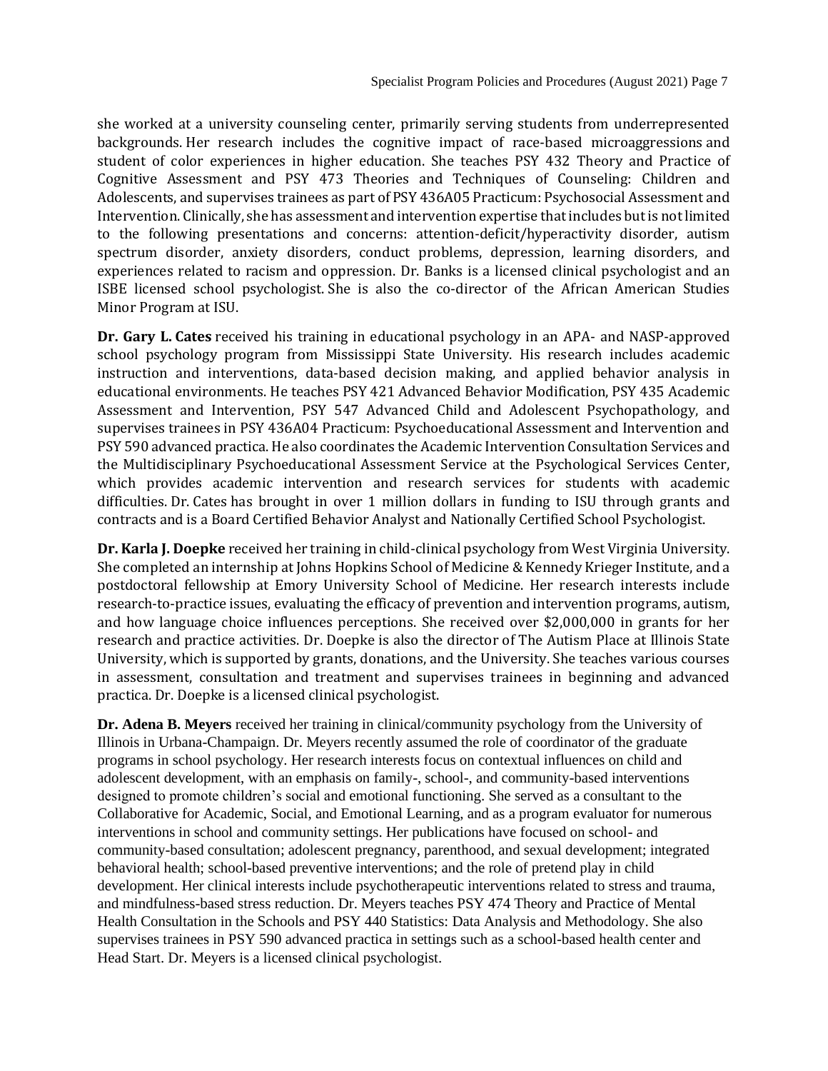she worked at a university counseling center, primarily serving students from underrepresented backgrounds. Her research includes the cognitive impact of race-based microaggressions and student of color experiences in higher education. She teaches PSY 432 Theory and Practice of Cognitive Assessment and PSY 473 Theories and Techniques of Counseling: Children and Adolescents, and supervises trainees as part of PSY 436A05 Practicum: Psychosocial Assessment and Intervention. Clinically, she has assessment and intervention expertise that includes but is not limited to the following presentations and concerns: attention-deficit/hyperactivity disorder, autism spectrum disorder, anxiety disorders, conduct problems, depression, learning disorders, and experiences related to racism and oppression. Dr. Banks is a licensed clinical psychologist and an ISBE licensed school psychologist. She is also the co-director of the African American Studies Minor Program at ISU.

**Dr. Gary L. Cates** received his training in educational psychology in an APA- and NASP-approved school psychology program from Mississippi State University. His research includes academic instruction and interventions, data-based decision making, and applied behavior analysis in educational environments. He teaches PSY 421 Advanced Behavior Modification, PSY 435 Academic Assessment and Intervention, PSY 547 Advanced Child and Adolescent Psychopathology, and supervises trainees in PSY 436A04 Practicum: Psychoeducational Assessment and Intervention and PSY 590 advanced practica. He also coordinates the Academic Intervention Consultation Services and the Multidisciplinary Psychoeducational Assessment Service at the Psychological Services Center, which provides academic intervention and research services for students with academic difficulties. Dr. Cates has brought in over 1 million dollars in funding to ISU through grants and contracts and is a Board Certified Behavior Analyst and Nationally Certified School Psychologist.

**Dr. Karla J. Doepke** received her training in child-clinical psychology from West Virginia University. She completed an internship at Johns Hopkins School of Medicine & Kennedy Krieger Institute, and a postdoctoral fellowship at Emory University School of Medicine. Her research interests include research-to-practice issues, evaluating the efficacy of prevention and intervention programs, autism, and how language choice influences perceptions. She received over $2,000,000 in grants for her research and practice activities. Dr. Doepke is also the director of The Autism Place at Illinois State University, which is supported by grants, donations, and the University. She teaches various courses in assessment, consultation and treatment and supervises trainees in beginning and advanced practica. Dr. Doepke is a licensed clinical psychologist.

**Dr. Adena B. Meyers** received her training in clinical/community psychology from the University of Illinois in Urbana-Champaign. Dr. Meyers recently assumed the role of coordinator of the graduate programs in school psychology. Her research interests focus on contextual influences on child and adolescent development, with an emphasis on family-, school-, and community-based interventions designed to promote children's social and emotional functioning. She served as a consultant to the Collaborative for Academic, Social, and Emotional Learning, and as a program evaluator for numerous interventions in school and community settings. Her publications have focused on school- and community-based consultation; adolescent pregnancy, parenthood, and sexual development; integrated behavioral health; school-based preventive interventions; and the role of pretend play in child development. Her clinical interests include psychotherapeutic interventions related to stress and trauma, and mindfulness-based stress reduction. Dr. Meyers teaches PSY 474 Theory and Practice of Mental Health Consultation in the Schools and PSY 440 Statistics: Data Analysis and Methodology. She also supervises trainees in PSY 590 advanced practica in settings such as a school-based health center and Head Start. Dr. Meyers is a licensed clinical psychologist.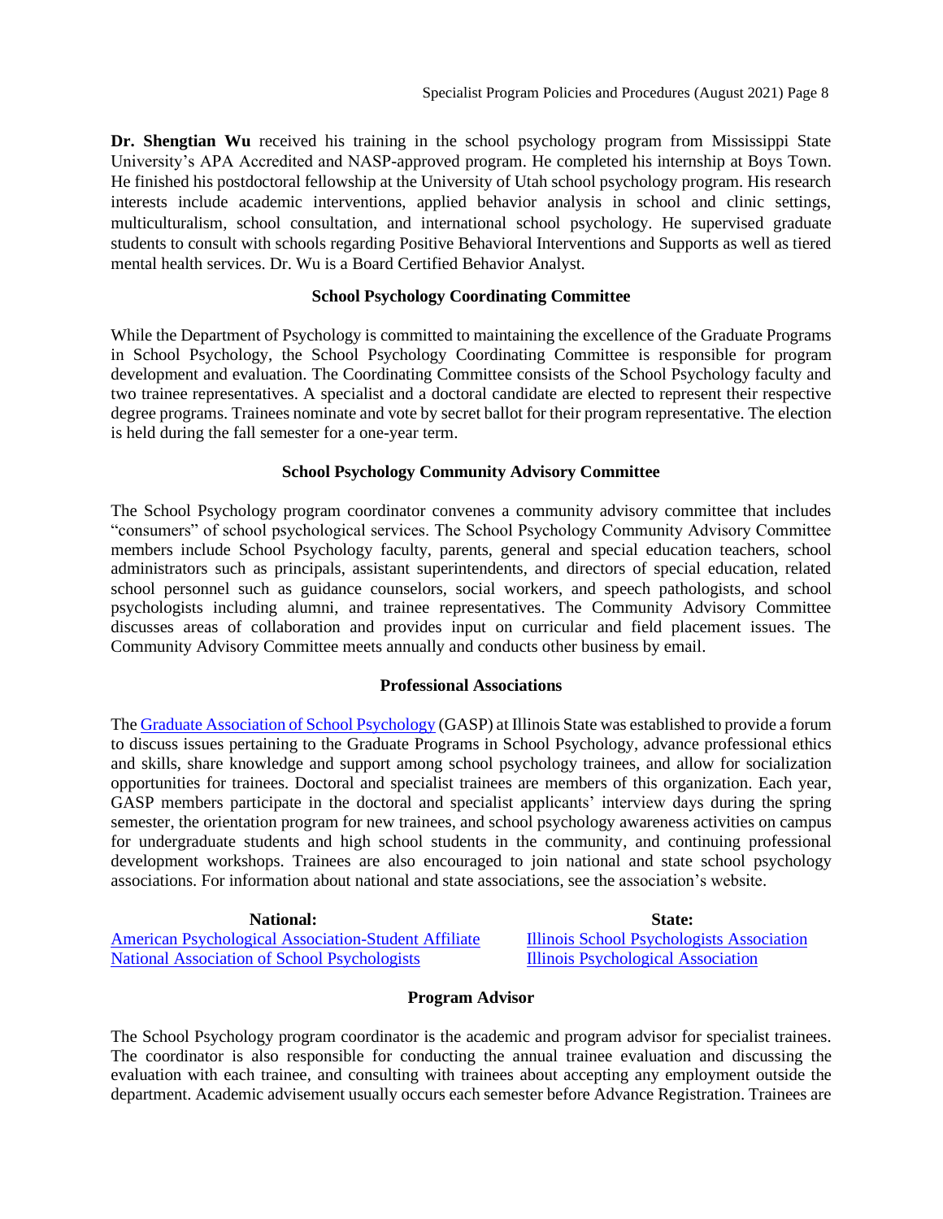**Dr. Shengtian Wu** received his training in the school psychology program from Mississippi State University's APA Accredited and NASP-approved program. He completed his internship at Boys Town. He finished his postdoctoral fellowship at the University of Utah school psychology program. His research interests include academic interventions, applied behavior analysis in school and clinic settings, multiculturalism, school consultation, and international school psychology. He supervised graduate students to consult with schools regarding Positive Behavioral Interventions and Supports as well as tiered mental health services. Dr. Wu is a Board Certified Behavior Analyst.

### School Psychology Coordinating Committee

While the Department of Psychology is committed to maintaining the excellence of the Graduate Programs in School Psychology, the School Psychology Coordinating Committee is responsible for program development and evaluation. The Coordinating Committee consists of the School Psychology faculty and two trainee representatives. A specialist and a doctoral candidate are elected to represent their respective degree programs. Trainees nominate and vote by secret ballot for their program representative. The election is held during the fall semester for a one-year term.

### School Psychology Community Advisory Committee

The School Psychology program coordinator convenes a community advisory committee that includes "consumers" of school psychological services. The School Psychology Community Advisory Committee members include School Psychology faculty, parents, general and special education teachers, school administrators such as principals, assistant superintendents, and directors of special education, related school personnel such as guidance counselors, social workers, and speech pathologists, and school psychologists including alumni, and trainee representatives. The Community Advisory Committee discusses areas of collaboration and provides input on curricular and field placement issues. The Community Advisory Committee meets annually and conducts other business by email.

### Professional Associations

The Graduate Association of School Psychology (GASP) at Illinois State was established to provide a forum to discuss issues pertaining to the Graduate Programs in School Psychology, advance professional ethics and skills, share knowledge and support among school psychology trainees, and allow for socialization opportunities for trainees. Doctoral and specialist trainees are members of this organization. Each year, GASP members participate in the doctoral and specialist applicants' interview days during the spring semester, the orientation program for new trainees, and school psychology awareness activities on campus for undergraduate students and high school students in the community, and continuing professional development workshops. Trainees are also encouraged to join national and state school psychology associations. For information about national and state associations, see the association's website.

| National: | State: |
| --- | --- |
| American Psychological Association-Student Affiliate | Illinois School Psychologists Association |
| National Association of School Psychologists | Illinois Psychological Association |

### Program Advisor

The School Psychology program coordinator is the academic and program advisor for specialist trainees. The coordinator is also responsible for conducting the annual trainee evaluation and discussing the evaluation with each trainee, and consulting with trainees about accepting any employment outside the department. Academic advisement usually occurs each semester before Advance Registration. Trainees are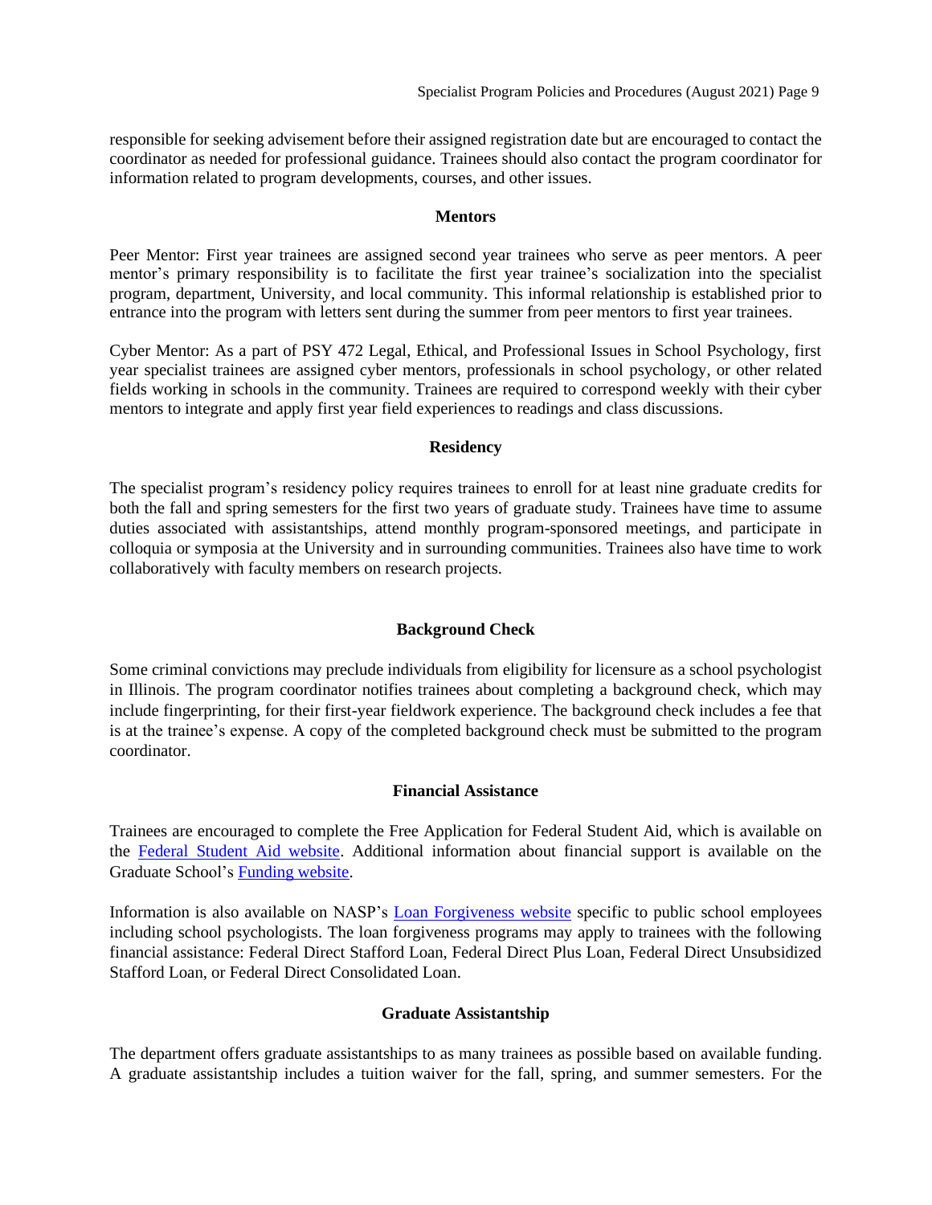responsible for seeking advisement before their assigned registration date but are encouraged to contact the coordinator as needed for professional guidance. Trainees should also contact the program coordinator for information related to program developments, courses, and other issues.

## Mentors

Peer Mentor: First year trainees are assigned second year trainees who serve as peer mentors. A peer mentor's primary responsibility is to facilitate the first year trainee's socialization into the specialist program, department, University, and local community. This informal relationship is established prior to entrance into the program with letters sent during the summer from peer mentors to first year trainees.

Cyber Mentor: As a part of PSY 472 Legal, Ethical, and Professional Issues in School Psychology, first year specialist trainees are assigned cyber mentors, professionals in school psychology, or other related fields working in schools in the community. Trainees are required to correspond weekly with their cyber mentors to integrate and apply first year field experiences to readings and class discussions.

## Residency

The specialist program's residency policy requires trainees to enroll for at least nine graduate credits for both the fall and spring semesters for the first two years of graduate study. Trainees have time to assume duties associated with assistantships, attend monthly program-sponsored meetings, and participate in colloquia or symposia at the University and in surrounding communities. Trainees also have time to work collaboratively with faculty members on research projects.

## Background Check

Some criminal convictions may preclude individuals from eligibility for licensure as a school psychologist in Illinois. The program coordinator notifies trainees about completing a background check, which may include fingerprinting, for their first-year fieldwork experience. The background check includes a fee that is at the trainee's expense. A copy of the completed background check must be submitted to the program coordinator.

## Financial Assistance

Trainees are encouraged to complete the Free Application for Federal Student Aid, which is available on the Federal Student Aid website. Additional information about financial support is available on the Graduate School's Funding website.

Information is also available on NASP's Loan Forgiveness website specific to public school employees including school psychologists. The loan forgiveness programs may apply to trainees with the following financial assistance: Federal Direct Stafford Loan, Federal Direct Plus Loan, Federal Direct Unsubsidized Stafford Loan, or Federal Direct Consolidated Loan.

## Graduate Assistantship

The department offers graduate assistantships to as many trainees as possible based on available funding. A graduate assistantship includes a tuition waiver for the fall, spring, and summer semesters. For the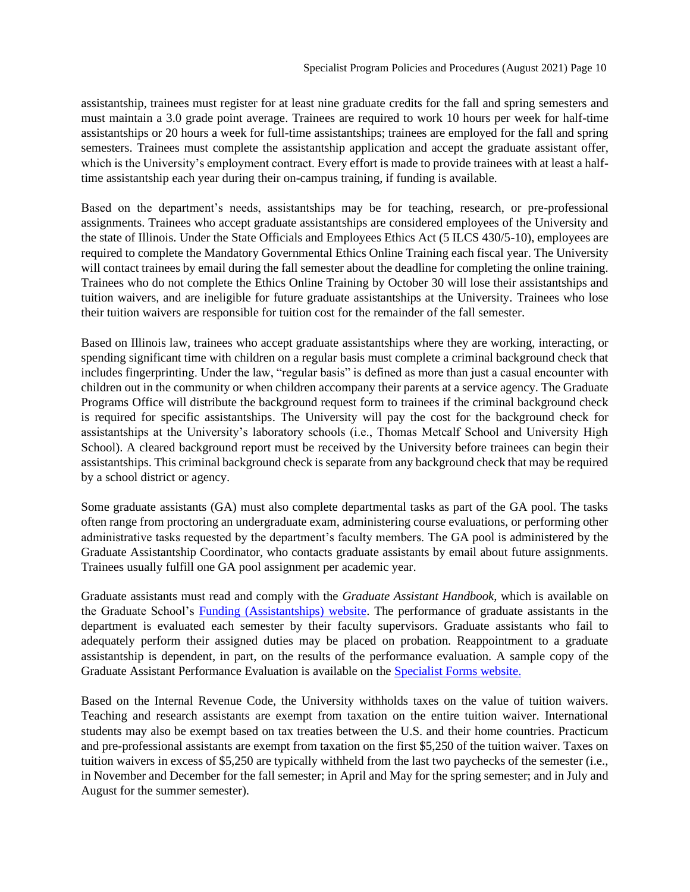assistantship, trainees must register for at least nine graduate credits for the fall and spring semesters and must maintain a 3.0 grade point average. Trainees are required to work 10 hours per week for half-time assistantships or 20 hours a week for full-time assistantships; trainees are employed for the fall and spring semesters. Trainees must complete the assistantship application and accept the graduate assistant offer, which is the University's employment contract. Every effort is made to provide trainees with at least a half-time assistantship each year during their on-campus training, if funding is available.

Based on the department's needs, assistantships may be for teaching, research, or pre-professional assignments. Trainees who accept graduate assistantships are considered employees of the University and the state of Illinois. Under the State Officials and Employees Ethics Act (5 ILCS 430/5-10), employees are required to complete the Mandatory Governmental Ethics Online Training each fiscal year. The University will contact trainees by email during the fall semester about the deadline for completing the online training. Trainees who do not complete the Ethics Online Training by October 30 will lose their assistantships and tuition waivers, and are ineligible for future graduate assistantships at the University. Trainees who lose their tuition waivers are responsible for tuition cost for the remainder of the fall semester.

Based on Illinois law, trainees who accept graduate assistantships where they are working, interacting, or spending significant time with children on a regular basis must complete a criminal background check that includes fingerprinting. Under the law, "regular basis" is defined as more than just a casual encounter with children out in the community or when children accompany their parents at a service agency. The Graduate Programs Office will distribute the background request form to trainees if the criminal background check is required for specific assistantships. The University will pay the cost for the background check for assistantships at the University's laboratory schools (i.e., Thomas Metcalf School and University High School). A cleared background report must be received by the University before trainees can begin their assistantships. This criminal background check is separate from any background check that may be required by a school district or agency.

Some graduate assistants (GA) must also complete departmental tasks as part of the GA pool. The tasks often range from proctoring an undergraduate exam, administering course evaluations, or performing other administrative tasks requested by the department's faculty members. The GA pool is administered by the Graduate Assistantship Coordinator, who contacts graduate assistants by email about future assignments. Trainees usually fulfill one GA pool assignment per academic year.

Graduate assistants must read and comply with the *Graduate Assistant Handbook*, which is available on the Graduate School's [Funding (Assistantships) website](). The performance of graduate assistants in the department is evaluated each semester by their faculty supervisors. Graduate assistants who fail to adequately perform their assigned duties may be placed on probation. Reappointment to a graduate assistantship is dependent, in part, on the results of the performance evaluation. A sample copy of the Graduate Assistant Performance Evaluation is available on the [Specialist Forms website.]()

Based on the Internal Revenue Code, the University withholds taxes on the value of tuition waivers. Teaching and research assistants are exempt from taxation on the entire tuition waiver. International students may also be exempt based on tax treaties between the U.S. and their home countries. Practicum and pre-professional assistants are exempt from taxation on the first $5,250 of the tuition waiver. Taxes on tuition waivers in excess of $5,250 are typically withheld from the last two paychecks of the semester (i.e., in November and December for the fall semester; in April and May for the spring semester; and in July and August for the summer semester).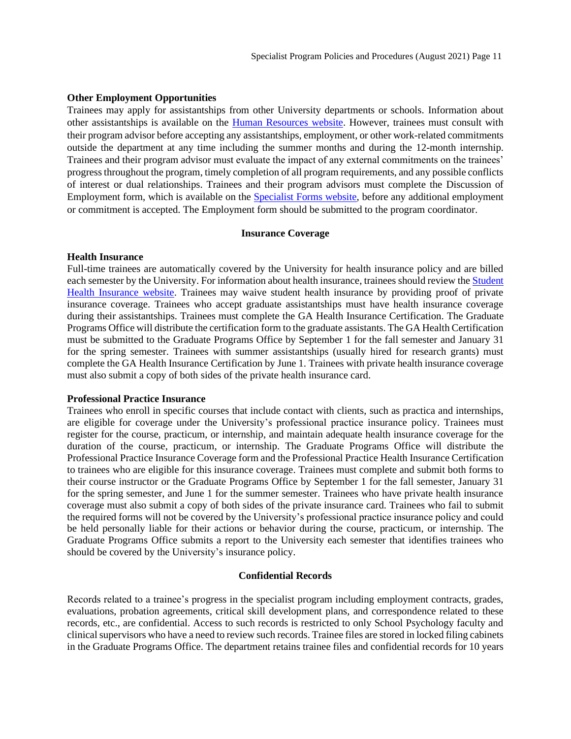**Other Employment Opportunities**

Trainees may apply for assistantships from other University departments or schools. Information about other assistantships is available on the Human Resources website. However, trainees must consult with their program advisor before accepting any assistantships, employment, or other work-related commitments outside the department at any time including the summer months and during the 12-month internship. Trainees and their program advisor must evaluate the impact of any external commitments on the trainees' progress throughout the program, timely completion of all program requirements, and any possible conflicts of interest or dual relationships. Trainees and their program advisors must complete the Discussion of Employment form, which is available on the Specialist Forms website, before any additional employment or commitment is accepted. The Employment form should be submitted to the program coordinator.

## Insurance Coverage

**Health Insurance**

Full-time trainees are automatically covered by the University for health insurance policy and are billed each semester by the University. For information about health insurance, trainees should review the Student Health Insurance website. Trainees may waive student health insurance by providing proof of private insurance coverage. Trainees who accept graduate assistantships must have health insurance coverage during their assistantships. Trainees must complete the GA Health Insurance Certification. The Graduate Programs Office will distribute the certification form to the graduate assistants. The GA Health Certification must be submitted to the Graduate Programs Office by September 1 for the fall semester and January 31 for the spring semester. Trainees with summer assistantships (usually hired for research grants) must complete the GA Health Insurance Certification by June 1. Trainees with private health insurance coverage must also submit a copy of both sides of the private health insurance card.

**Professional Practice Insurance**

Trainees who enroll in specific courses that include contact with clients, such as practica and internships, are eligible for coverage under the University's professional practice insurance policy. Trainees must register for the course, practicum, or internship, and maintain adequate health insurance coverage for the duration of the course, practicum, or internship. The Graduate Programs Office will distribute the Professional Practice Insurance Coverage form and the Professional Practice Health Insurance Certification to trainees who are eligible for this insurance coverage. Trainees must complete and submit both forms to their course instructor or the Graduate Programs Office by September 1 for the fall semester, January 31 for the spring semester, and June 1 for the summer semester. Trainees who have private health insurance coverage must also submit a copy of both sides of the private insurance card. Trainees who fail to submit the required forms will not be covered by the University's professional practice insurance policy and could be held personally liable for their actions or behavior during the course, practicum, or internship. The Graduate Programs Office submits a report to the University each semester that identifies trainees who should be covered by the University's insurance policy.

## Confidential Records

Records related to a trainee's progress in the specialist program including employment contracts, grades, evaluations, probation agreements, critical skill development plans, and correspondence related to these records, etc., are confidential. Access to such records is restricted to only School Psychology faculty and clinical supervisors who have a need to review such records. Trainee files are stored in locked filing cabinets in the Graduate Programs Office. The department retains trainee files and confidential records for 10 years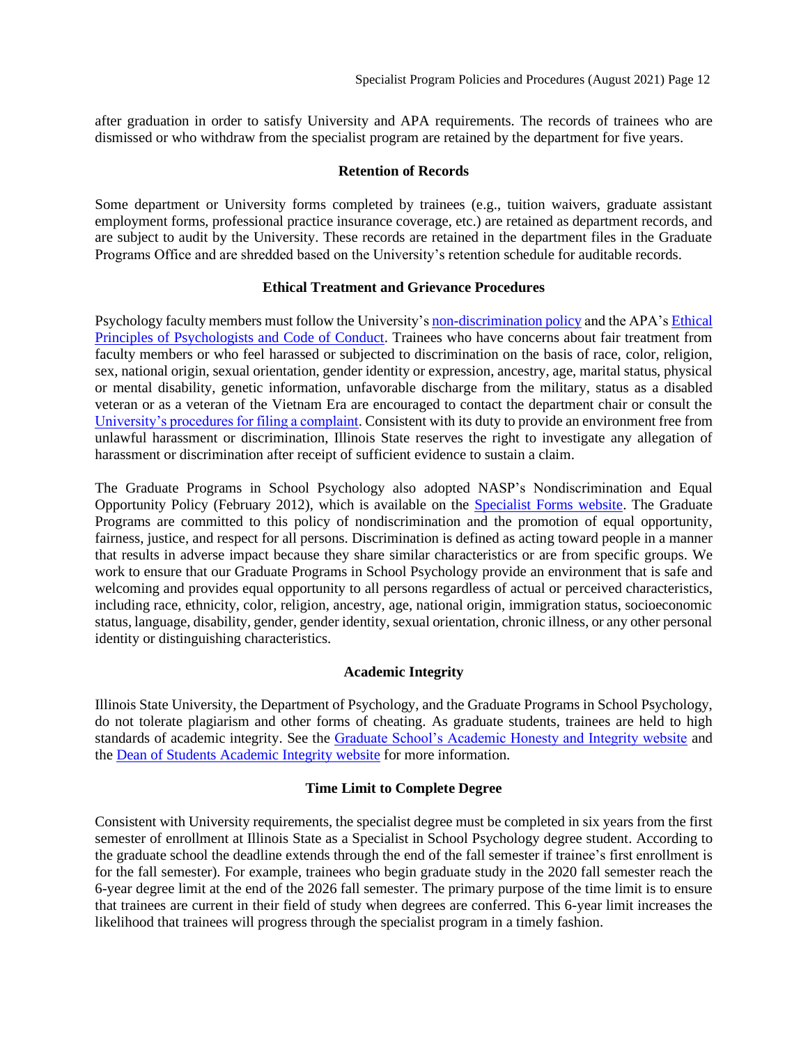after graduation in order to satisfy University and APA requirements. The records of trainees who are dismissed or who withdraw from the specialist program are retained by the department for five years.

## Retention of Records

Some department or University forms completed by trainees (e.g., tuition waivers, graduate assistant employment forms, professional practice insurance coverage, etc.) are retained as department records, and are subject to audit by the University. These records are retained in the department files in the Graduate Programs Office and are shredded based on the University's retention schedule for auditable records.

## Ethical Treatment and Grievance Procedures

Psychology faculty members must follow the University's non-discrimination policy and the APA's Ethical Principles of Psychologists and Code of Conduct. Trainees who have concerns about fair treatment from faculty members or who feel harassed or subjected to discrimination on the basis of race, color, religion, sex, national origin, sexual orientation, gender identity or expression, ancestry, age, marital status, physical or mental disability, genetic information, unfavorable discharge from the military, status as a disabled veteran or as a veteran of the Vietnam Era are encouraged to contact the department chair or consult the University's procedures for filing a complaint. Consistent with its duty to provide an environment free from unlawful harassment or discrimination, Illinois State reserves the right to investigate any allegation of harassment or discrimination after receipt of sufficient evidence to sustain a claim.

The Graduate Programs in School Psychology also adopted NASP's Nondiscrimination and Equal Opportunity Policy (February 2012), which is available on the Specialist Forms website. The Graduate Programs are committed to this policy of nondiscrimination and the promotion of equal opportunity, fairness, justice, and respect for all persons. Discrimination is defined as acting toward people in a manner that results in adverse impact because they share similar characteristics or are from specific groups. We work to ensure that our Graduate Programs in School Psychology provide an environment that is safe and welcoming and provides equal opportunity to all persons regardless of actual or perceived characteristics, including race, ethnicity, color, religion, ancestry, age, national origin, immigration status, socioeconomic status, language, disability, gender, gender identity, sexual orientation, chronic illness, or any other personal identity or distinguishing characteristics.

## Academic Integrity

Illinois State University, the Department of Psychology, and the Graduate Programs in School Psychology, do not tolerate plagiarism and other forms of cheating. As graduate students, trainees are held to high standards of academic integrity. See the Graduate School's Academic Honesty and Integrity website and the Dean of Students Academic Integrity website for more information.

## Time Limit to Complete Degree

Consistent with University requirements, the specialist degree must be completed in six years from the first semester of enrollment at Illinois State as a Specialist in School Psychology degree student. According to the graduate school the deadline extends through the end of the fall semester if trainee's first enrollment is for the fall semester). For example, trainees who begin graduate study in the 2020 fall semester reach the 6-year degree limit at the end of the 2026 fall semester. The primary purpose of the time limit is to ensure that trainees are current in their field of study when degrees are conferred. This 6-year limit increases the likelihood that trainees will progress through the specialist program in a timely fashion.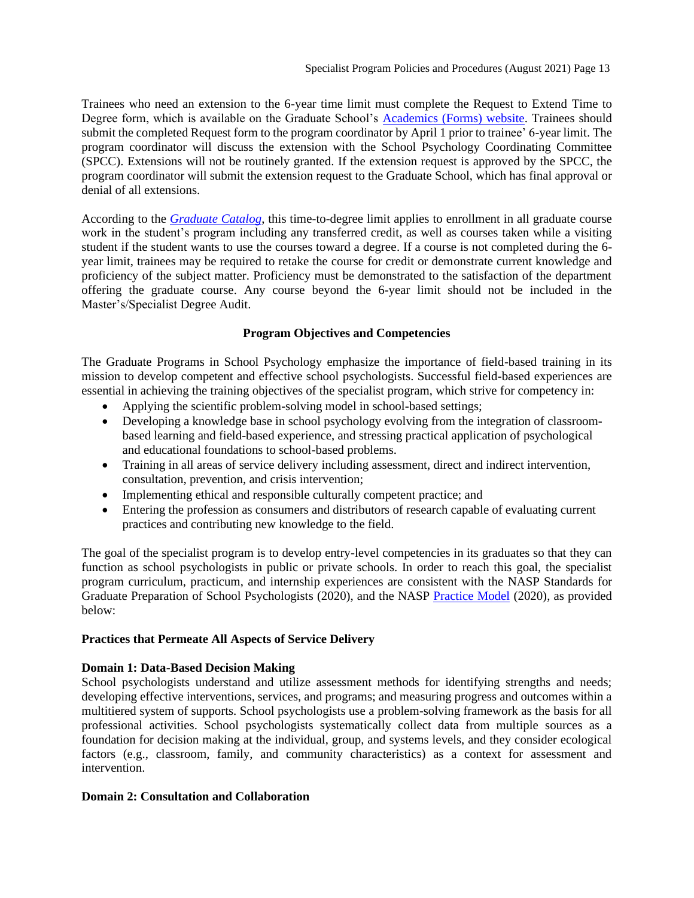Trainees who need an extension to the 6-year time limit must complete the Request to Extend Time to Degree form, which is available on the Graduate School's Academics (Forms) website. Trainees should submit the completed Request form to the program coordinator by April 1 prior to trainee' 6-year limit. The program coordinator will discuss the extension with the School Psychology Coordinating Committee (SPCC). Extensions will not be routinely granted. If the extension request is approved by the SPCC, the program coordinator will submit the extension request to the Graduate School, which has final approval or denial of all extensions.

According to the *Graduate Catalog*, this time-to-degree limit applies to enrollment in all graduate course work in the student's program including any transferred credit, as well as courses taken while a visiting student if the student wants to use the courses toward a degree. If a course is not completed during the 6-year limit, trainees may be required to retake the course for credit or demonstrate current knowledge and proficiency of the subject matter. Proficiency must be demonstrated to the satisfaction of the department offering the graduate course. Any course beyond the 6-year limit should not be included in the Master's/Specialist Degree Audit.

## Program Objectives and Competencies

The Graduate Programs in School Psychology emphasize the importance of field-based training in its mission to develop competent and effective school psychologists. Successful field-based experiences are essential in achieving the training objectives of the specialist program, which strive for competency in:

- Applying the scientific problem-solving model in school-based settings;
- Developing a knowledge base in school psychology evolving from the integration of classroom-based learning and field-based experience, and stressing practical application of psychological and educational foundations to school-based problems.
- Training in all areas of service delivery including assessment, direct and indirect intervention, consultation, prevention, and crisis intervention;
- Implementing ethical and responsible culturally competent practice; and
- Entering the profession as consumers and distributors of research capable of evaluating current practices and contributing new knowledge to the field.

The goal of the specialist program is to develop entry-level competencies in its graduates so that they can function as school psychologists in public or private schools. In order to reach this goal, the specialist program curriculum, practicum, and internship experiences are consistent with the NASP Standards for Graduate Preparation of School Psychologists (2020), and the NASP Practice Model (2020), as provided below:

### Practices that Permeate All Aspects of Service Delivery

**Domain 1: Data-Based Decision Making**

School psychologists understand and utilize assessment methods for identifying strengths and needs; developing effective interventions, services, and programs; and measuring progress and outcomes within a multitiered system of supports. School psychologists use a problem-solving framework as the basis for all professional activities. School psychologists systematically collect data from multiple sources as a foundation for decision making at the individual, group, and systems levels, and they consider ecological factors (e.g., classroom, family, and community characteristics) as a context for assessment and intervention.

**Domain 2: Consultation and Collaboration**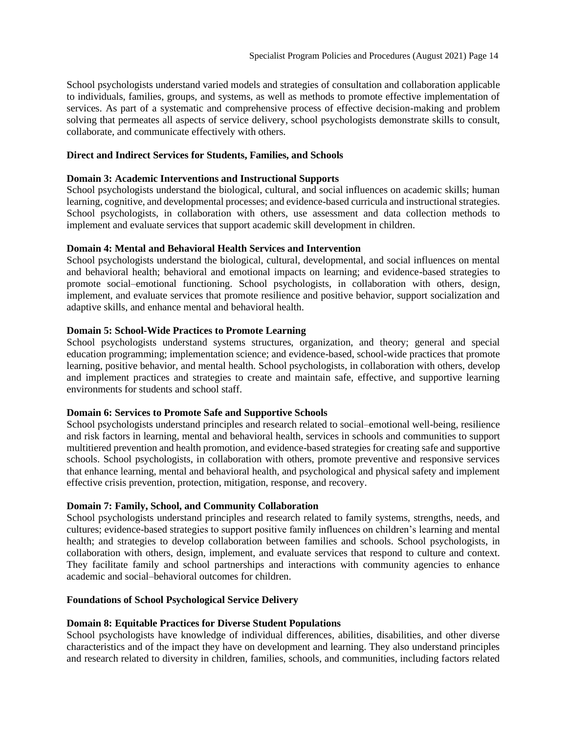School psychologists understand varied models and strategies of consultation and collaboration applicable to individuals, families, groups, and systems, as well as methods to promote effective implementation of services. As part of a systematic and comprehensive process of effective decision-making and problem solving that permeates all aspects of service delivery, school psychologists demonstrate skills to consult, collaborate, and communicate effectively with others.

**Direct and Indirect Services for Students, Families, and Schools**

**Domain 3: Academic Interventions and Instructional Supports**
School psychologists understand the biological, cultural, and social influences on academic skills; human learning, cognitive, and developmental processes; and evidence-based curricula and instructional strategies. School psychologists, in collaboration with others, use assessment and data collection methods to implement and evaluate services that support academic skill development in children.

**Domain 4: Mental and Behavioral Health Services and Intervention**
School psychologists understand the biological, cultural, developmental, and social influences on mental and behavioral health; behavioral and emotional impacts on learning; and evidence-based strategies to promote social–emotional functioning. School psychologists, in collaboration with others, design, implement, and evaluate services that promote resilience and positive behavior, support socialization and adaptive skills, and enhance mental and behavioral health.

**Domain 5: School-Wide Practices to Promote Learning**
School psychologists understand systems structures, organization, and theory; general and special education programming; implementation science; and evidence-based, school-wide practices that promote learning, positive behavior, and mental health. School psychologists, in collaboration with others, develop and implement practices and strategies to create and maintain safe, effective, and supportive learning environments for students and school staff.

**Domain 6: Services to Promote Safe and Supportive Schools**
School psychologists understand principles and research related to social–emotional well-being, resilience and risk factors in learning, mental and behavioral health, services in schools and communities to support multitiered prevention and health promotion, and evidence-based strategies for creating safe and supportive schools. School psychologists, in collaboration with others, promote preventive and responsive services that enhance learning, mental and behavioral health, and psychological and physical safety and implement effective crisis prevention, protection, mitigation, response, and recovery.

**Domain 7: Family, School, and Community Collaboration**
School psychologists understand principles and research related to family systems, strengths, needs, and cultures; evidence-based strategies to support positive family influences on children's learning and mental health; and strategies to develop collaboration between families and schools. School psychologists, in collaboration with others, design, implement, and evaluate services that respond to culture and context. They facilitate family and school partnerships and interactions with community agencies to enhance academic and social–behavioral outcomes for children.

**Foundations of School Psychological Service Delivery**

**Domain 8: Equitable Practices for Diverse Student Populations**
School psychologists have knowledge of individual differences, abilities, disabilities, and other diverse characteristics and of the impact they have on development and learning. They also understand principles and research related to diversity in children, families, schools, and communities, including factors related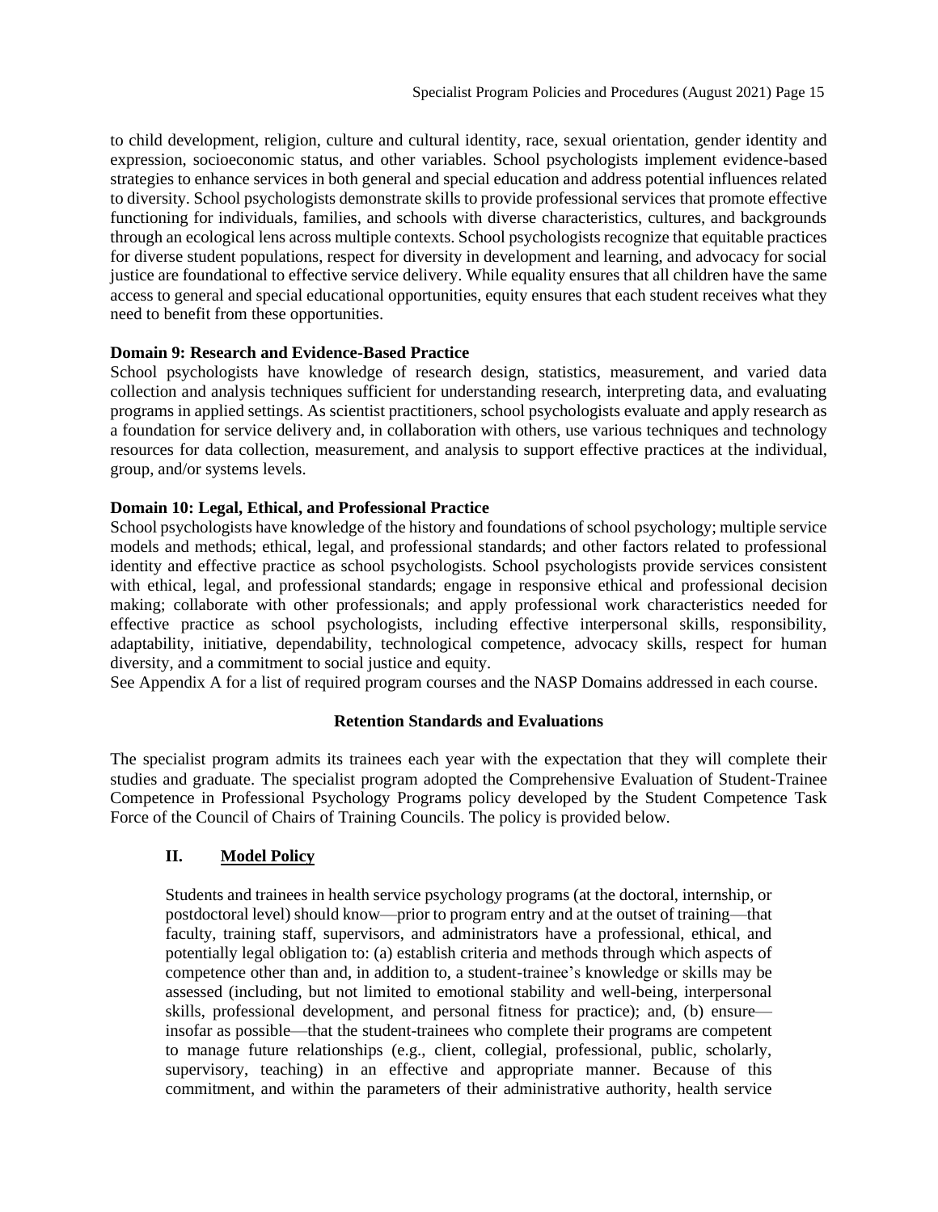to child development, religion, culture and cultural identity, race, sexual orientation, gender identity and expression, socioeconomic status, and other variables. School psychologists implement evidence-based strategies to enhance services in both general and special education and address potential influences related to diversity. School psychologists demonstrate skills to provide professional services that promote effective functioning for individuals, families, and schools with diverse characteristics, cultures, and backgrounds through an ecological lens across multiple contexts. School psychologists recognize that equitable practices for diverse student populations, respect for diversity in development and learning, and advocacy for social justice are foundational to effective service delivery. While equality ensures that all children have the same access to general and special educational opportunities, equity ensures that each student receives what they need to benefit from these opportunities.

**Domain 9: Research and Evidence-Based Practice**

School psychologists have knowledge of research design, statistics, measurement, and varied data collection and analysis techniques sufficient for understanding research, interpreting data, and evaluating programs in applied settings. As scientist practitioners, school psychologists evaluate and apply research as a foundation for service delivery and, in collaboration with others, use various techniques and technology resources for data collection, measurement, and analysis to support effective practices at the individual, group, and/or systems levels.

**Domain 10: Legal, Ethical, and Professional Practice**

School psychologists have knowledge of the history and foundations of school psychology; multiple service models and methods; ethical, legal, and professional standards; and other factors related to professional identity and effective practice as school psychologists. School psychologists provide services consistent with ethical, legal, and professional standards; engage in responsive ethical and professional decision making; collaborate with other professionals; and apply professional work characteristics needed for effective practice as school psychologists, including effective interpersonal skills, responsibility, adaptability, initiative, dependability, technological competence, advocacy skills, respect for human diversity, and a commitment to social justice and equity.

See Appendix A for a list of required program courses and the NASP Domains addressed in each course.

## Retention Standards and Evaluations

The specialist program admits its trainees each year with the expectation that they will complete their studies and graduate. The specialist program adopted the Comprehensive Evaluation of Student-Trainee Competence in Professional Psychology Programs policy developed by the Student Competence Task Force of the Council of Chairs of Training Councils. The policy is provided below.

### II. Model Policy

Students and trainees in health service psychology programs (at the doctoral, internship, or postdoctoral level) should know—prior to program entry and at the outset of training—that faculty, training staff, supervisors, and administrators have a professional, ethical, and potentially legal obligation to: (a) establish criteria and methods through which aspects of competence other than and, in addition to, a student-trainee's knowledge or skills may be assessed (including, but not limited to emotional stability and well-being, interpersonal skills, professional development, and personal fitness for practice); and, (b) ensure—insofar as possible—that the student-trainees who complete their programs are competent to manage future relationships (e.g., client, collegial, professional, public, scholarly, supervisory, teaching) in an effective and appropriate manner. Because of this commitment, and within the parameters of their administrative authority, health service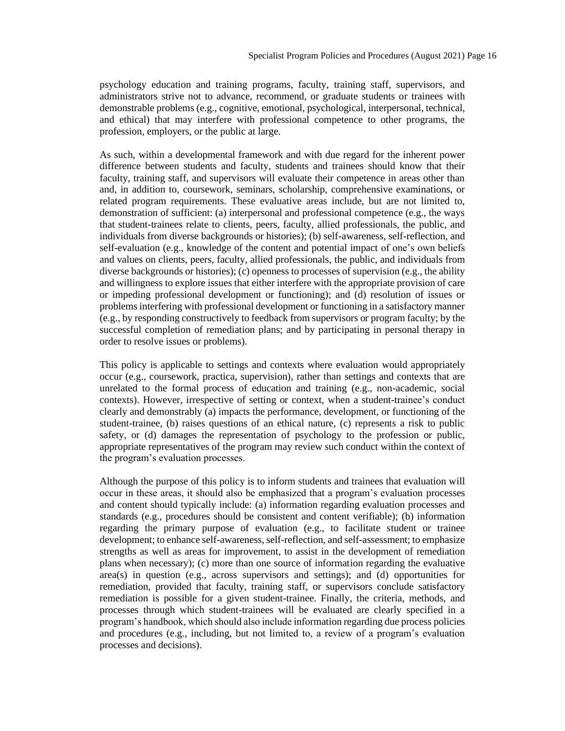psychology education and training programs, faculty, training staff, supervisors, and administrators strive not to advance, recommend, or graduate students or trainees with demonstrable problems (e.g., cognitive, emotional, psychological, interpersonal, technical, and ethical) that may interfere with professional competence to other programs, the profession, employers, or the public at large.

As such, within a developmental framework and with due regard for the inherent power difference between students and faculty, students and trainees should know that their faculty, training staff, and supervisors will evaluate their competence in areas other than and, in addition to, coursework, seminars, scholarship, comprehensive examinations, or related program requirements. These evaluative areas include, but are not limited to, demonstration of sufficient: (a) interpersonal and professional competence (e.g., the ways that student-trainees relate to clients, peers, faculty, allied professionals, the public, and individuals from diverse backgrounds or histories); (b) self-awareness, self-reflection, and self-evaluation (e.g., knowledge of the content and potential impact of one's own beliefs and values on clients, peers, faculty, allied professionals, the public, and individuals from diverse backgrounds or histories); (c) openness to processes of supervision (e.g., the ability and willingness to explore issues that either interfere with the appropriate provision of care or impeding professional development or functioning); and (d) resolution of issues or problems interfering with professional development or functioning in a satisfactory manner (e.g., by responding constructively to feedback from supervisors or program faculty; by the successful completion of remediation plans; and by participating in personal therapy in order to resolve issues or problems).

This policy is applicable to settings and contexts where evaluation would appropriately occur (e.g., coursework, practica, supervision), rather than settings and contexts that are unrelated to the formal process of education and training (e.g., non-academic, social contexts). However, irrespective of setting or context, when a student-trainee's conduct clearly and demonstrably (a) impacts the performance, development, or functioning of the student-trainee, (b) raises questions of an ethical nature, (c) represents a risk to public safety, or (d) damages the representation of psychology to the profession or public, appropriate representatives of the program may review such conduct within the context of the program's evaluation processes.

Although the purpose of this policy is to inform students and trainees that evaluation will occur in these areas, it should also be emphasized that a program's evaluation processes and content should typically include: (a) information regarding evaluation processes and standards (e.g., procedures should be consistent and content verifiable); (b) information regarding the primary purpose of evaluation (e.g., to facilitate student or trainee development; to enhance self-awareness, self-reflection, and self-assessment; to emphasize strengths as well as areas for improvement, to assist in the development of remediation plans when necessary); (c) more than one source of information regarding the evaluative area(s) in question (e.g., across supervisors and settings); and (d) opportunities for remediation, provided that faculty, training staff, or supervisors conclude satisfactory remediation is possible for a given student-trainee. Finally, the criteria, methods, and processes through which student-trainees will be evaluated are clearly specified in a program's handbook, which should also include information regarding due process policies and procedures (e.g., including, but not limited to, a review of a program's evaluation processes and decisions).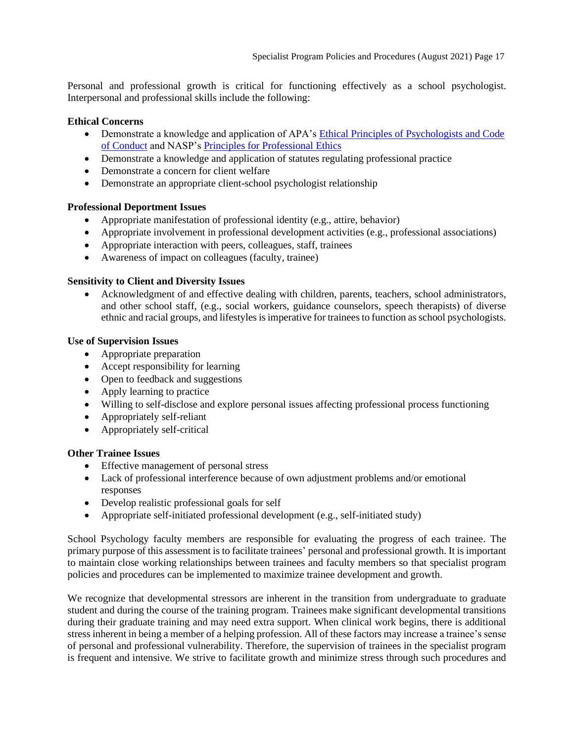Personal and professional growth is critical for functioning effectively as a school psychologist. Interpersonal and professional skills include the following:

**Ethical Concerns**

- Demonstrate a knowledge and application of APA's [Ethical Principles of Psychologists and Code of Conduct]() and NASP's [Principles for Professional Ethics]()
- Demonstrate a knowledge and application of statutes regulating professional practice
- Demonstrate a concern for client welfare
- Demonstrate an appropriate client-school psychologist relationship

**Professional Deportment Issues**

- Appropriate manifestation of professional identity (e.g., attire, behavior)
- Appropriate involvement in professional development activities (e.g., professional associations)
- Appropriate interaction with peers, colleagues, staff, trainees
- Awareness of impact on colleagues (faculty, trainee)

**Sensitivity to Client and Diversity Issues**

- Acknowledgment of and effective dealing with children, parents, teachers, school administrators, and other school staff, (e.g., social workers, guidance counselors, speech therapists) of diverse ethnic and racial groups, and lifestyles is imperative for trainees to function as school psychologists.

**Use of Supervision Issues**

- Appropriate preparation
- Accept responsibility for learning
- Open to feedback and suggestions
- Apply learning to practice
- Willing to self-disclose and explore personal issues affecting professional process functioning
- Appropriately self-reliant
- Appropriately self-critical

**Other Trainee Issues**

- Effective management of personal stress
- Lack of professional interference because of own adjustment problems and/or emotional responses
- Develop realistic professional goals for self
- Appropriate self-initiated professional development (e.g., self-initiated study)

School Psychology faculty members are responsible for evaluating the progress of each trainee. The primary purpose of this assessment is to facilitate trainees' personal and professional growth. It is important to maintain close working relationships between trainees and faculty members so that specialist program policies and procedures can be implemented to maximize trainee development and growth.

We recognize that developmental stressors are inherent in the transition from undergraduate to graduate student and during the course of the training program. Trainees make significant developmental transitions during their graduate training and may need extra support. When clinical work begins, there is additional stress inherent in being a member of a helping profession. All of these factors may increase a trainee's sense of personal and professional vulnerability. Therefore, the supervision of trainees in the specialist program is frequent and intensive. We strive to facilitate growth and minimize stress through such procedures and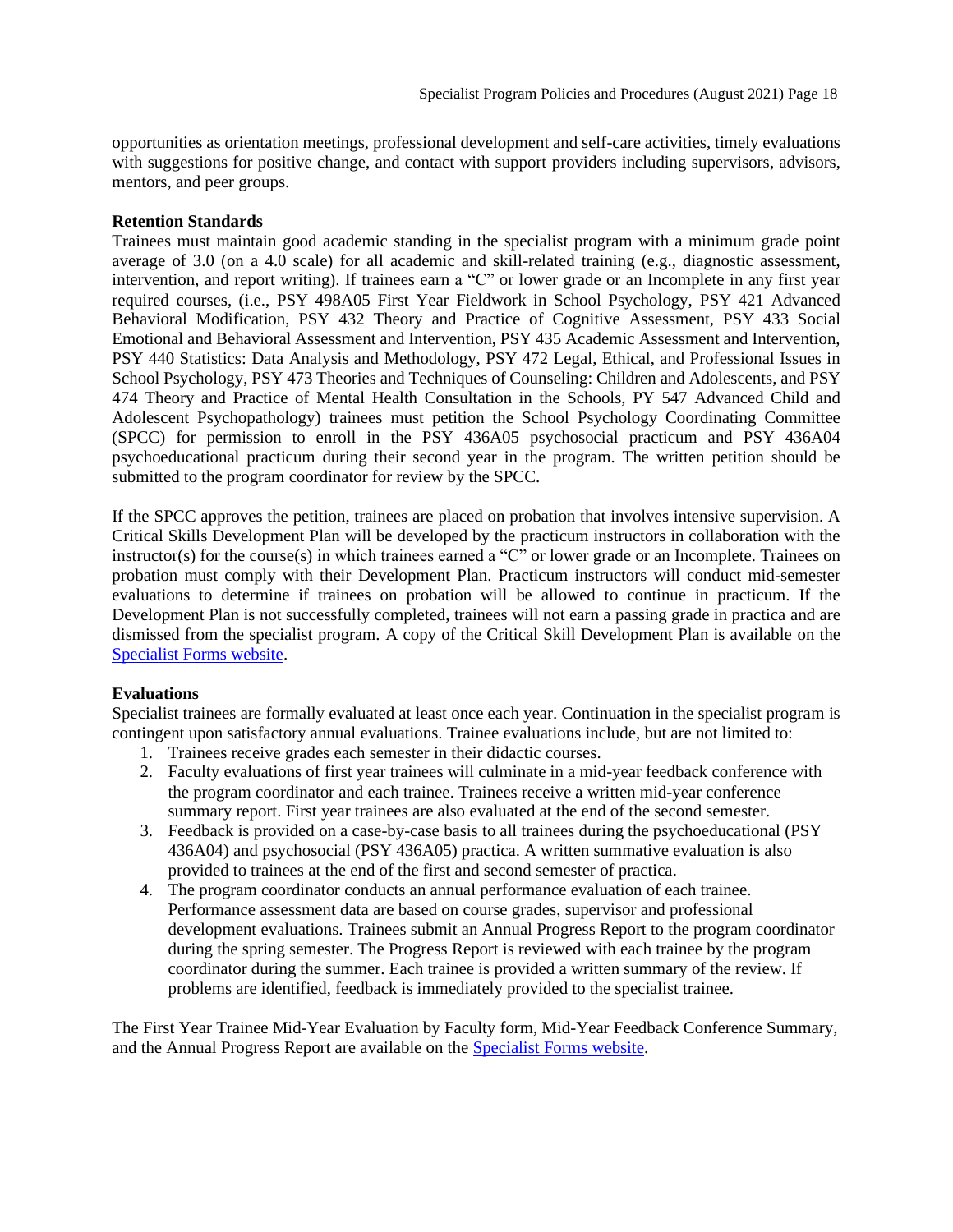opportunities as orientation meetings, professional development and self-care activities, timely evaluations with suggestions for positive change, and contact with support providers including supervisors, advisors, mentors, and peer groups.

**Retention Standards**

Trainees must maintain good academic standing in the specialist program with a minimum grade point average of 3.0 (on a 4.0 scale) for all academic and skill-related training (e.g., diagnostic assessment, intervention, and report writing). If trainees earn a "C" or lower grade or an Incomplete in any first year required courses, (i.e., PSY 498A05 First Year Fieldwork in School Psychology, PSY 421 Advanced Behavioral Modification, PSY 432 Theory and Practice of Cognitive Assessment, PSY 433 Social Emotional and Behavioral Assessment and Intervention, PSY 435 Academic Assessment and Intervention, PSY 440 Statistics: Data Analysis and Methodology, PSY 472 Legal, Ethical, and Professional Issues in School Psychology, PSY 473 Theories and Techniques of Counseling: Children and Adolescents, and PSY 474 Theory and Practice of Mental Health Consultation in the Schools, PY 547 Advanced Child and Adolescent Psychopathology) trainees must petition the School Psychology Coordinating Committee (SPCC) for permission to enroll in the PSY 436A05 psychosocial practicum and PSY 436A04 psychoeducational practicum during their second year in the program. The written petition should be submitted to the program coordinator for review by the SPCC.

If the SPCC approves the petition, trainees are placed on probation that involves intensive supervision. A Critical Skills Development Plan will be developed by the practicum instructors in collaboration with the instructor(s) for the course(s) in which trainees earned a "C" or lower grade or an Incomplete. Trainees on probation must comply with their Development Plan. Practicum instructors will conduct mid-semester evaluations to determine if trainees on probation will be allowed to continue in practicum. If the Development Plan is not successfully completed, trainees will not earn a passing grade in practica and are dismissed from the specialist program. A copy of the Critical Skill Development Plan is available on the Specialist Forms website.

**Evaluations**

Specialist trainees are formally evaluated at least once each year. Continuation in the specialist program is contingent upon satisfactory annual evaluations. Trainee evaluations include, but are not limited to:

1. Trainees receive grades each semester in their didactic courses.
2. Faculty evaluations of first year trainees will culminate in a mid-year feedback conference with the program coordinator and each trainee. Trainees receive a written mid-year conference summary report. First year trainees are also evaluated at the end of the second semester.
3. Feedback is provided on a case-by-case basis to all trainees during the psychoeducational (PSY 436A04) and psychosocial (PSY 436A05) practica. A written summative evaluation is also provided to trainees at the end of the first and second semester of practica.
4. The program coordinator conducts an annual performance evaluation of each trainee. Performance assessment data are based on course grades, supervisor and professional development evaluations. Trainees submit an Annual Progress Report to the program coordinator during the spring semester. The Progress Report is reviewed with each trainee by the program coordinator during the summer. Each trainee is provided a written summary of the review. If problems are identified, feedback is immediately provided to the specialist trainee.

The First Year Trainee Mid-Year Evaluation by Faculty form, Mid-Year Feedback Conference Summary, and the Annual Progress Report are available on the Specialist Forms website.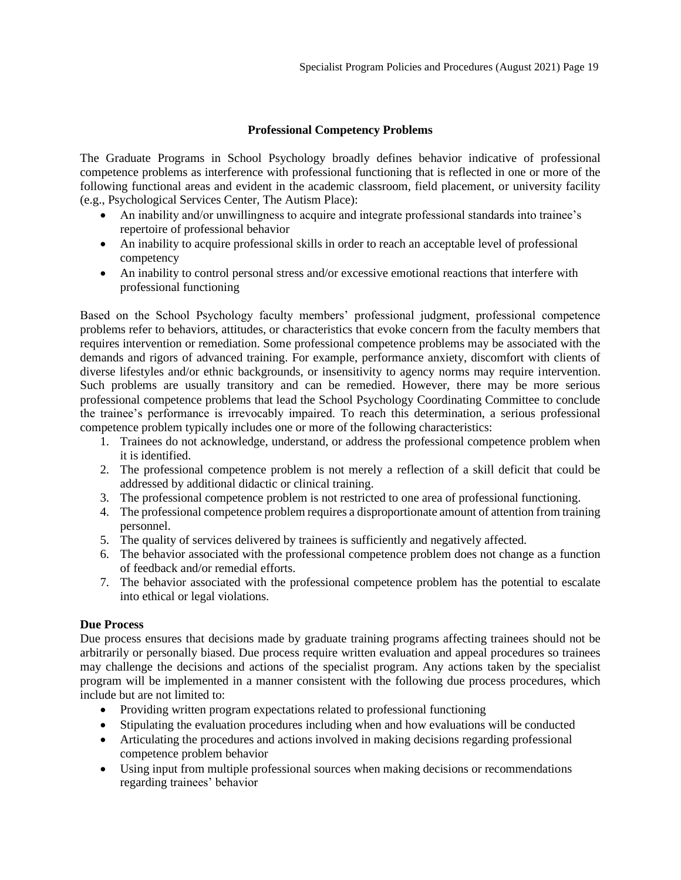## Professional Competency Problems

The Graduate Programs in School Psychology broadly defines behavior indicative of professional competence problems as interference with professional functioning that is reflected in one or more of the following functional areas and evident in the academic classroom, field placement, or university facility (e.g., Psychological Services Center, The Autism Place):

- An inability and/or unwillingness to acquire and integrate professional standards into trainee's repertoire of professional behavior
- An inability to acquire professional skills in order to reach an acceptable level of professional competency
- An inability to control personal stress and/or excessive emotional reactions that interfere with professional functioning

Based on the School Psychology faculty members' professional judgment, professional competence problems refer to behaviors, attitudes, or characteristics that evoke concern from the faculty members that requires intervention or remediation. Some professional competence problems may be associated with the demands and rigors of advanced training. For example, performance anxiety, discomfort with clients of diverse lifestyles and/or ethnic backgrounds, or insensitivity to agency norms may require intervention. Such problems are usually transitory and can be remedied. However, there may be more serious professional competence problems that lead the School Psychology Coordinating Committee to conclude the trainee's performance is irrevocably impaired. To reach this determination, a serious professional competence problem typically includes one or more of the following characteristics:

1. Trainees do not acknowledge, understand, or address the professional competence problem when it is identified.
2. The professional competence problem is not merely a reflection of a skill deficit that could be addressed by additional didactic or clinical training.
3. The professional competence problem is not restricted to one area of professional functioning.
4. The professional competence problem requires a disproportionate amount of attention from training personnel.
5. The quality of services delivered by trainees is sufficiently and negatively affected.
6. The behavior associated with the professional competence problem does not change as a function of feedback and/or remedial efforts.
7. The behavior associated with the professional competence problem has the potential to escalate into ethical or legal violations.

### Due Process

Due process ensures that decisions made by graduate training programs affecting trainees should not be arbitrarily or personally biased. Due process require written evaluation and appeal procedures so trainees may challenge the decisions and actions of the specialist program. Any actions taken by the specialist program will be implemented in a manner consistent with the following due process procedures, which include but are not limited to:

- Providing written program expectations related to professional functioning
- Stipulating the evaluation procedures including when and how evaluations will be conducted
- Articulating the procedures and actions involved in making decisions regarding professional competence problem behavior
- Using input from multiple professional sources when making decisions or recommendations regarding trainees' behavior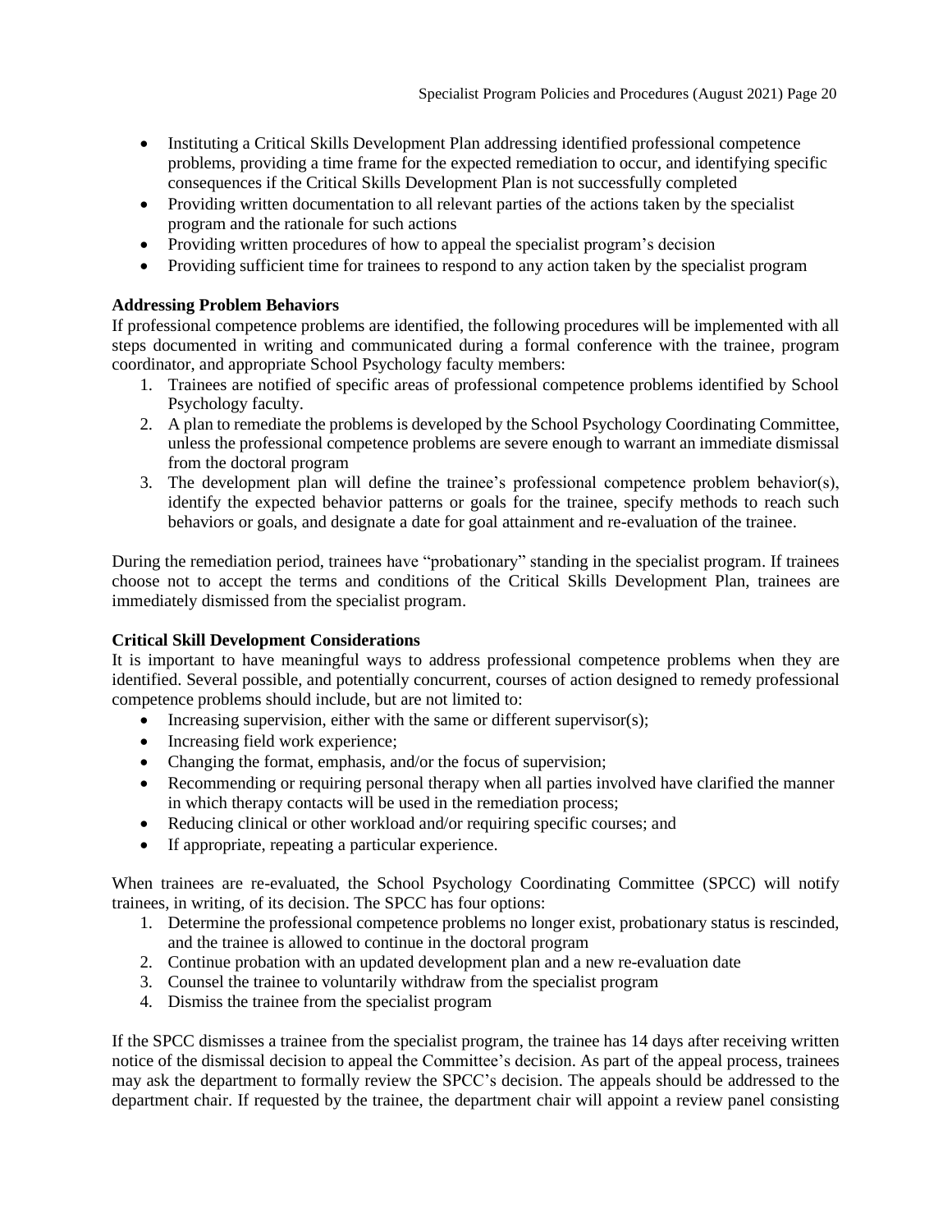- Instituting a Critical Skills Development Plan addressing identified professional competence problems, providing a time frame for the expected remediation to occur, and identifying specific consequences if the Critical Skills Development Plan is not successfully completed
- Providing written documentation to all relevant parties of the actions taken by the specialist program and the rationale for such actions
- Providing written procedures of how to appeal the specialist program's decision
- Providing sufficient time for trainees to respond to any action taken by the specialist program

**Addressing Problem Behaviors**

If professional competence problems are identified, the following procedures will be implemented with all steps documented in writing and communicated during a formal conference with the trainee, program coordinator, and appropriate School Psychology faculty members:

1. Trainees are notified of specific areas of professional competence problems identified by School Psychology faculty.
2. A plan to remediate the problems is developed by the School Psychology Coordinating Committee, unless the professional competence problems are severe enough to warrant an immediate dismissal from the doctoral program
3. The development plan will define the trainee's professional competence problem behavior(s), identify the expected behavior patterns or goals for the trainee, specify methods to reach such behaviors or goals, and designate a date for goal attainment and re-evaluation of the trainee.

During the remediation period, trainees have "probationary" standing in the specialist program. If trainees choose not to accept the terms and conditions of the Critical Skills Development Plan, trainees are immediately dismissed from the specialist program.

**Critical Skill Development Considerations**

It is important to have meaningful ways to address professional competence problems when they are identified. Several possible, and potentially concurrent, courses of action designed to remedy professional competence problems should include, but are not limited to:

- Increasing supervision, either with the same or different supervisor(s);
- Increasing field work experience;
- Changing the format, emphasis, and/or the focus of supervision;
- Recommending or requiring personal therapy when all parties involved have clarified the manner in which therapy contacts will be used in the remediation process;
- Reducing clinical or other workload and/or requiring specific courses; and
- If appropriate, repeating a particular experience.

When trainees are re-evaluated, the School Psychology Coordinating Committee (SPCC) will notify trainees, in writing, of its decision. The SPCC has four options:

1. Determine the professional competence problems no longer exist, probationary status is rescinded, and the trainee is allowed to continue in the doctoral program
2. Continue probation with an updated development plan and a new re-evaluation date
3. Counsel the trainee to voluntarily withdraw from the specialist program
4. Dismiss the trainee from the specialist program

If the SPCC dismisses a trainee from the specialist program, the trainee has 14 days after receiving written notice of the dismissal decision to appeal the Committee's decision. As part of the appeal process, trainees may ask the department to formally review the SPCC's decision. The appeals should be addressed to the department chair. If requested by the trainee, the department chair will appoint a review panel consisting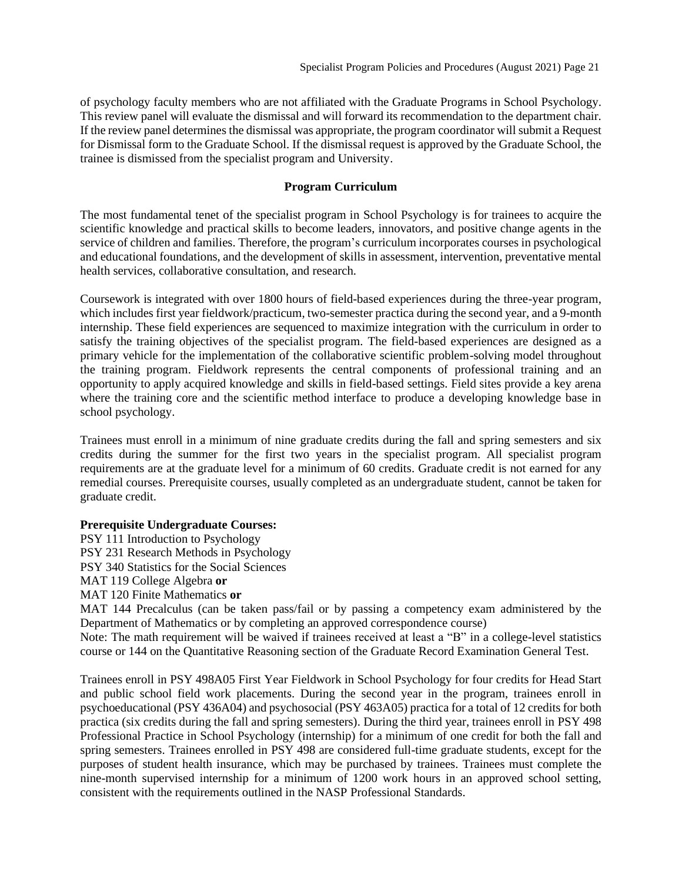of psychology faculty members who are not affiliated with the Graduate Programs in School Psychology. This review panel will evaluate the dismissal and will forward its recommendation to the department chair. If the review panel determines the dismissal was appropriate, the program coordinator will submit a Request for Dismissal form to the Graduate School. If the dismissal request is approved by the Graduate School, the trainee is dismissed from the specialist program and University.

## Program Curriculum

The most fundamental tenet of the specialist program in School Psychology is for trainees to acquire the scientific knowledge and practical skills to become leaders, innovators, and positive change agents in the service of children and families. Therefore, the program's curriculum incorporates courses in psychological and educational foundations, and the development of skills in assessment, intervention, preventative mental health services, collaborative consultation, and research.

Coursework is integrated with over 1800 hours of field-based experiences during the three-year program, which includes first year fieldwork/practicum, two-semester practica during the second year, and a 9-month internship. These field experiences are sequenced to maximize integration with the curriculum in order to satisfy the training objectives of the specialist program. The field-based experiences are designed as a primary vehicle for the implementation of the collaborative scientific problem-solving model throughout the training program. Fieldwork represents the central components of professional training and an opportunity to apply acquired knowledge and skills in field-based settings. Field sites provide a key arena where the training core and the scientific method interface to produce a developing knowledge base in school psychology.

Trainees must enroll in a minimum of nine graduate credits during the fall and spring semesters and six credits during the summer for the first two years in the specialist program. All specialist program requirements are at the graduate level for a minimum of 60 credits. Graduate credit is not earned for any remedial courses. Prerequisite courses, usually completed as an undergraduate student, cannot be taken for graduate credit.

**Prerequisite Undergraduate Courses:**

PSY 111 Introduction to Psychology
PSY 231 Research Methods in Psychology
PSY 340 Statistics for the Social Sciences
MAT 119 College Algebra **or**
MAT 120 Finite Mathematics **or**
MAT 144 Precalculus (can be taken pass/fail or by passing a competency exam administered by the Department of Mathematics or by completing an approved correspondence course)
Note: The math requirement will be waived if trainees received at least a "B" in a college-level statistics course or 144 on the Quantitative Reasoning section of the Graduate Record Examination General Test.

Trainees enroll in PSY 498A05 First Year Fieldwork in School Psychology for four credits for Head Start and public school field work placements. During the second year in the program, trainees enroll in psychoeducational (PSY 436A04) and psychosocial (PSY 463A05) practica for a total of 12 credits for both practica (six credits during the fall and spring semesters). During the third year, trainees enroll in PSY 498 Professional Practice in School Psychology (internship) for a minimum of one credit for both the fall and spring semesters. Trainees enrolled in PSY 498 are considered full-time graduate students, except for the purposes of student health insurance, which may be purchased by trainees. Trainees must complete the nine-month supervised internship for a minimum of 1200 work hours in an approved school setting, consistent with the requirements outlined in the NASP Professional Standards.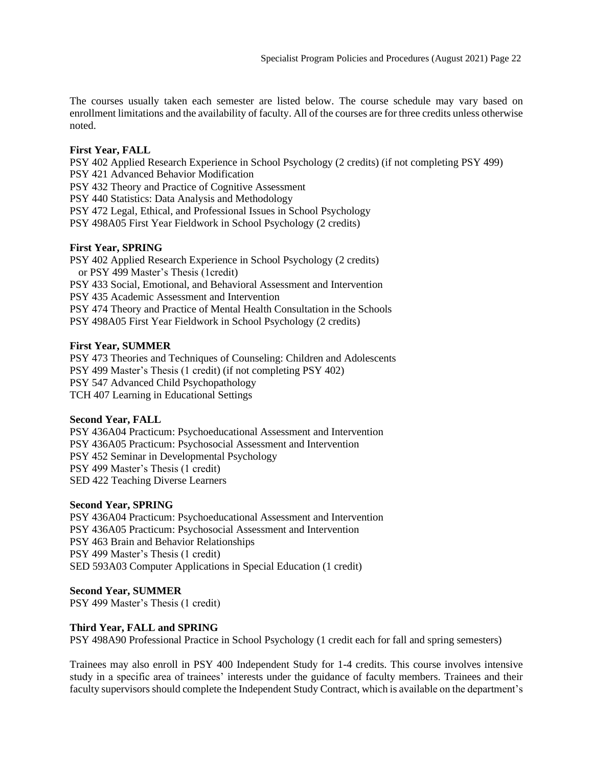The courses usually taken each semester are listed below. The course schedule may vary based on enrollment limitations and the availability of faculty. All of the courses are for three credits unless otherwise noted.

**First Year, FALL**

PSY 402 Applied Research Experience in School Psychology (2 credits) (if not completing PSY 499)
PSY 421 Advanced Behavior Modification
PSY 432 Theory and Practice of Cognitive Assessment
PSY 440 Statistics: Data Analysis and Methodology
PSY 472 Legal, Ethical, and Professional Issues in School Psychology
PSY 498A05 First Year Fieldwork in School Psychology (2 credits)

**First Year, SPRING**

PSY 402 Applied Research Experience in School Psychology (2 credits)
or PSY 499 Master's Thesis (1credit)
PSY 433 Social, Emotional, and Behavioral Assessment and Intervention
PSY 435 Academic Assessment and Intervention
PSY 474 Theory and Practice of Mental Health Consultation in the Schools
PSY 498A05 First Year Fieldwork in School Psychology (2 credits)

**First Year, SUMMER**

PSY 473 Theories and Techniques of Counseling: Children and Adolescents
PSY 499 Master's Thesis (1 credit) (if not completing PSY 402)
PSY 547 Advanced Child Psychopathology
TCH 407 Learning in Educational Settings

**Second Year, FALL**

PSY 436A04 Practicum: Psychoeducational Assessment and Intervention
PSY 436A05 Practicum: Psychosocial Assessment and Intervention
PSY 452 Seminar in Developmental Psychology
PSY 499 Master's Thesis (1 credit)
SED 422 Teaching Diverse Learners

**Second Year, SPRING**

PSY 436A04 Practicum: Psychoeducational Assessment and Intervention
PSY 436A05 Practicum: Psychosocial Assessment and Intervention
PSY 463 Brain and Behavior Relationships
PSY 499 Master's Thesis (1 credit)
SED 593A03 Computer Applications in Special Education (1 credit)

**Second Year, SUMMER**

PSY 499 Master's Thesis (1 credit)

**Third Year, FALL and SPRING**

PSY 498A90 Professional Practice in School Psychology (1 credit each for fall and spring semesters)

Trainees may also enroll in PSY 400 Independent Study for 1-4 credits. This course involves intensive study in a specific area of trainees' interests under the guidance of faculty members. Trainees and their faculty supervisors should complete the Independent Study Contract, which is available on the department's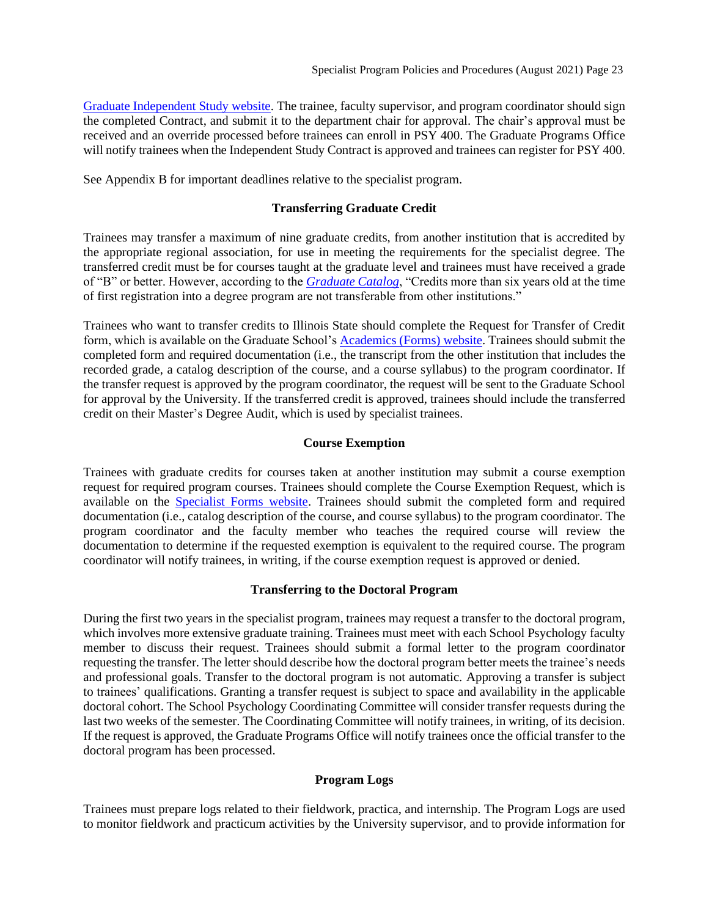[Graduate Independent Study website]. The trainee, faculty supervisor, and program coordinator should sign the completed Contract, and submit it to the department chair for approval. The chair's approval must be received and an override processed before trainees can enroll in PSY 400. The Graduate Programs Office will notify trainees when the Independent Study Contract is approved and trainees can register for PSY 400.

See Appendix B for important deadlines relative to the specialist program.

## Transferring Graduate Credit

Trainees may transfer a maximum of nine graduate credits, from another institution that is accredited by the appropriate regional association, for use in meeting the requirements for the specialist degree. The transferred credit must be for courses taught at the graduate level and trainees must have received a grade of "B" or better. However, according to the *Graduate Catalog*, "Credits more than six years old at the time of first registration into a degree program are not transferable from other institutions."

Trainees who want to transfer credits to Illinois State should complete the Request for Transfer of Credit form, which is available on the Graduate School's Academics (Forms) website. Trainees should submit the completed form and required documentation (i.e., the transcript from the other institution that includes the recorded grade, a catalog description of the course, and a course syllabus) to the program coordinator. If the transfer request is approved by the program coordinator, the request will be sent to the Graduate School for approval by the University. If the transferred credit is approved, trainees should include the transferred credit on their Master's Degree Audit, which is used by specialist trainees.

## Course Exemption

Trainees with graduate credits for courses taken at another institution may submit a course exemption request for required program courses. Trainees should complete the Course Exemption Request, which is available on the Specialist Forms website. Trainees should submit the completed form and required documentation (i.e., catalog description of the course, and course syllabus) to the program coordinator. The program coordinator and the faculty member who teaches the required course will review the documentation to determine if the requested exemption is equivalent to the required course. The program coordinator will notify trainees, in writing, if the course exemption request is approved or denied.

## Transferring to the Doctoral Program

During the first two years in the specialist program, trainees may request a transfer to the doctoral program, which involves more extensive graduate training. Trainees must meet with each School Psychology faculty member to discuss their request. Trainees should submit a formal letter to the program coordinator requesting the transfer. The letter should describe how the doctoral program better meets the trainee's needs and professional goals. Transfer to the doctoral program is not automatic. Approving a transfer is subject to trainees' qualifications. Granting a transfer request is subject to space and availability in the applicable doctoral cohort. The School Psychology Coordinating Committee will consider transfer requests during the last two weeks of the semester. The Coordinating Committee will notify trainees, in writing, of its decision. If the request is approved, the Graduate Programs Office will notify trainees once the official transfer to the doctoral program has been processed.

## Program Logs

Trainees must prepare logs related to their fieldwork, practica, and internship. The Program Logs are used to monitor fieldwork and practicum activities by the University supervisor, and to provide information for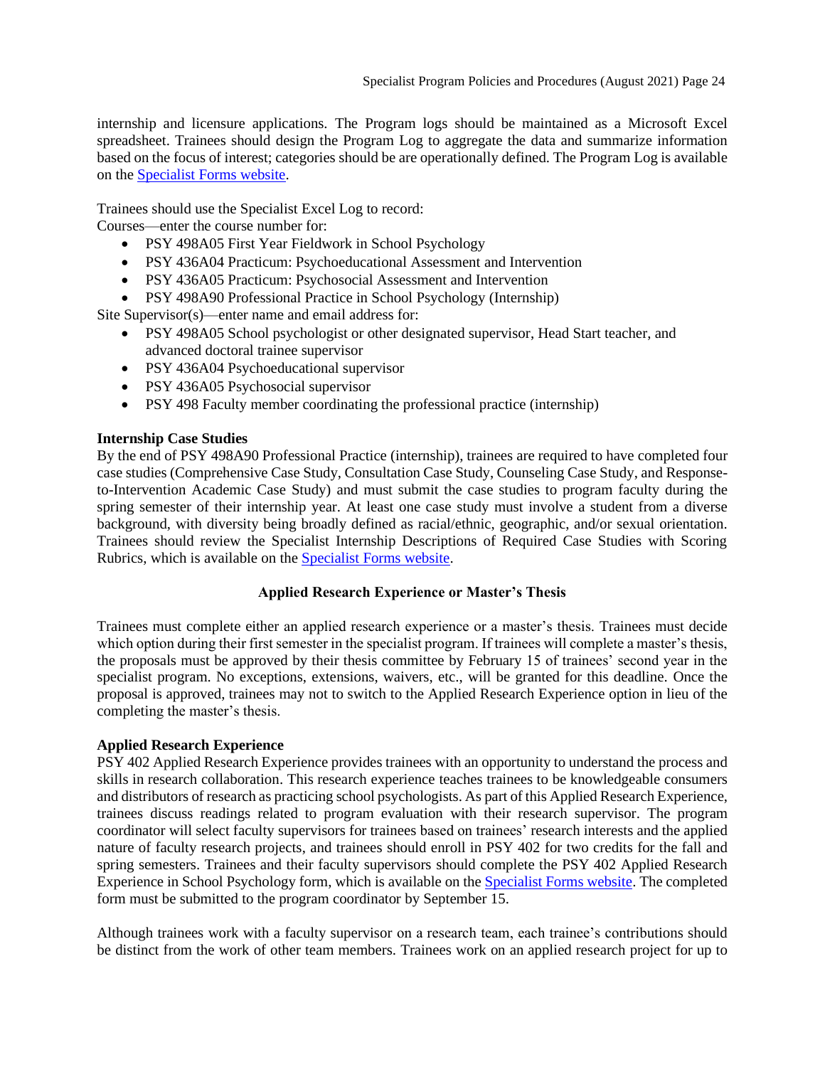internship and licensure applications. The Program logs should be maintained as a Microsoft Excel spreadsheet. Trainees should design the Program Log to aggregate the data and summarize information based on the focus of interest; categories should be are operationally defined. The Program Log is available on the [Specialist Forms website](#).

Trainees should use the Specialist Excel Log to record:

Courses—enter the course number for:

- PSY 498A05 First Year Fieldwork in School Psychology
- PSY 436A04 Practicum: Psychoeducational Assessment and Intervention
- PSY 436A05 Practicum: Psychosocial Assessment and Intervention
- PSY 498A90 Professional Practice in School Psychology (Internship)

Site Supervisor(s)—enter name and email address for:

- PSY 498A05 School psychologist or other designated supervisor, Head Start teacher, and advanced doctoral trainee supervisor
- PSY 436A04 Psychoeducational supervisor
- PSY 436A05 Psychosocial supervisor
- PSY 498 Faculty member coordinating the professional practice (internship)

**Internship Case Studies**

By the end of PSY 498A90 Professional Practice (internship), trainees are required to have completed four case studies (Comprehensive Case Study, Consultation Case Study, Counseling Case Study, and Response-to-Intervention Academic Case Study) and must submit the case studies to program faculty during the spring semester of their internship year. At least one case study must involve a student from a diverse background, with diversity being broadly defined as racial/ethnic, geographic, and/or sexual orientation. Trainees should review the Specialist Internship Descriptions of Required Case Studies with Scoring Rubrics, which is available on the [Specialist Forms website](#).

## Applied Research Experience or Master's Thesis

Trainees must complete either an applied research experience or a master's thesis. Trainees must decide which option during their first semester in the specialist program. If trainees will complete a master's thesis, the proposals must be approved by their thesis committee by February 15 of trainees' second year in the specialist program. No exceptions, extensions, waivers, etc., will be granted for this deadline. Once the proposal is approved, trainees may not to switch to the Applied Research Experience option in lieu of the completing the master's thesis.

**Applied Research Experience**

PSY 402 Applied Research Experience provides trainees with an opportunity to understand the process and skills in research collaboration. This research experience teaches trainees to be knowledgeable consumers and distributors of research as practicing school psychologists. As part of this Applied Research Experience, trainees discuss readings related to program evaluation with their research supervisor. The program coordinator will select faculty supervisors for trainees based on trainees' research interests and the applied nature of faculty research projects, and trainees should enroll in PSY 402 for two credits for the fall and spring semesters. Trainees and their faculty supervisors should complete the PSY 402 Applied Research Experience in School Psychology form, which is available on the [Specialist Forms website](#). The completed form must be submitted to the program coordinator by September 15.

Although trainees work with a faculty supervisor on a research team, each trainee's contributions should be distinct from the work of other team members. Trainees work on an applied research project for up to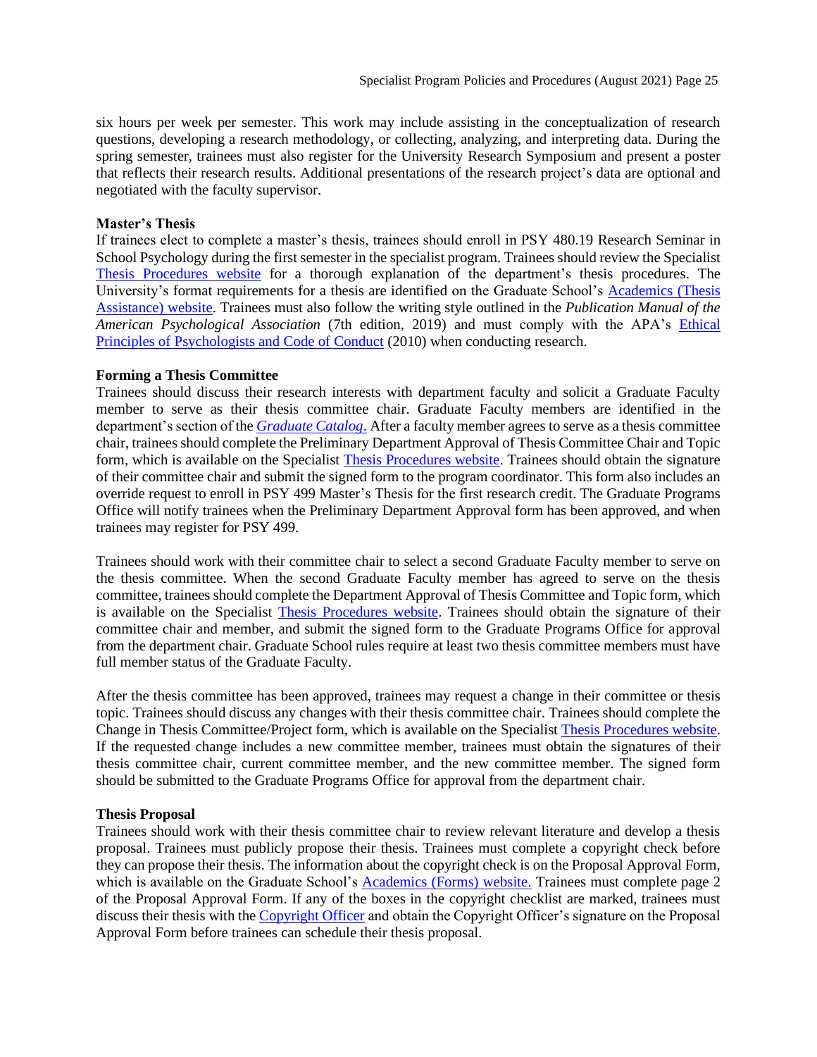six hours per week per semester. This work may include assisting in the conceptualization of research questions, developing a research methodology, or collecting, analyzing, and interpreting data. During the spring semester, trainees must also register for the University Research Symposium and present a poster that reflects their research results. Additional presentations of the research project's data are optional and negotiated with the faculty supervisor.

**Master's Thesis**

If trainees elect to complete a master's thesis, trainees should enroll in PSY 480.19 Research Seminar in School Psychology during the first semester in the specialist program. Trainees should review the Specialist Thesis Procedures website for a thorough explanation of the department's thesis procedures. The University's format requirements for a thesis are identified on the Graduate School's Academics (Thesis Assistance) website. Trainees must also follow the writing style outlined in the *Publication Manual of the American Psychological Association* (7th edition, 2019) and must comply with the APA's Ethical Principles of Psychologists and Code of Conduct (2010) when conducting research.

**Forming a Thesis Committee**

Trainees should discuss their research interests with department faculty and solicit a Graduate Faculty member to serve as their thesis committee chair. Graduate Faculty members are identified in the department's section of the *Graduate Catalog*. After a faculty member agrees to serve as a thesis committee chair, trainees should complete the Preliminary Department Approval of Thesis Committee Chair and Topic form, which is available on the Specialist Thesis Procedures website. Trainees should obtain the signature of their committee chair and submit the signed form to the program coordinator. This form also includes an override request to enroll in PSY 499 Master's Thesis for the first research credit. The Graduate Programs Office will notify trainees when the Preliminary Department Approval form has been approved, and when trainees may register for PSY 499.

Trainees should work with their committee chair to select a second Graduate Faculty member to serve on the thesis committee. When the second Graduate Faculty member has agreed to serve on the thesis committee, trainees should complete the Department Approval of Thesis Committee and Topic form, which is available on the Specialist Thesis Procedures website. Trainees should obtain the signature of their committee chair and member, and submit the signed form to the Graduate Programs Office for approval from the department chair. Graduate School rules require at least two thesis committee members must have full member status of the Graduate Faculty.

After the thesis committee has been approved, trainees may request a change in their committee or thesis topic. Trainees should discuss any changes with their thesis committee chair. Trainees should complete the Change in Thesis Committee/Project form, which is available on the Specialist Thesis Procedures website. If the requested change includes a new committee member, trainees must obtain the signatures of their thesis committee chair, current committee member, and the new committee member. The signed form should be submitted to the Graduate Programs Office for approval from the department chair.

**Thesis Proposal**

Trainees should work with their thesis committee chair to review relevant literature and develop a thesis proposal. Trainees must publicly propose their thesis. Trainees must complete a copyright check before they can propose their thesis. The information about the copyright check is on the Proposal Approval Form, which is available on the Graduate School's Academics (Forms) website. Trainees must complete page 2 of the Proposal Approval Form. If any of the boxes in the copyright checklist are marked, trainees must discuss their thesis with the Copyright Officer and obtain the Copyright Officer's signature on the Proposal Approval Form before trainees can schedule their thesis proposal.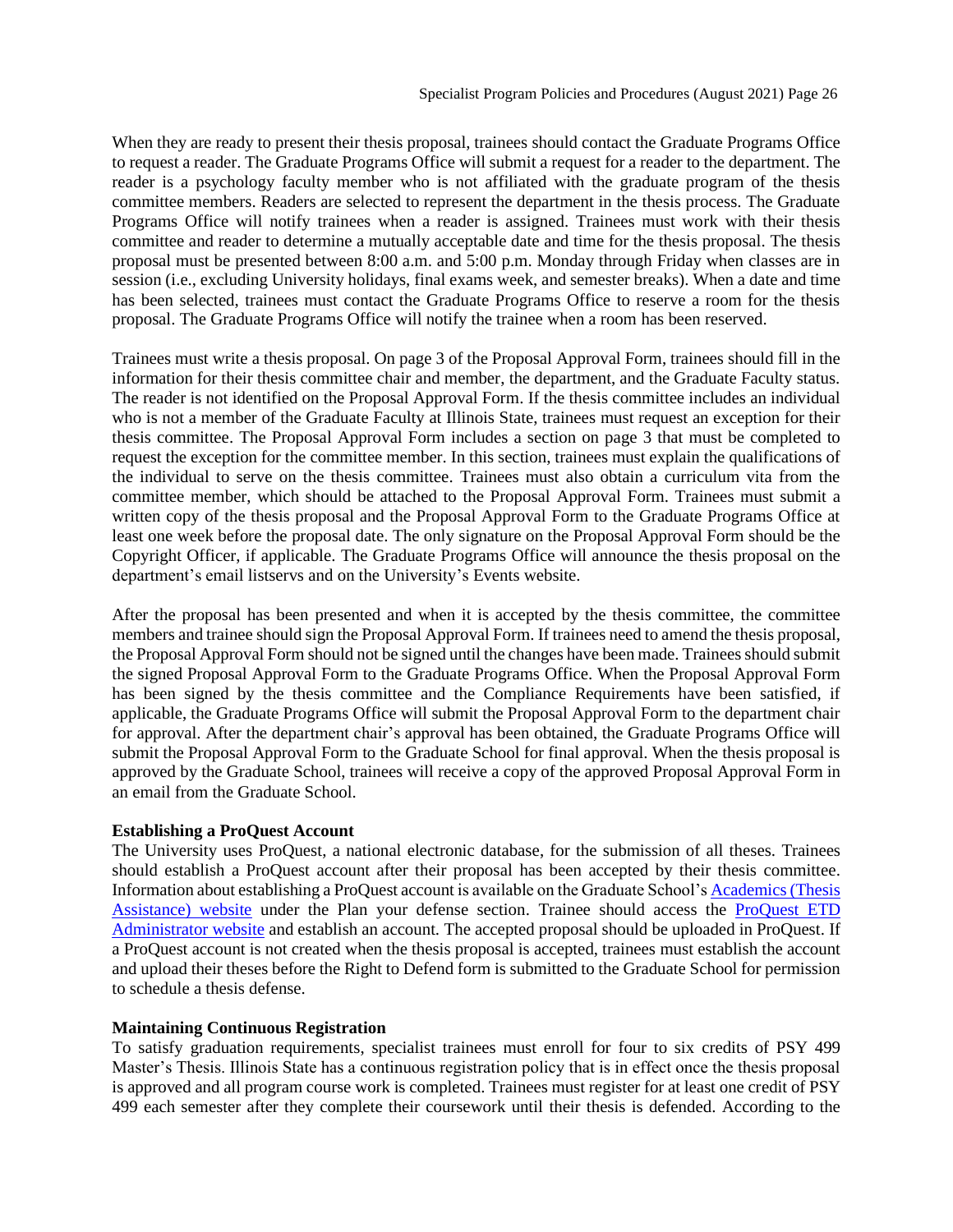When they are ready to present their thesis proposal, trainees should contact the Graduate Programs Office to request a reader. The Graduate Programs Office will submit a request for a reader to the department. The reader is a psychology faculty member who is not affiliated with the graduate program of the thesis committee members. Readers are selected to represent the department in the thesis process. The Graduate Programs Office will notify trainees when a reader is assigned. Trainees must work with their thesis committee and reader to determine a mutually acceptable date and time for the thesis proposal. The thesis proposal must be presented between 8:00 a.m. and 5:00 p.m. Monday through Friday when classes are in session (i.e., excluding University holidays, final exams week, and semester breaks). When a date and time has been selected, trainees must contact the Graduate Programs Office to reserve a room for the thesis proposal. The Graduate Programs Office will notify the trainee when a room has been reserved.

Trainees must write a thesis proposal. On page 3 of the Proposal Approval Form, trainees should fill in the information for their thesis committee chair and member, the department, and the Graduate Faculty status. The reader is not identified on the Proposal Approval Form. If the thesis committee includes an individual who is not a member of the Graduate Faculty at Illinois State, trainees must request an exception for their thesis committee. The Proposal Approval Form includes a section on page 3 that must be completed to request the exception for the committee member. In this section, trainees must explain the qualifications of the individual to serve on the thesis committee. Trainees must also obtain a curriculum vita from the committee member, which should be attached to the Proposal Approval Form. Trainees must submit a written copy of the thesis proposal and the Proposal Approval Form to the Graduate Programs Office at least one week before the proposal date. The only signature on the Proposal Approval Form should be the Copyright Officer, if applicable. The Graduate Programs Office will announce the thesis proposal on the department's email listservs and on the University's Events website.

After the proposal has been presented and when it is accepted by the thesis committee, the committee members and trainee should sign the Proposal Approval Form. If trainees need to amend the thesis proposal, the Proposal Approval Form should not be signed until the changes have been made. Trainees should submit the signed Proposal Approval Form to the Graduate Programs Office. When the Proposal Approval Form has been signed by the thesis committee and the Compliance Requirements have been satisfied, if applicable, the Graduate Programs Office will submit the Proposal Approval Form to the department chair for approval. After the department chair's approval has been obtained, the Graduate Programs Office will submit the Proposal Approval Form to the Graduate School for final approval. When the thesis proposal is approved by the Graduate School, trainees will receive a copy of the approved Proposal Approval Form in an email from the Graduate School.

**Establishing a ProQuest Account**

The University uses ProQuest, a national electronic database, for the submission of all theses. Trainees should establish a ProQuest account after their proposal has been accepted by their thesis committee. Information about establishing a ProQuest account is available on the Graduate School's Academics (Thesis Assistance) website under the Plan your defense section. Trainee should access the ProQuest ETD Administrator website and establish an account. The accepted proposal should be uploaded in ProQuest. If a ProQuest account is not created when the thesis proposal is accepted, trainees must establish the account and upload their theses before the Right to Defend form is submitted to the Graduate School for permission to schedule a thesis defense.

**Maintaining Continuous Registration**

To satisfy graduation requirements, specialist trainees must enroll for four to six credits of PSY 499 Master's Thesis. Illinois State has a continuous registration policy that is in effect once the thesis proposal is approved and all program course work is completed. Trainees must register for at least one credit of PSY 499 each semester after they complete their coursework until their thesis is defended. According to the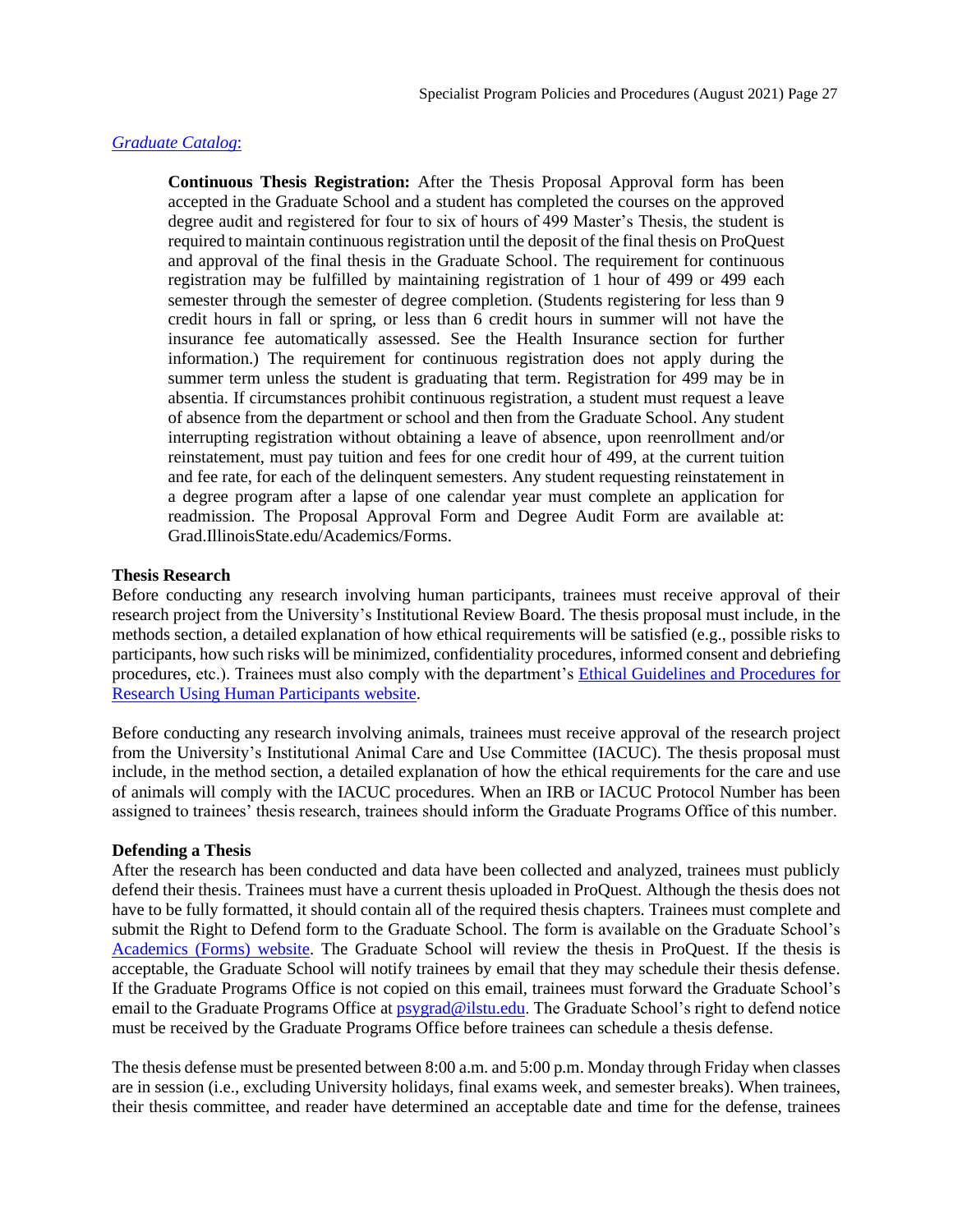[Graduate Catalog](#):

> **Continuous Thesis Registration:** After the Thesis Proposal Approval form has been accepted in the Graduate School and a student has completed the courses on the approved degree audit and registered for four to six of hours of 499 Master's Thesis, the student is required to maintain continuous registration until the deposit of the final thesis on ProQuest and approval of the final thesis in the Graduate School. The requirement for continuous registration may be fulfilled by maintaining registration of 1 hour of 499 or 499 each semester through the semester of degree completion. (Students registering for less than 9 credit hours in fall or spring, or less than 6 credit hours in summer will not have the insurance fee automatically assessed. See the Health Insurance section for further information.) The requirement for continuous registration does not apply during the summer term unless the student is graduating that term. Registration for 499 may be in absentia. If circumstances prohibit continuous registration, a student must request a leave of absence from the department or school and then from the Graduate School. Any student interrupting registration without obtaining a leave of absence, upon reenrollment and/or reinstatement, must pay tuition and fees for one credit hour of 499, at the current tuition and fee rate, for each of the delinquent semesters. Any student requesting reinstatement in a degree program after a lapse of one calendar year must complete an application for readmission. The Proposal Approval Form and Degree Audit Form are available at: Grad.IllinoisState.edu/Academics/Forms.

**Thesis Research**

Before conducting any research involving human participants, trainees must receive approval of their research project from the University's Institutional Review Board. The thesis proposal must include, in the methods section, a detailed explanation of how ethical requirements will be satisfied (e.g., possible risks to participants, how such risks will be minimized, confidentiality procedures, informed consent and debriefing procedures, etc.). Trainees must also comply with the department's [Ethical Guidelines and Procedures for Research Using Human Participants website](#).

Before conducting any research involving animals, trainees must receive approval of the research project from the University's Institutional Animal Care and Use Committee (IACUC). The thesis proposal must include, in the method section, a detailed explanation of how the ethical requirements for the care and use of animals will comply with the IACUC procedures. When an IRB or IACUC Protocol Number has been assigned to trainees' thesis research, trainees should inform the Graduate Programs Office of this number.

**Defending a Thesis**

After the research has been conducted and data have been collected and analyzed, trainees must publicly defend their thesis. Trainees must have a current thesis uploaded in ProQuest. Although the thesis does not have to be fully formatted, it should contain all of the required thesis chapters. Trainees must complete and submit the Right to Defend form to the Graduate School. The form is available on the Graduate School's [Academics (Forms) website](#). The Graduate School will review the thesis in ProQuest. If the thesis is acceptable, the Graduate School will notify trainees by email that they may schedule their thesis defense. If the Graduate Programs Office is not copied on this email, trainees must forward the Graduate School's email to the Graduate Programs Office at [psygrad@ilstu.edu](mailto:psygrad@ilstu.edu). The Graduate School's right to defend notice must be received by the Graduate Programs Office before trainees can schedule a thesis defense.

The thesis defense must be presented between 8:00 a.m. and 5:00 p.m. Monday through Friday when classes are in session (i.e., excluding University holidays, final exams week, and semester breaks). When trainees, their thesis committee, and reader have determined an acceptable date and time for the defense, trainees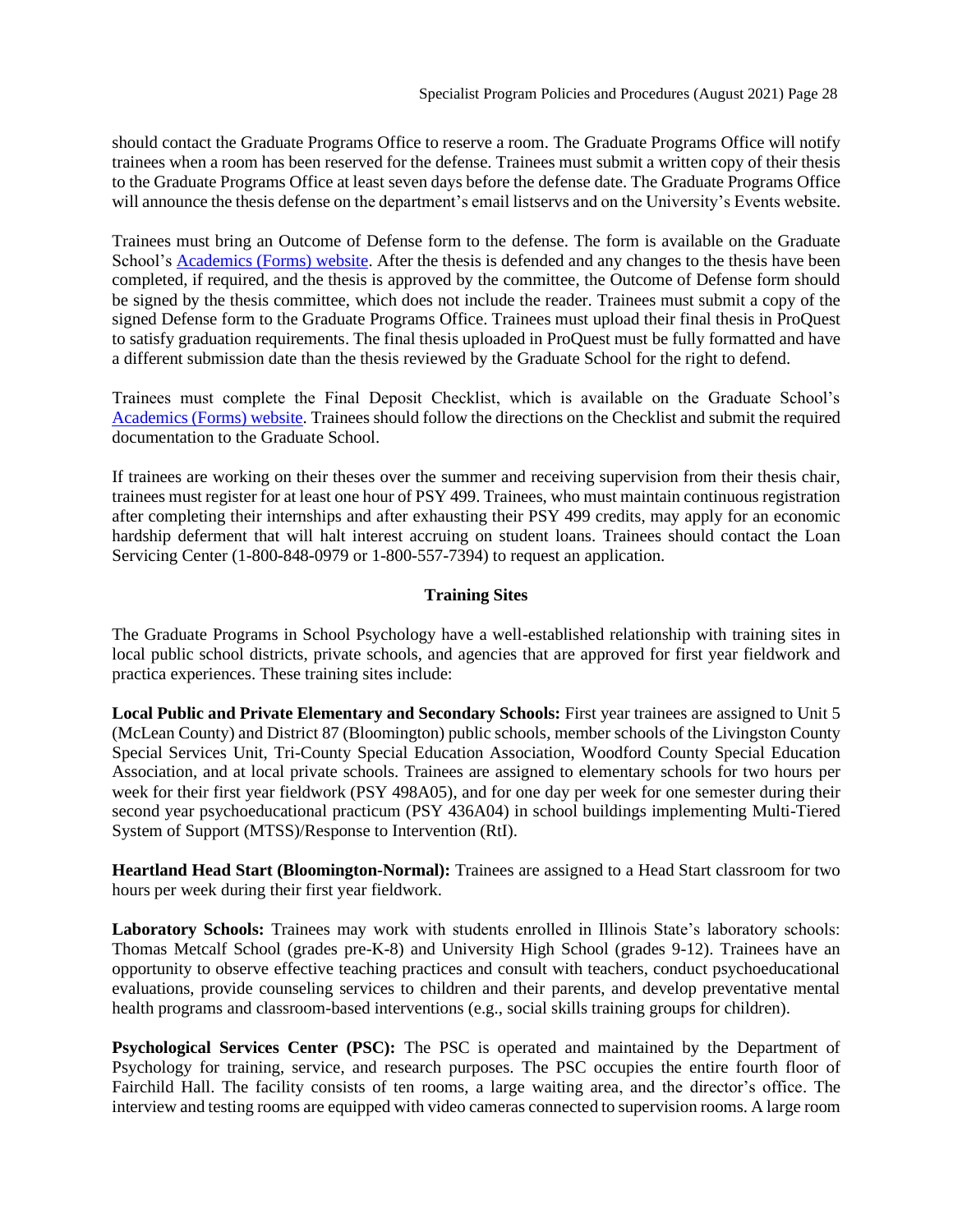should contact the Graduate Programs Office to reserve a room. The Graduate Programs Office will notify trainees when a room has been reserved for the defense. Trainees must submit a written copy of their thesis to the Graduate Programs Office at least seven days before the defense date. The Graduate Programs Office will announce the thesis defense on the department's email listservs and on the University's Events website.

Trainees must bring an Outcome of Defense form to the defense. The form is available on the Graduate School's [Academics (Forms) website](). After the thesis is defended and any changes to the thesis have been completed, if required, and the thesis is approved by the committee, the Outcome of Defense form should be signed by the thesis committee, which does not include the reader. Trainees must submit a copy of the signed Defense form to the Graduate Programs Office. Trainees must upload their final thesis in ProQuest to satisfy graduation requirements. The final thesis uploaded in ProQuest must be fully formatted and have a different submission date than the thesis reviewed by the Graduate School for the right to defend.

Trainees must complete the Final Deposit Checklist, which is available on the Graduate School's [Academics (Forms) website](). Trainees should follow the directions on the Checklist and submit the required documentation to the Graduate School.

If trainees are working on their theses over the summer and receiving supervision from their thesis chair, trainees must register for at least one hour of PSY 499. Trainees, who must maintain continuous registration after completing their internships and after exhausting their PSY 499 credits, may apply for an economic hardship deferment that will halt interest accruing on student loans. Trainees should contact the Loan Servicing Center (1-800-848-0979 or 1-800-557-7394) to request an application.

## Training Sites

The Graduate Programs in School Psychology have a well-established relationship with training sites in local public school districts, private schools, and agencies that are approved for first year fieldwork and practica experiences. These training sites include:

**Local Public and Private Elementary and Secondary Schools:** First year trainees are assigned to Unit 5 (McLean County) and District 87 (Bloomington) public schools, member schools of the Livingston County Special Services Unit, Tri-County Special Education Association, Woodford County Special Education Association, and at local private schools. Trainees are assigned to elementary schools for two hours per week for their first year fieldwork (PSY 498A05), and for one day per week for one semester during their second year psychoeducational practicum (PSY 436A04) in school buildings implementing Multi-Tiered System of Support (MTSS)/Response to Intervention (RtI).

**Heartland Head Start (Bloomington-Normal):** Trainees are assigned to a Head Start classroom for two hours per week during their first year fieldwork.

**Laboratory Schools:** Trainees may work with students enrolled in Illinois State's laboratory schools: Thomas Metcalf School (grades pre-K-8) and University High School (grades 9-12). Trainees have an opportunity to observe effective teaching practices and consult with teachers, conduct psychoeducational evaluations, provide counseling services to children and their parents, and develop preventative mental health programs and classroom-based interventions (e.g., social skills training groups for children).

**Psychological Services Center (PSC):** The PSC is operated and maintained by the Department of Psychology for training, service, and research purposes. The PSC occupies the entire fourth floor of Fairchild Hall. The facility consists of ten rooms, a large waiting area, and the director's office. The interview and testing rooms are equipped with video cameras connected to supervision rooms. A large room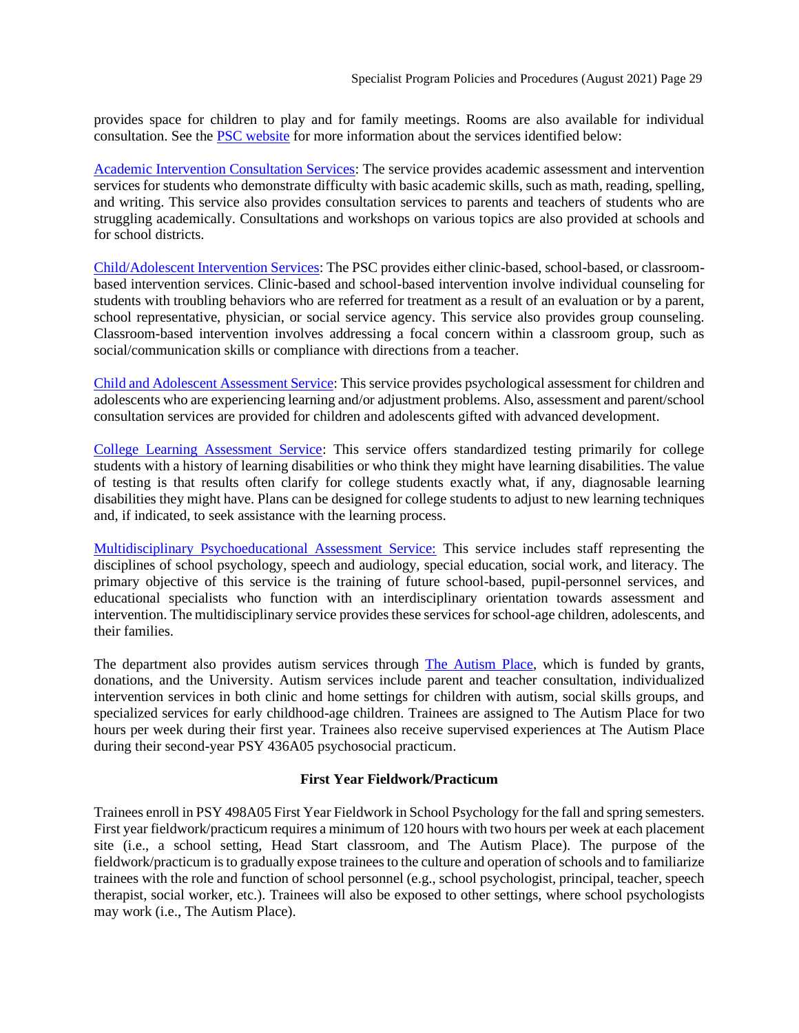provides space for children to play and for family meetings. Rooms are also available for individual consultation. See the PSC website for more information about the services identified below:

Academic Intervention Consultation Services: The service provides academic assessment and intervention services for students who demonstrate difficulty with basic academic skills, such as math, reading, spelling, and writing. This service also provides consultation services to parents and teachers of students who are struggling academically. Consultations and workshops on various topics are also provided at schools and for school districts.

Child/Adolescent Intervention Services: The PSC provides either clinic-based, school-based, or classroom-based intervention services. Clinic-based and school-based intervention involve individual counseling for students with troubling behaviors who are referred for treatment as a result of an evaluation or by a parent, school representative, physician, or social service agency. This service also provides group counseling. Classroom-based intervention involves addressing a focal concern within a classroom group, such as social/communication skills or compliance with directions from a teacher.

Child and Adolescent Assessment Service: This service provides psychological assessment for children and adolescents who are experiencing learning and/or adjustment problems. Also, assessment and parent/school consultation services are provided for children and adolescents gifted with advanced development.

College Learning Assessment Service: This service offers standardized testing primarily for college students with a history of learning disabilities or who think they might have learning disabilities. The value of testing is that results often clarify for college students exactly what, if any, diagnosable learning disabilities they might have. Plans can be designed for college students to adjust to new learning techniques and, if indicated, to seek assistance with the learning process.

Multidisciplinary Psychoeducational Assessment Service: This service includes staff representing the disciplines of school psychology, speech and audiology, special education, social work, and literacy. The primary objective of this service is the training of future school-based, pupil-personnel services, and educational specialists who function with an interdisciplinary orientation towards assessment and intervention. The multidisciplinary service provides these services for school-age children, adolescents, and their families.

The department also provides autism services through The Autism Place, which is funded by grants, donations, and the University. Autism services include parent and teacher consultation, individualized intervention services in both clinic and home settings for children with autism, social skills groups, and specialized services for early childhood-age children. Trainees are assigned to The Autism Place for two hours per week during their first year. Trainees also receive supervised experiences at The Autism Place during their second-year PSY 436A05 psychosocial practicum.

### First Year Fieldwork/Practicum

Trainees enroll in PSY 498A05 First Year Fieldwork in School Psychology for the fall and spring semesters. First year fieldwork/practicum requires a minimum of 120 hours with two hours per week at each placement site (i.e., a school setting, Head Start classroom, and The Autism Place). The purpose of the fieldwork/practicum is to gradually expose trainees to the culture and operation of schools and to familiarize trainees with the role and function of school personnel (e.g., school psychologist, principal, teacher, speech therapist, social worker, etc.). Trainees will also be exposed to other settings, where school psychologists may work (i.e., The Autism Place).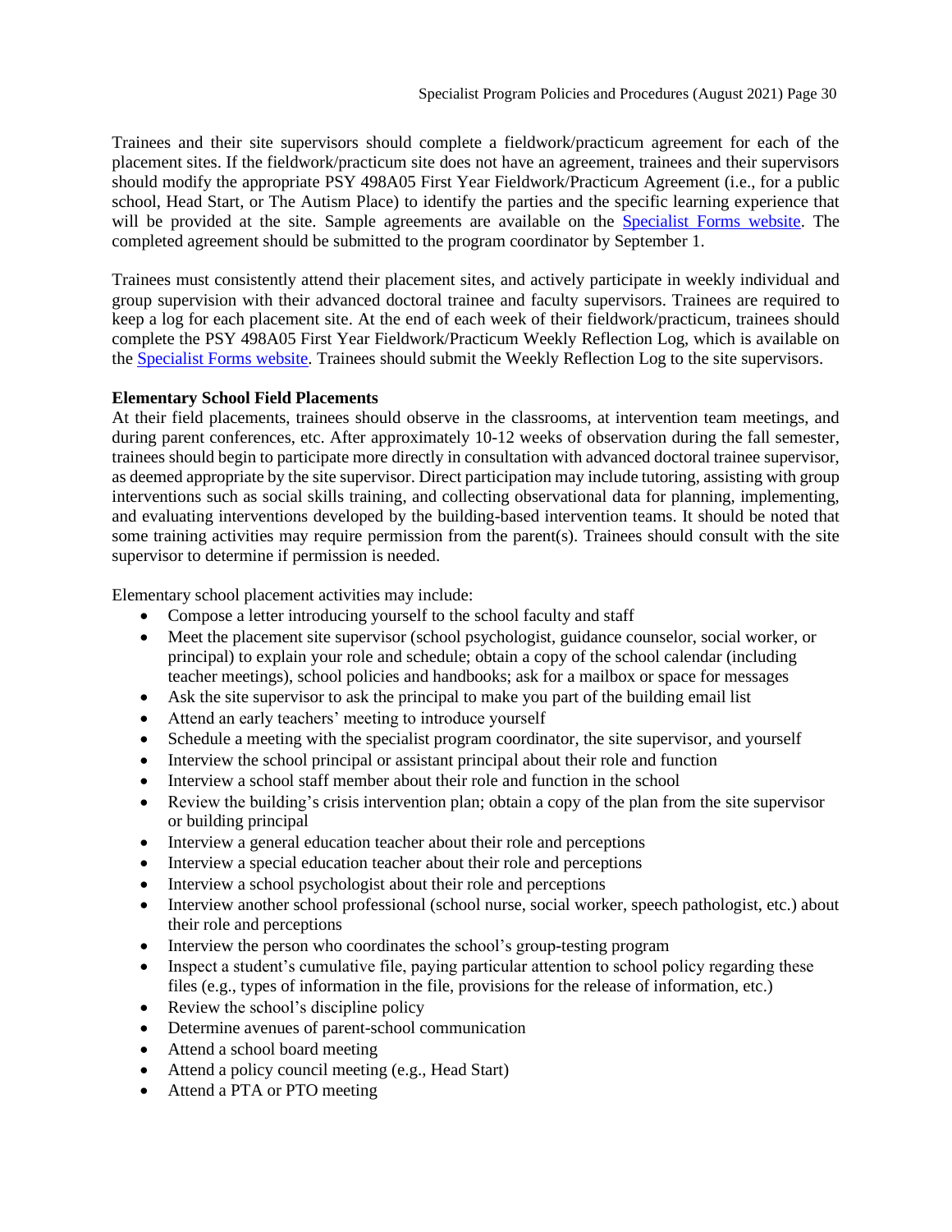Trainees and their site supervisors should complete a fieldwork/practicum agreement for each of the placement sites. If the fieldwork/practicum site does not have an agreement, trainees and their supervisors should modify the appropriate PSY 498A05 First Year Fieldwork/Practicum Agreement (i.e., for a public school, Head Start, or The Autism Place) to identify the parties and the specific learning experience that will be provided at the site. Sample agreements are available on the Specialist Forms website. The completed agreement should be submitted to the program coordinator by September 1.

Trainees must consistently attend their placement sites, and actively participate in weekly individual and group supervision with their advanced doctoral trainee and faculty supervisors. Trainees are required to keep a log for each placement site. At the end of each week of their fieldwork/practicum, trainees should complete the PSY 498A05 First Year Fieldwork/Practicum Weekly Reflection Log, which is available on the Specialist Forms website. Trainees should submit the Weekly Reflection Log to the site supervisors.

**Elementary School Field Placements**

At their field placements, trainees should observe in the classrooms, at intervention team meetings, and during parent conferences, etc. After approximately 10-12 weeks of observation during the fall semester, trainees should begin to participate more directly in consultation with advanced doctoral trainee supervisor, as deemed appropriate by the site supervisor. Direct participation may include tutoring, assisting with group interventions such as social skills training, and collecting observational data for planning, implementing, and evaluating interventions developed by the building-based intervention teams. It should be noted that some training activities may require permission from the parent(s). Trainees should consult with the site supervisor to determine if permission is needed.

Elementary school placement activities may include:

- Compose a letter introducing yourself to the school faculty and staff
- Meet the placement site supervisor (school psychologist, guidance counselor, social worker, or principal) to explain your role and schedule; obtain a copy of the school calendar (including teacher meetings), school policies and handbooks; ask for a mailbox or space for messages
- Ask the site supervisor to ask the principal to make you part of the building email list
- Attend an early teachers' meeting to introduce yourself
- Schedule a meeting with the specialist program coordinator, the site supervisor, and yourself
- Interview the school principal or assistant principal about their role and function
- Interview a school staff member about their role and function in the school
- Review the building's crisis intervention plan; obtain a copy of the plan from the site supervisor or building principal
- Interview a general education teacher about their role and perceptions
- Interview a special education teacher about their role and perceptions
- Interview a school psychologist about their role and perceptions
- Interview another school professional (school nurse, social worker, speech pathologist, etc.) about their role and perceptions
- Interview the person who coordinates the school's group-testing program
- Inspect a student's cumulative file, paying particular attention to school policy regarding these files (e.g., types of information in the file, provisions for the release of information, etc.)
- Review the school's discipline policy
- Determine avenues of parent-school communication
- Attend a school board meeting
- Attend a policy council meeting (e.g., Head Start)
- Attend a PTA or PTO meeting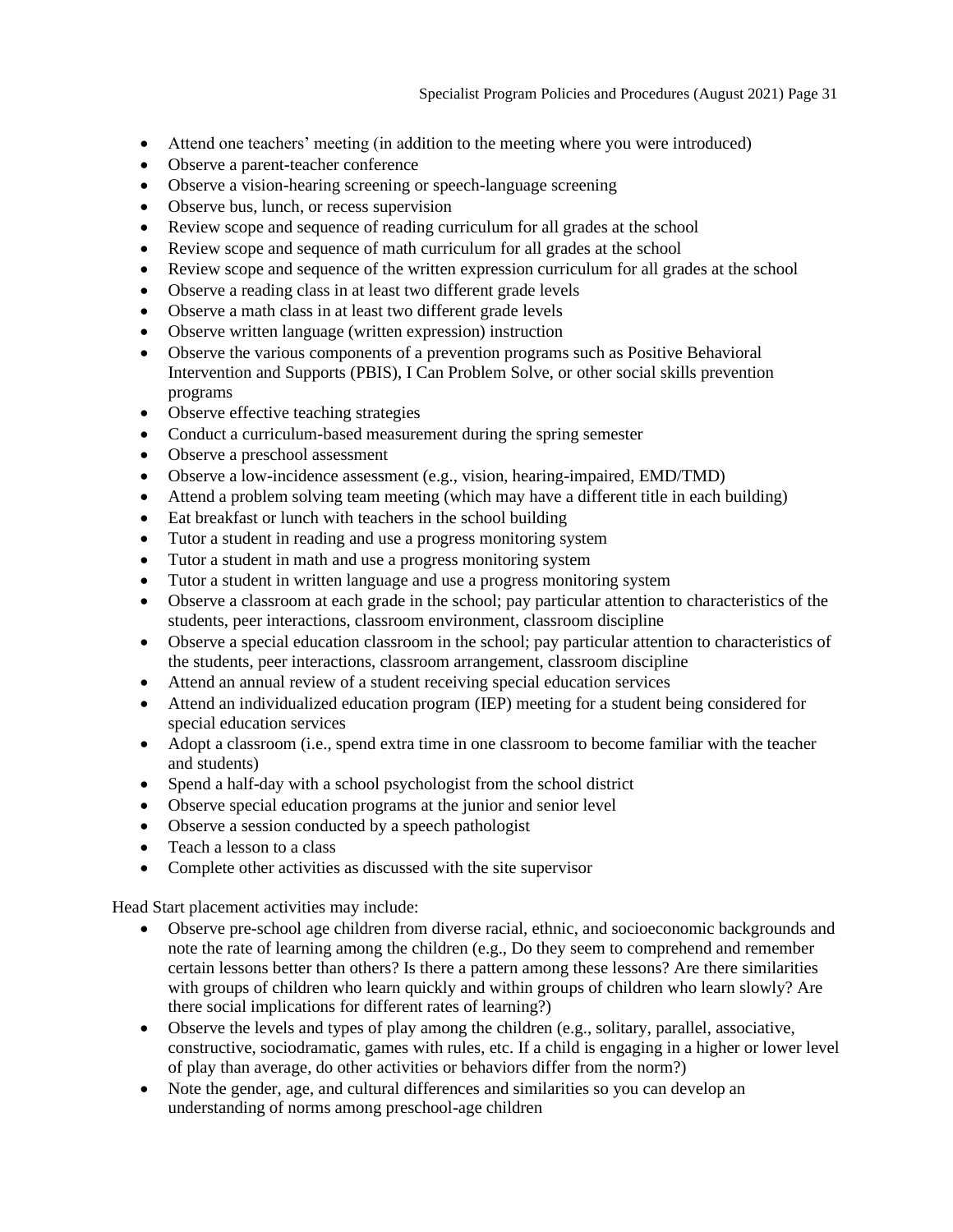- Attend one teachers' meeting (in addition to the meeting where you were introduced)
- Observe a parent-teacher conference
- Observe a vision-hearing screening or speech-language screening
- Observe bus, lunch, or recess supervision
- Review scope and sequence of reading curriculum for all grades at the school
- Review scope and sequence of math curriculum for all grades at the school
- Review scope and sequence of the written expression curriculum for all grades at the school
- Observe a reading class in at least two different grade levels
- Observe a math class in at least two different grade levels
- Observe written language (written expression) instruction
- Observe the various components of a prevention programs such as Positive Behavioral Intervention and Supports (PBIS), I Can Problem Solve, or other social skills prevention programs
- Observe effective teaching strategies
- Conduct a curriculum-based measurement during the spring semester
- Observe a preschool assessment
- Observe a low-incidence assessment (e.g., vision, hearing-impaired, EMD/TMD)
- Attend a problem solving team meeting (which may have a different title in each building)
- Eat breakfast or lunch with teachers in the school building
- Tutor a student in reading and use a progress monitoring system
- Tutor a student in math and use a progress monitoring system
- Tutor a student in written language and use a progress monitoring system
- Observe a classroom at each grade in the school; pay particular attention to characteristics of the students, peer interactions, classroom environment, classroom discipline
- Observe a special education classroom in the school; pay particular attention to characteristics of the students, peer interactions, classroom arrangement, classroom discipline
- Attend an annual review of a student receiving special education services
- Attend an individualized education program (IEP) meeting for a student being considered for special education services
- Adopt a classroom (i.e., spend extra time in one classroom to become familiar with the teacher and students)
- Spend a half-day with a school psychologist from the school district
- Observe special education programs at the junior and senior level
- Observe a session conducted by a speech pathologist
- Teach a lesson to a class
- Complete other activities as discussed with the site supervisor

Head Start placement activities may include:

- Observe pre-school age children from diverse racial, ethnic, and socioeconomic backgrounds and note the rate of learning among the children (e.g., Do they seem to comprehend and remember certain lessons better than others? Is there a pattern among these lessons? Are there similarities with groups of children who learn quickly and within groups of children who learn slowly? Are there social implications for different rates of learning?)
- Observe the levels and types of play among the children (e.g., solitary, parallel, associative, constructive, sociodramatic, games with rules, etc. If a child is engaging in a higher or lower level of play than average, do other activities or behaviors differ from the norm?)
- Note the gender, age, and cultural differences and similarities so you can develop an understanding of norms among preschool-age children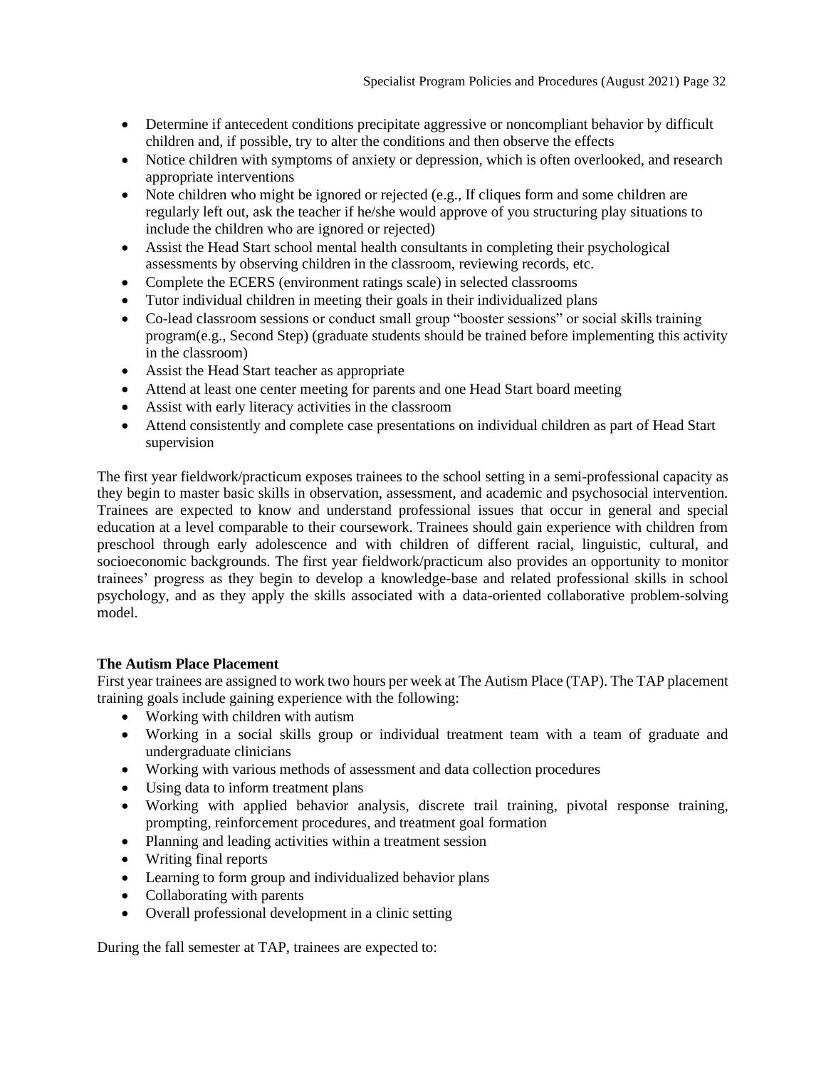- Determine if antecedent conditions precipitate aggressive or noncompliant behavior by difficult children and, if possible, try to alter the conditions and then observe the effects
- Notice children with symptoms of anxiety or depression, which is often overlooked, and research appropriate interventions
- Note children who might be ignored or rejected (e.g., If cliques form and some children are regularly left out, ask the teacher if he/she would approve of you structuring play situations to include the children who are ignored or rejected)
- Assist the Head Start school mental health consultants in completing their psychological assessments by observing children in the classroom, reviewing records, etc.
- Complete the ECERS (environment ratings scale) in selected classrooms
- Tutor individual children in meeting their goals in their individualized plans
- Co-lead classroom sessions or conduct small group "booster sessions" or social skills training program(e.g., Second Step) (graduate students should be trained before implementing this activity in the classroom)
- Assist the Head Start teacher as appropriate
- Attend at least one center meeting for parents and one Head Start board meeting
- Assist with early literacy activities in the classroom
- Attend consistently and complete case presentations on individual children as part of Head Start supervision

The first year fieldwork/practicum exposes trainees to the school setting in a semi-professional capacity as they begin to master basic skills in observation, assessment, and academic and psychosocial intervention. Trainees are expected to know and understand professional issues that occur in general and special education at a level comparable to their coursework. Trainees should gain experience with children from preschool through early adolescence and with children of different racial, linguistic, cultural, and socioeconomic backgrounds. The first year fieldwork/practicum also provides an opportunity to monitor trainees' progress as they begin to develop a knowledge-base and related professional skills in school psychology, and as they apply the skills associated with a data-oriented collaborative problem-solving model.

**The Autism Place Placement**

First year trainees are assigned to work two hours per week at The Autism Place (TAP). The TAP placement training goals include gaining experience with the following:

- Working with children with autism
- Working in a social skills group or individual treatment team with a team of graduate and undergraduate clinicians
- Working with various methods of assessment and data collection procedures
- Using data to inform treatment plans
- Working with applied behavior analysis, discrete trail training, pivotal response training, prompting, reinforcement procedures, and treatment goal formation
- Planning and leading activities within a treatment session
- Writing final reports
- Learning to form group and individualized behavior plans
- Collaborating with parents
- Overall professional development in a clinic setting

During the fall semester at TAP, trainees are expected to: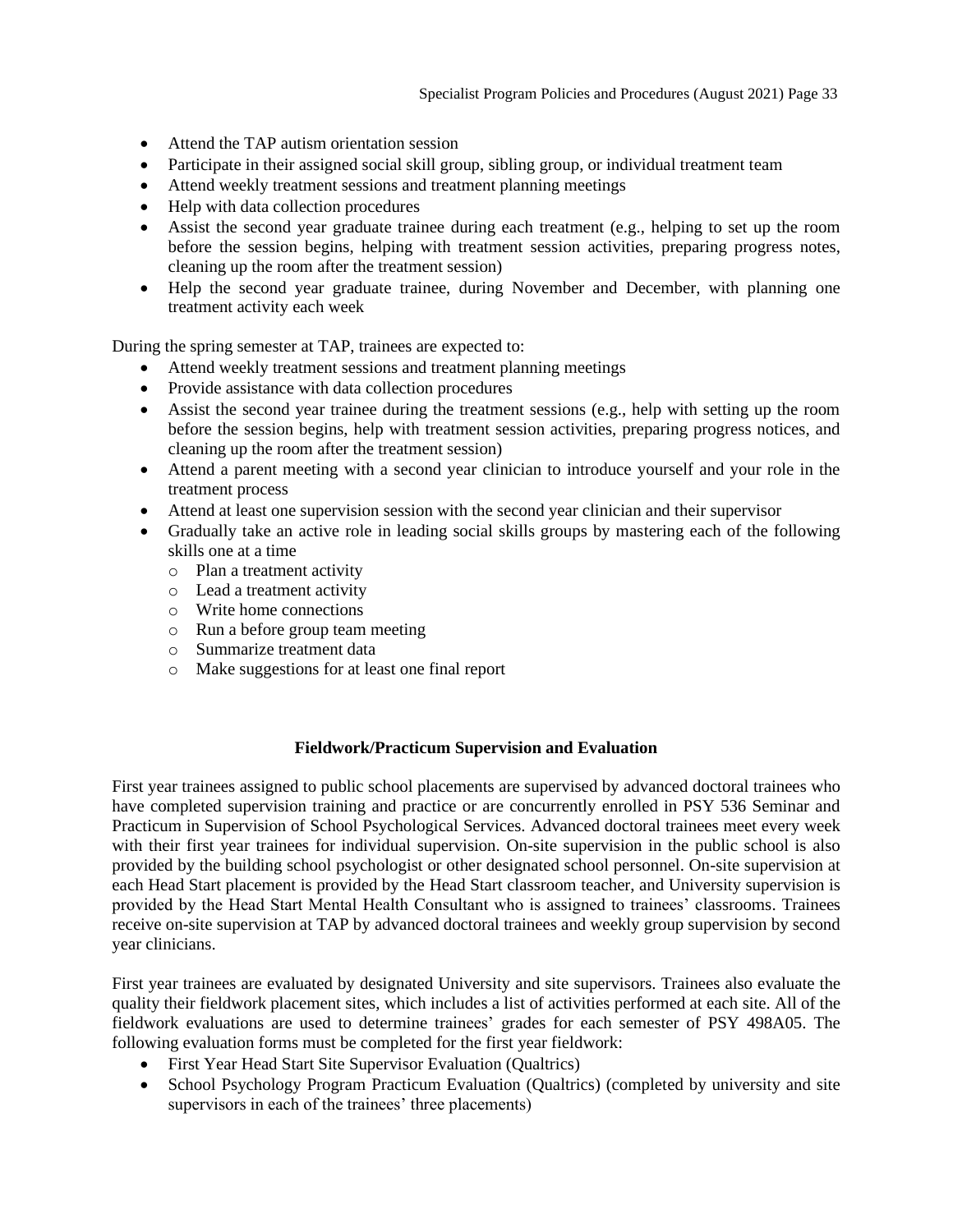- Attend the TAP autism orientation session
- Participate in their assigned social skill group, sibling group, or individual treatment team
- Attend weekly treatment sessions and treatment planning meetings
- Help with data collection procedures
- Assist the second year graduate trainee during each treatment (e.g., helping to set up the room before the session begins, helping with treatment session activities, preparing progress notes, cleaning up the room after the treatment session)
- Help the second year graduate trainee, during November and December, with planning one treatment activity each week

During the spring semester at TAP, trainees are expected to:

- Attend weekly treatment sessions and treatment planning meetings
- Provide assistance with data collection procedures
- Assist the second year trainee during the treatment sessions (e.g., help with setting up the room before the session begins, help with treatment session activities, preparing progress notices, and cleaning up the room after the treatment session)
- Attend a parent meeting with a second year clinician to introduce yourself and your role in the treatment process
- Attend at least one supervision session with the second year clinician and their supervisor
- Gradually take an active role in leading social skills groups by mastering each of the following skills one at a time
  - Plan a treatment activity
  - Lead a treatment activity
  - Write home connections
  - Run a before group team meeting
  - Summarize treatment data
  - Make suggestions for at least one final report

**Fieldwork/Practicum Supervision and Evaluation**

First year trainees assigned to public school placements are supervised by advanced doctoral trainees who have completed supervision training and practice or are concurrently enrolled in PSY 536 Seminar and Practicum in Supervision of School Psychological Services. Advanced doctoral trainees meet every week with their first year trainees for individual supervision. On-site supervision in the public school is also provided by the building school psychologist or other designated school personnel. On-site supervision at each Head Start placement is provided by the Head Start classroom teacher, and University supervision is provided by the Head Start Mental Health Consultant who is assigned to trainees' classrooms. Trainees receive on-site supervision at TAP by advanced doctoral trainees and weekly group supervision by second year clinicians.

First year trainees are evaluated by designated University and site supervisors. Trainees also evaluate the quality their fieldwork placement sites, which includes a list of activities performed at each site. All of the fieldwork evaluations are used to determine trainees' grades for each semester of PSY 498A05. The following evaluation forms must be completed for the first year fieldwork:

- First Year Head Start Site Supervisor Evaluation (Qualtrics)
- School Psychology Program Practicum Evaluation (Qualtrics) (completed by university and site supervisors in each of the trainees' three placements)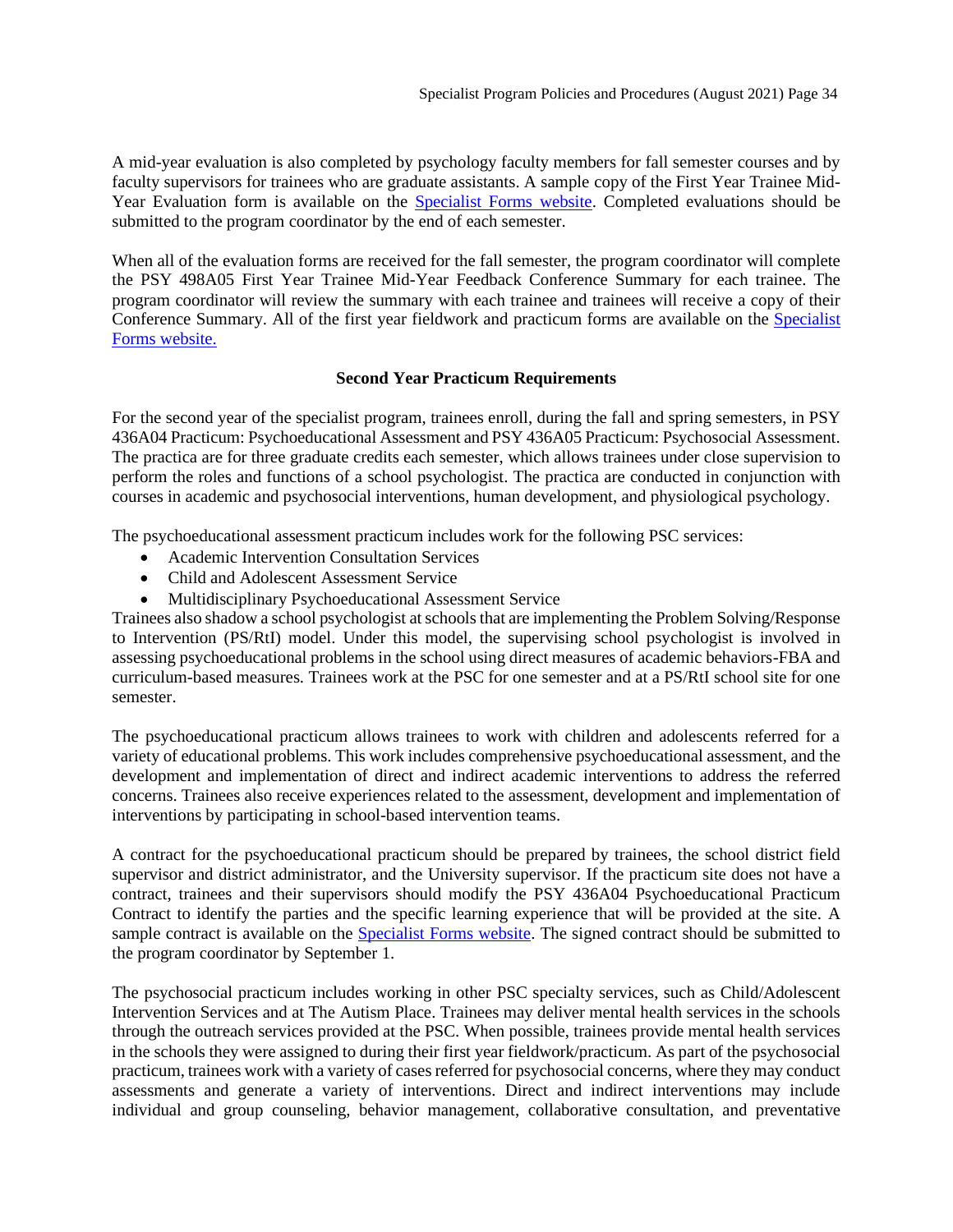A mid-year evaluation is also completed by psychology faculty members for fall semester courses and by faculty supervisors for trainees who are graduate assistants. A sample copy of the First Year Trainee Mid-Year Evaluation form is available on the [Specialist Forms website](). Completed evaluations should be submitted to the program coordinator by the end of each semester.

When all of the evaluation forms are received for the fall semester, the program coordinator will complete the PSY 498A05 First Year Trainee Mid-Year Feedback Conference Summary for each trainee. The program coordinator will review the summary with each trainee and trainees will receive a copy of their Conference Summary. All of the first year fieldwork and practicum forms are available on the [Specialist Forms website.]()

### Second Year Practicum Requirements

For the second year of the specialist program, trainees enroll, during the fall and spring semesters, in PSY 436A04 Practicum: Psychoeducational Assessment and PSY 436A05 Practicum: Psychosocial Assessment. The practica are for three graduate credits each semester, which allows trainees under close supervision to perform the roles and functions of a school psychologist. The practica are conducted in conjunction with courses in academic and psychosocial interventions, human development, and physiological psychology.

The psychoeducational assessment practicum includes work for the following PSC services:

- Academic Intervention Consultation Services
- Child and Adolescent Assessment Service
- Multidisciplinary Psychoeducational Assessment Service

Trainees also shadow a school psychologist at schools that are implementing the Problem Solving/Response to Intervention (PS/RtI) model. Under this model, the supervising school psychologist is involved in assessing psychoeducational problems in the school using direct measures of academic behaviors-FBA and curriculum-based measures. Trainees work at the PSC for one semester and at a PS/RtI school site for one semester.

The psychoeducational practicum allows trainees to work with children and adolescents referred for a variety of educational problems. This work includes comprehensive psychoeducational assessment, and the development and implementation of direct and indirect academic interventions to address the referred concerns. Trainees also receive experiences related to the assessment, development and implementation of interventions by participating in school-based intervention teams.

A contract for the psychoeducational practicum should be prepared by trainees, the school district field supervisor and district administrator, and the University supervisor. If the practicum site does not have a contract, trainees and their supervisors should modify the PSY 436A04 Psychoeducational Practicum Contract to identify the parties and the specific learning experience that will be provided at the site. A sample contract is available on the [Specialist Forms website](). The signed contract should be submitted to the program coordinator by September 1.

The psychosocial practicum includes working in other PSC specialty services, such as Child/Adolescent Intervention Services and at The Autism Place. Trainees may deliver mental health services in the schools through the outreach services provided at the PSC. When possible, trainees provide mental health services in the schools they were assigned to during their first year fieldwork/practicum. As part of the psychosocial practicum, trainees work with a variety of cases referred for psychosocial concerns, where they may conduct assessments and generate a variety of interventions. Direct and indirect interventions may include individual and group counseling, behavior management, collaborative consultation, and preventative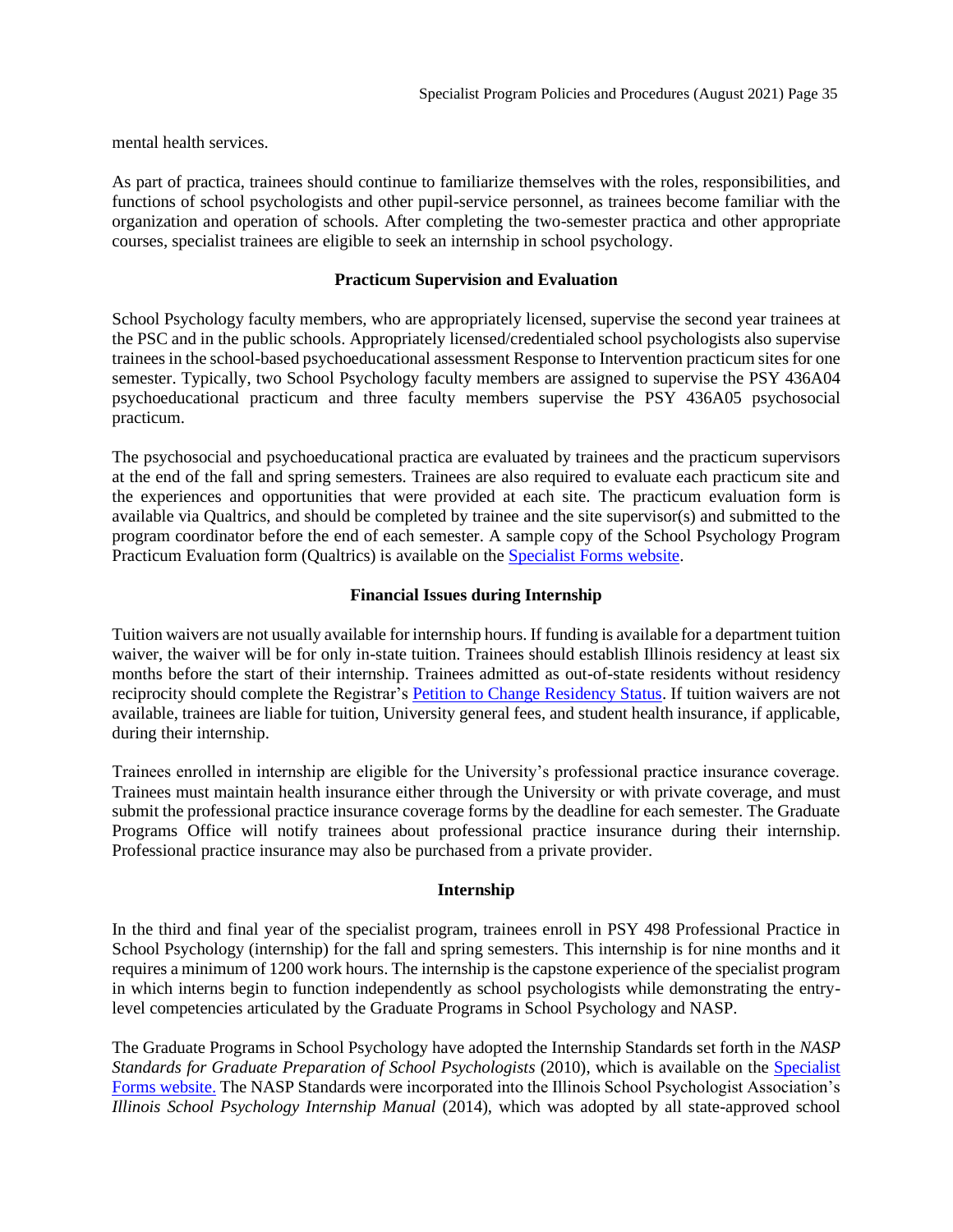mental health services.

As part of practica, trainees should continue to familiarize themselves with the roles, responsibilities, and functions of school psychologists and other pupil-service personnel, as trainees become familiar with the organization and operation of schools. After completing the two-semester practica and other appropriate courses, specialist trainees are eligible to seek an internship in school psychology.

### Practicum Supervision and Evaluation

School Psychology faculty members, who are appropriately licensed, supervise the second year trainees at the PSC and in the public schools. Appropriately licensed/credentialed school psychologists also supervise trainees in the school-based psychoeducational assessment Response to Intervention practicum sites for one semester. Typically, two School Psychology faculty members are assigned to supervise the PSY 436A04 psychoeducational practicum and three faculty members supervise the PSY 436A05 psychosocial practicum.

The psychosocial and psychoeducational practica are evaluated by trainees and the practicum supervisors at the end of the fall and spring semesters. Trainees are also required to evaluate each practicum site and the experiences and opportunities that were provided at each site. The practicum evaluation form is available via Qualtrics, and should be completed by trainee and the site supervisor(s) and submitted to the program coordinator before the end of each semester. A sample copy of the School Psychology Program Practicum Evaluation form (Qualtrics) is available on the Specialist Forms website.

### Financial Issues during Internship

Tuition waivers are not usually available for internship hours. If funding is available for a department tuition waiver, the waiver will be for only in-state tuition. Trainees should establish Illinois residency at least six months before the start of their internship. Trainees admitted as out-of-state residents without residency reciprocity should complete the Registrar's Petition to Change Residency Status. If tuition waivers are not available, trainees are liable for tuition, University general fees, and student health insurance, if applicable, during their internship.

Trainees enrolled in internship are eligible for the University's professional practice insurance coverage. Trainees must maintain health insurance either through the University or with private coverage, and must submit the professional practice insurance coverage forms by the deadline for each semester. The Graduate Programs Office will notify trainees about professional practice insurance during their internship. Professional practice insurance may also be purchased from a private provider.

### Internship

In the third and final year of the specialist program, trainees enroll in PSY 498 Professional Practice in School Psychology (internship) for the fall and spring semesters. This internship is for nine months and it requires a minimum of 1200 work hours. The internship is the capstone experience of the specialist program in which interns begin to function independently as school psychologists while demonstrating the entry-level competencies articulated by the Graduate Programs in School Psychology and NASP.

The Graduate Programs in School Psychology have adopted the Internship Standards set forth in the *NASP Standards for Graduate Preparation of School Psychologists* (2010), which is available on the Specialist Forms website. The NASP Standards were incorporated into the Illinois School Psychologist Association's *Illinois School Psychology Internship Manual* (2014), which was adopted by all state-approved school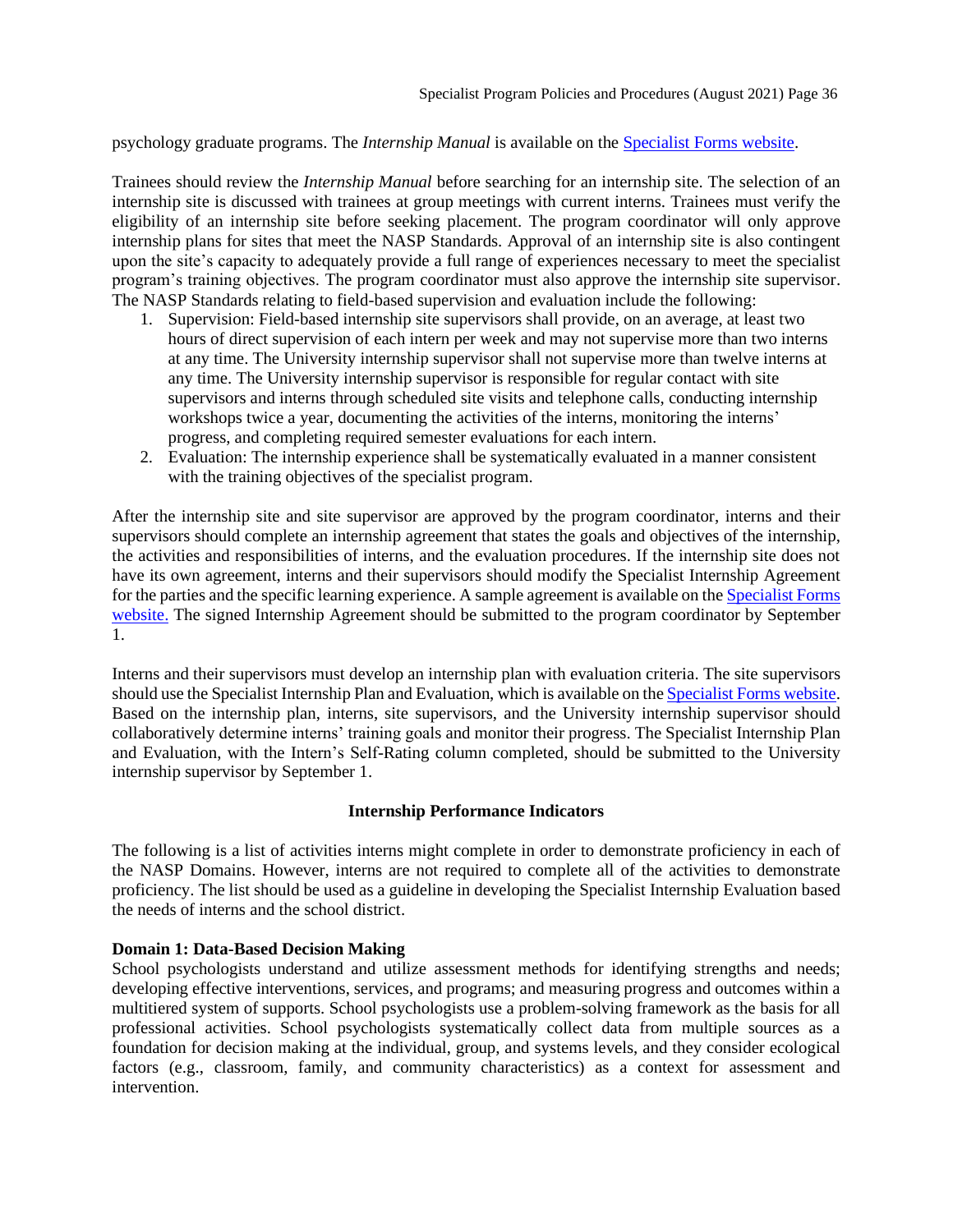psychology graduate programs. The *Internship Manual* is available on the [Specialist Forms website](#).

Trainees should review the *Internship Manual* before searching for an internship site. The selection of an internship site is discussed with trainees at group meetings with current interns. Trainees must verify the eligibility of an internship site before seeking placement. The program coordinator will only approve internship plans for sites that meet the NASP Standards. Approval of an internship site is also contingent upon the site's capacity to adequately provide a full range of experiences necessary to meet the specialist program's training objectives. The program coordinator must also approve the internship site supervisor. The NASP Standards relating to field-based supervision and evaluation include the following:

1. Supervision: Field-based internship site supervisors shall provide, on an average, at least two hours of direct supervision of each intern per week and may not supervise more than two interns at any time. The University internship supervisor shall not supervise more than twelve interns at any time. The University internship supervisor is responsible for regular contact with site supervisors and interns through scheduled site visits and telephone calls, conducting internship workshops twice a year, documenting the activities of the interns, monitoring the interns' progress, and completing required semester evaluations for each intern.
2. Evaluation: The internship experience shall be systematically evaluated in a manner consistent with the training objectives of the specialist program.

After the internship site and site supervisor are approved by the program coordinator, interns and their supervisors should complete an internship agreement that states the goals and objectives of the internship, the activities and responsibilities of interns, and the evaluation procedures. If the internship site does not have its own agreement, interns and their supervisors should modify the Specialist Internship Agreement for the parties and the specific learning experience. A sample agreement is available on the [Specialist Forms website.](#) The signed Internship Agreement should be submitted to the program coordinator by September 1.

Interns and their supervisors must develop an internship plan with evaluation criteria. The site supervisors should use the Specialist Internship Plan and Evaluation, which is available on the [Specialist Forms website](#). Based on the internship plan, interns, site supervisors, and the University internship supervisor should collaboratively determine interns' training goals and monitor their progress. The Specialist Internship Plan and Evaluation, with the Intern's Self-Rating column completed, should be submitted to the University internship supervisor by September 1.

## Internship Performance Indicators

The following is a list of activities interns might complete in order to demonstrate proficiency in each of the NASP Domains. However, interns are not required to complete all of the activities to demonstrate proficiency. The list should be used as a guideline in developing the Specialist Internship Evaluation based the needs of interns and the school district.

### Domain 1: Data-Based Decision Making

School psychologists understand and utilize assessment methods for identifying strengths and needs; developing effective interventions, services, and programs; and measuring progress and outcomes within a multitiered system of supports. School psychologists use a problem-solving framework as the basis for all professional activities. School psychologists systematically collect data from multiple sources as a foundation for decision making at the individual, group, and systems levels, and they consider ecological factors (e.g., classroom, family, and community characteristics) as a context for assessment and intervention.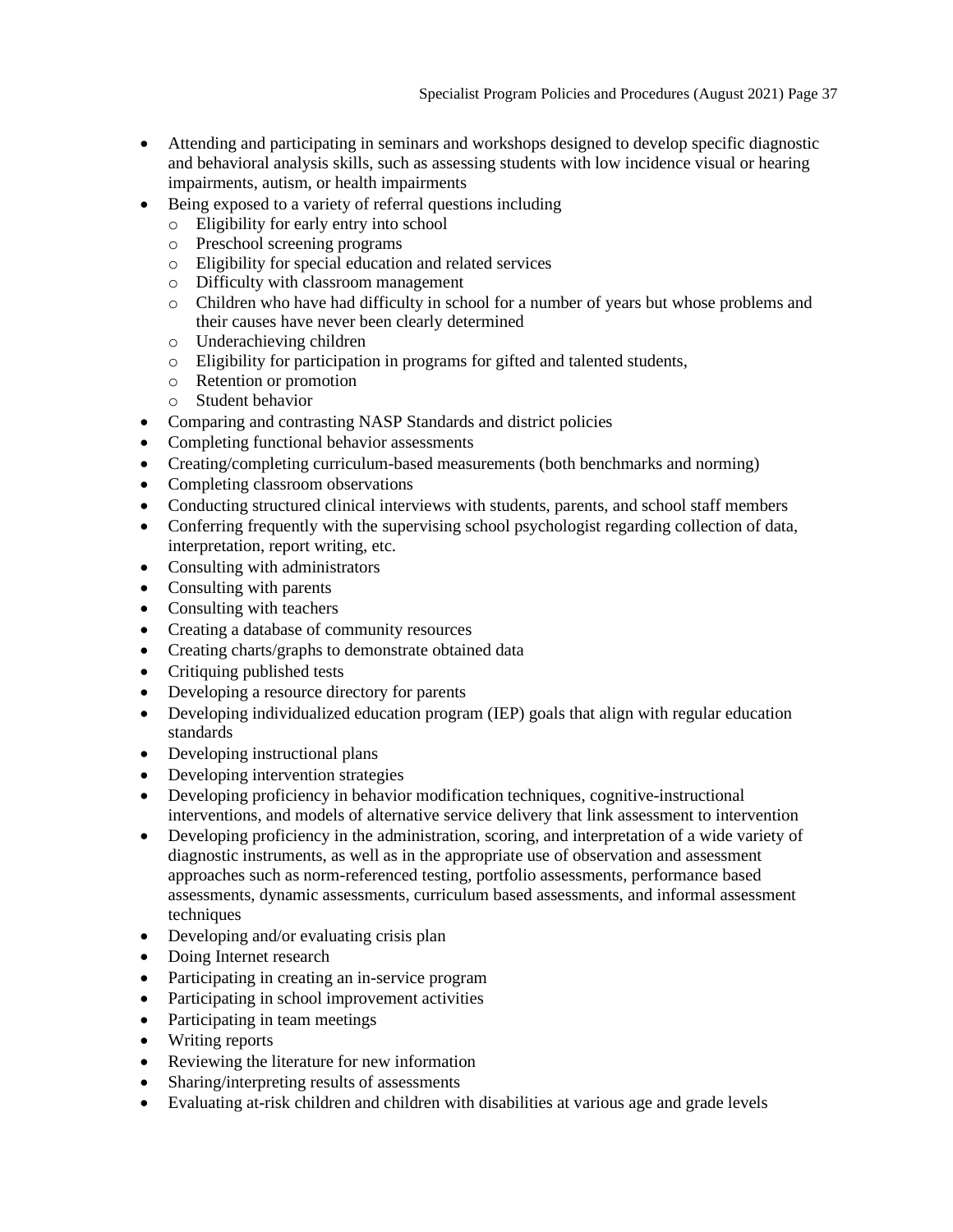- Attending and participating in seminars and workshops designed to develop specific diagnostic and behavioral analysis skills, such as assessing students with low incidence visual or hearing impairments, autism, or health impairments
- Being exposed to a variety of referral questions including
  - Eligibility for early entry into school
  - Preschool screening programs
  - Eligibility for special education and related services
  - Difficulty with classroom management
  - Children who have had difficulty in school for a number of years but whose problems and their causes have never been clearly determined
  - Underachieving children
  - Eligibility for participation in programs for gifted and talented students,
  - Retention or promotion
  - Student behavior
- Comparing and contrasting NASP Standards and district policies
- Completing functional behavior assessments
- Creating/completing curriculum-based measurements (both benchmarks and norming)
- Completing classroom observations
- Conducting structured clinical interviews with students, parents, and school staff members
- Conferring frequently with the supervising school psychologist regarding collection of data, interpretation, report writing, etc.
- Consulting with administrators
- Consulting with parents
- Consulting with teachers
- Creating a database of community resources
- Creating charts/graphs to demonstrate obtained data
- Critiquing published tests
- Developing a resource directory for parents
- Developing individualized education program (IEP) goals that align with regular education standards
- Developing instructional plans
- Developing intervention strategies
- Developing proficiency in behavior modification techniques, cognitive-instructional interventions, and models of alternative service delivery that link assessment to intervention
- Developing proficiency in the administration, scoring, and interpretation of a wide variety of diagnostic instruments, as well as in the appropriate use of observation and assessment approaches such as norm-referenced testing, portfolio assessments, performance based assessments, dynamic assessments, curriculum based assessments, and informal assessment techniques
- Developing and/or evaluating crisis plan
- Doing Internet research
- Participating in creating an in-service program
- Participating in school improvement activities
- Participating in team meetings
- Writing reports
- Reviewing the literature for new information
- Sharing/interpreting results of assessments
- Evaluating at-risk children and children with disabilities at various age and grade levels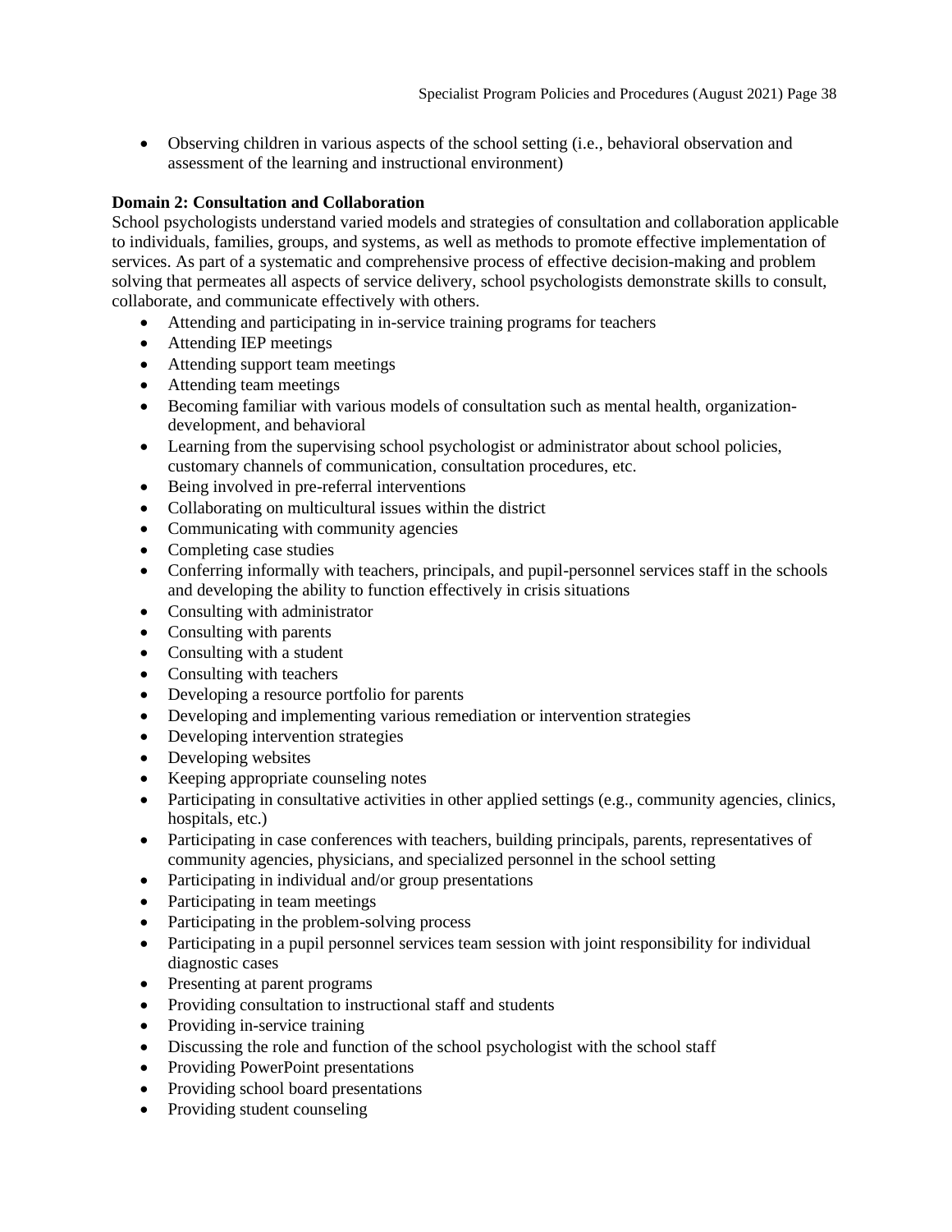- Observing children in various aspects of the school setting (i.e., behavioral observation and assessment of the learning and instructional environment)

**Domain 2: Consultation and Collaboration**

School psychologists understand varied models and strategies of consultation and collaboration applicable to individuals, families, groups, and systems, as well as methods to promote effective implementation of services. As part of a systematic and comprehensive process of effective decision-making and problem solving that permeates all aspects of service delivery, school psychologists demonstrate skills to consult, collaborate, and communicate effectively with others.

- Attending and participating in in-service training programs for teachers
- Attending IEP meetings
- Attending support team meetings
- Attending team meetings
- Becoming familiar with various models of consultation such as mental health, organization-development, and behavioral
- Learning from the supervising school psychologist or administrator about school policies, customary channels of communication, consultation procedures, etc.
- Being involved in pre-referral interventions
- Collaborating on multicultural issues within the district
- Communicating with community agencies
- Completing case studies
- Conferring informally with teachers, principals, and pupil-personnel services staff in the schools and developing the ability to function effectively in crisis situations
- Consulting with administrator
- Consulting with parents
- Consulting with a student
- Consulting with teachers
- Developing a resource portfolio for parents
- Developing and implementing various remediation or intervention strategies
- Developing intervention strategies
- Developing websites
- Keeping appropriate counseling notes
- Participating in consultative activities in other applied settings (e.g., community agencies, clinics, hospitals, etc.)
- Participating in case conferences with teachers, building principals, parents, representatives of community agencies, physicians, and specialized personnel in the school setting
- Participating in individual and/or group presentations
- Participating in team meetings
- Participating in the problem-solving process
- Participating in a pupil personnel services team session with joint responsibility for individual diagnostic cases
- Presenting at parent programs
- Providing consultation to instructional staff and students
- Providing in-service training
- Discussing the role and function of the school psychologist with the school staff
- Providing PowerPoint presentations
- Providing school board presentations
- Providing student counseling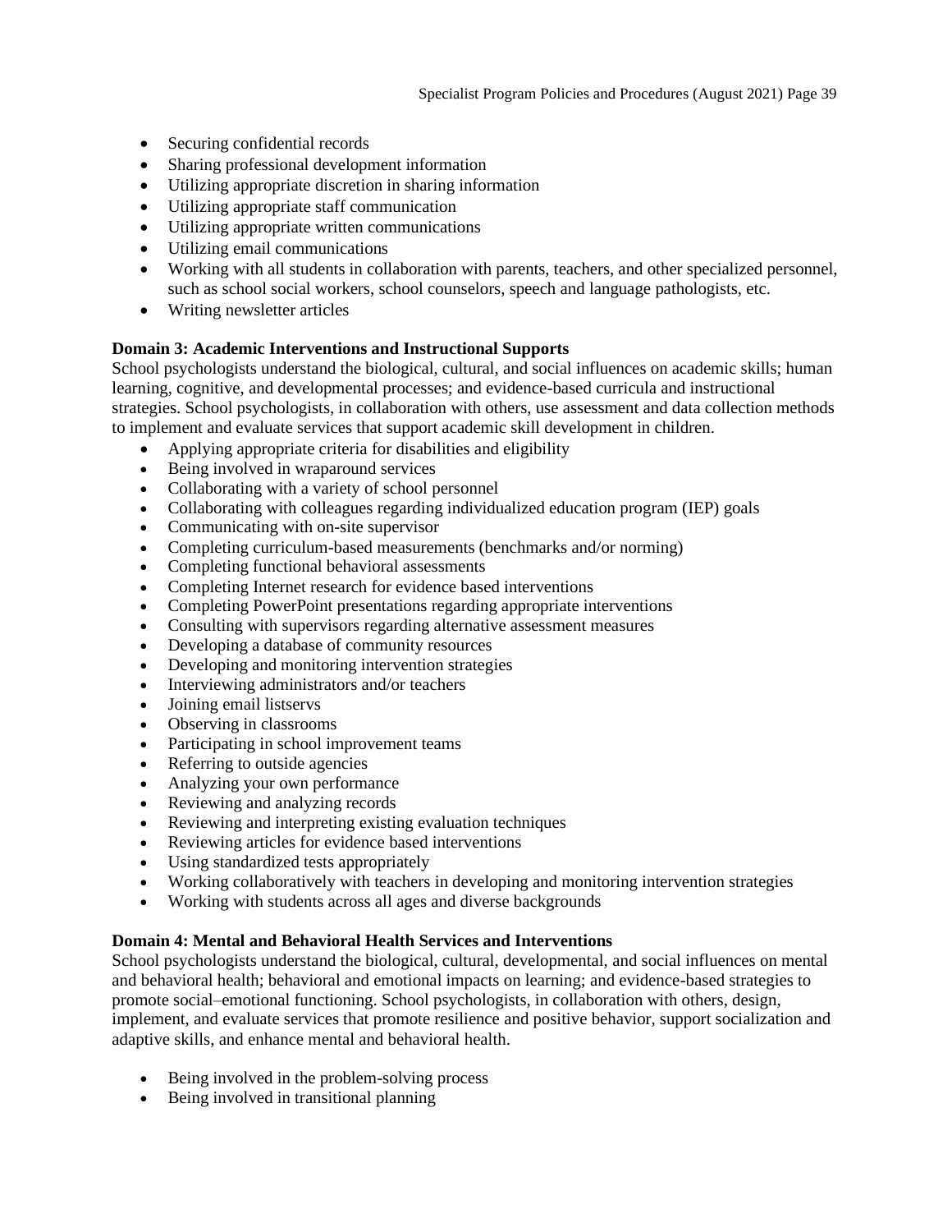- Securing confidential records
- Sharing professional development information
- Utilizing appropriate discretion in sharing information
- Utilizing appropriate staff communication
- Utilizing appropriate written communications
- Utilizing email communications
- Working with all students in collaboration with parents, teachers, and other specialized personnel, such as school social workers, school counselors, speech and language pathologists, etc.
- Writing newsletter articles

**Domain 3: Academic Interventions and Instructional Supports**
School psychologists understand the biological, cultural, and social influences on academic skills; human learning, cognitive, and developmental processes; and evidence-based curricula and instructional strategies. School psychologists, in collaboration with others, use assessment and data collection methods to implement and evaluate services that support academic skill development in children.

- Applying appropriate criteria for disabilities and eligibility
- Being involved in wraparound services
- Collaborating with a variety of school personnel
- Collaborating with colleagues regarding individualized education program (IEP) goals
- Communicating with on-site supervisor
- Completing curriculum-based measurements (benchmarks and/or norming)
- Completing functional behavioral assessments
- Completing Internet research for evidence based interventions
- Completing PowerPoint presentations regarding appropriate interventions
- Consulting with supervisors regarding alternative assessment measures
- Developing a database of community resources
- Developing and monitoring intervention strategies
- Interviewing administrators and/or teachers
- Joining email listservs
- Observing in classrooms
- Participating in school improvement teams
- Referring to outside agencies
- Analyzing your own performance
- Reviewing and analyzing records
- Reviewing and interpreting existing evaluation techniques
- Reviewing articles for evidence based interventions
- Using standardized tests appropriately
- Working collaboratively with teachers in developing and monitoring intervention strategies
- Working with students across all ages and diverse backgrounds

**Domain 4: Mental and Behavioral Health Services and Interventions**
School psychologists understand the biological, cultural, developmental, and social influences on mental and behavioral health; behavioral and emotional impacts on learning; and evidence-based strategies to promote social–emotional functioning. School psychologists, in collaboration with others, design, implement, and evaluate services that promote resilience and positive behavior, support socialization and adaptive skills, and enhance mental and behavioral health.

- Being involved in the problem-solving process
- Being involved in transitional planning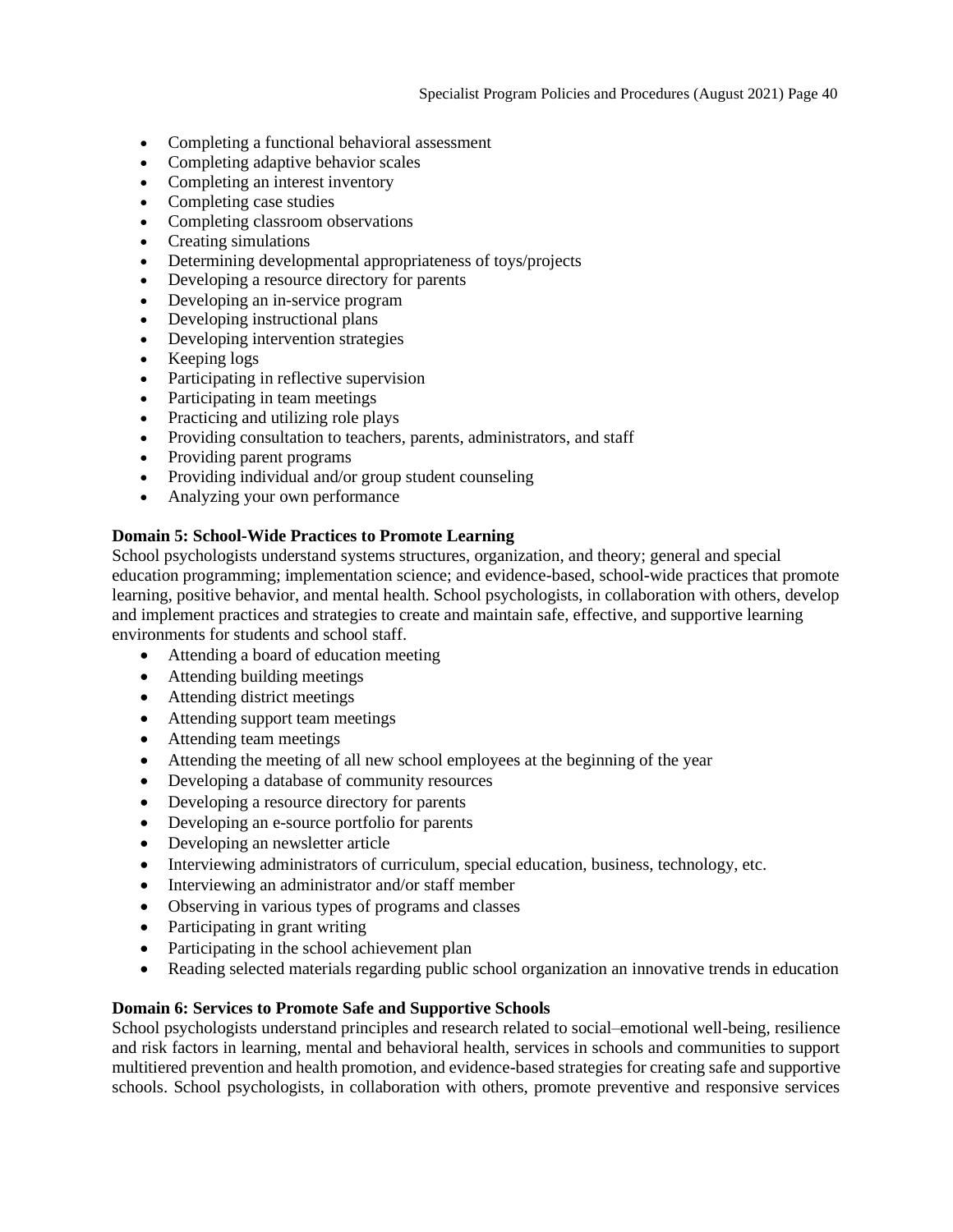- Completing a functional behavioral assessment
- Completing adaptive behavior scales
- Completing an interest inventory
- Completing case studies
- Completing classroom observations
- Creating simulations
- Determining developmental appropriateness of toys/projects
- Developing a resource directory for parents
- Developing an in-service program
- Developing instructional plans
- Developing intervention strategies
- Keeping logs
- Participating in reflective supervision
- Participating in team meetings
- Practicing and utilizing role plays
- Providing consultation to teachers, parents, administrators, and staff
- Providing parent programs
- Providing individual and/or group student counseling
- Analyzing your own performance

**Domain 5: School-Wide Practices to Promote Learning**

School psychologists understand systems structures, organization, and theory; general and special education programming; implementation science; and evidence-based, school-wide practices that promote learning, positive behavior, and mental health. School psychologists, in collaboration with others, develop and implement practices and strategies to create and maintain safe, effective, and supportive learning environments for students and school staff.

- Attending a board of education meeting
- Attending building meetings
- Attending district meetings
- Attending support team meetings
- Attending team meetings
- Attending the meeting of all new school employees at the beginning of the year
- Developing a database of community resources
- Developing a resource directory for parents
- Developing an e-source portfolio for parents
- Developing an newsletter article
- Interviewing administrators of curriculum, special education, business, technology, etc.
- Interviewing an administrator and/or staff member
- Observing in various types of programs and classes
- Participating in grant writing
- Participating in the school achievement plan
- Reading selected materials regarding public school organization an innovative trends in education

**Domain 6: Services to Promote Safe and Supportive Schools**

School psychologists understand principles and research related to social–emotional well-being, resilience and risk factors in learning, mental and behavioral health, services in schools and communities to support multitiered prevention and health promotion, and evidence-based strategies for creating safe and supportive schools. School psychologists, in collaboration with others, promote preventive and responsive services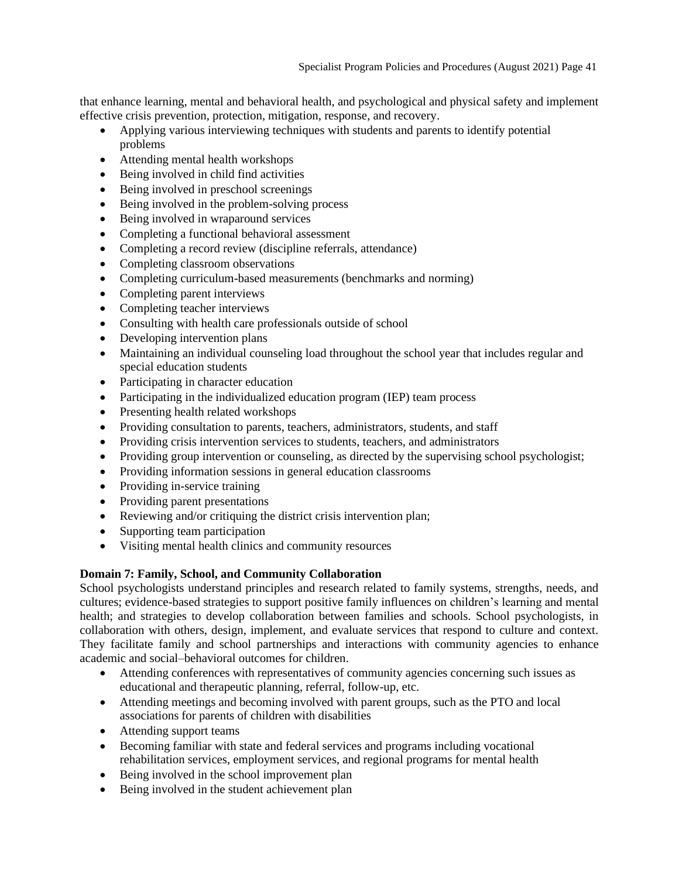that enhance learning, mental and behavioral health, and psychological and physical safety and implement effective crisis prevention, protection, mitigation, response, and recovery.

- Applying various interviewing techniques with students and parents to identify potential problems
- Attending mental health workshops
- Being involved in child find activities
- Being involved in preschool screenings
- Being involved in the problem-solving process
- Being involved in wraparound services
- Completing a functional behavioral assessment
- Completing a record review (discipline referrals, attendance)
- Completing classroom observations
- Completing curriculum-based measurements (benchmarks and norming)
- Completing parent interviews
- Completing teacher interviews
- Consulting with health care professionals outside of school
- Developing intervention plans
- Maintaining an individual counseling load throughout the school year that includes regular and special education students
- Participating in character education
- Participating in the individualized education program (IEP) team process
- Presenting health related workshops
- Providing consultation to parents, teachers, administrators, students, and staff
- Providing crisis intervention services to students, teachers, and administrators
- Providing group intervention or counseling, as directed by the supervising school psychologist;
- Providing information sessions in general education classrooms
- Providing in-service training
- Providing parent presentations
- Reviewing and/or critiquing the district crisis intervention plan;
- Supporting team participation
- Visiting mental health clinics and community resources

**Domain 7: Family, School, and Community Collaboration**

School psychologists understand principles and research related to family systems, strengths, needs, and cultures; evidence-based strategies to support positive family influences on children's learning and mental health; and strategies to develop collaboration between families and schools. School psychologists, in collaboration with others, design, implement, and evaluate services that respond to culture and context. They facilitate family and school partnerships and interactions with community agencies to enhance academic and social–behavioral outcomes for children.

- Attending conferences with representatives of community agencies concerning such issues as educational and therapeutic planning, referral, follow-up, etc.
- Attending meetings and becoming involved with parent groups, such as the PTO and local associations for parents of children with disabilities
- Attending support teams
- Becoming familiar with state and federal services and programs including vocational rehabilitation services, employment services, and regional programs for mental health
- Being involved in the school improvement plan
- Being involved in the student achievement plan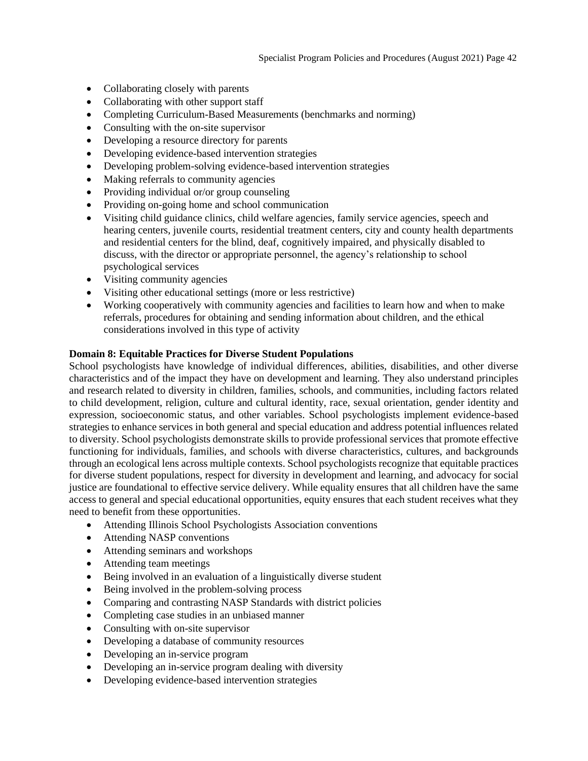- Collaborating closely with parents
- Collaborating with other support staff
- Completing Curriculum-Based Measurements (benchmarks and norming)
- Consulting with the on-site supervisor
- Developing a resource directory for parents
- Developing evidence-based intervention strategies
- Developing problem-solving evidence-based intervention strategies
- Making referrals to community agencies
- Providing individual or/or group counseling
- Providing on-going home and school communication
- Visiting child guidance clinics, child welfare agencies, family service agencies, speech and hearing centers, juvenile courts, residential treatment centers, city and county health departments and residential centers for the blind, deaf, cognitively impaired, and physically disabled to discuss, with the director or appropriate personnel, the agency's relationship to school psychological services
- Visiting community agencies
- Visiting other educational settings (more or less restrictive)
- Working cooperatively with community agencies and facilities to learn how and when to make referrals, procedures for obtaining and sending information about children, and the ethical considerations involved in this type of activity

**Domain 8: Equitable Practices for Diverse Student Populations**

School psychologists have knowledge of individual differences, abilities, disabilities, and other diverse characteristics and of the impact they have on development and learning. They also understand principles and research related to diversity in children, families, schools, and communities, including factors related to child development, religion, culture and cultural identity, race, sexual orientation, gender identity and expression, socioeconomic status, and other variables. School psychologists implement evidence-based strategies to enhance services in both general and special education and address potential influences related to diversity. School psychologists demonstrate skills to provide professional services that promote effective functioning for individuals, families, and schools with diverse characteristics, cultures, and backgrounds through an ecological lens across multiple contexts. School psychologists recognize that equitable practices for diverse student populations, respect for diversity in development and learning, and advocacy for social justice are foundational to effective service delivery. While equality ensures that all children have the same access to general and special educational opportunities, equity ensures that each student receives what they need to benefit from these opportunities.

- Attending Illinois School Psychologists Association conventions
- Attending NASP conventions
- Attending seminars and workshops
- Attending team meetings
- Being involved in an evaluation of a linguistically diverse student
- Being involved in the problem-solving process
- Comparing and contrasting NASP Standards with district policies
- Completing case studies in an unbiased manner
- Consulting with on-site supervisor
- Developing a database of community resources
- Developing an in-service program
- Developing an in-service program dealing with diversity
- Developing evidence-based intervention strategies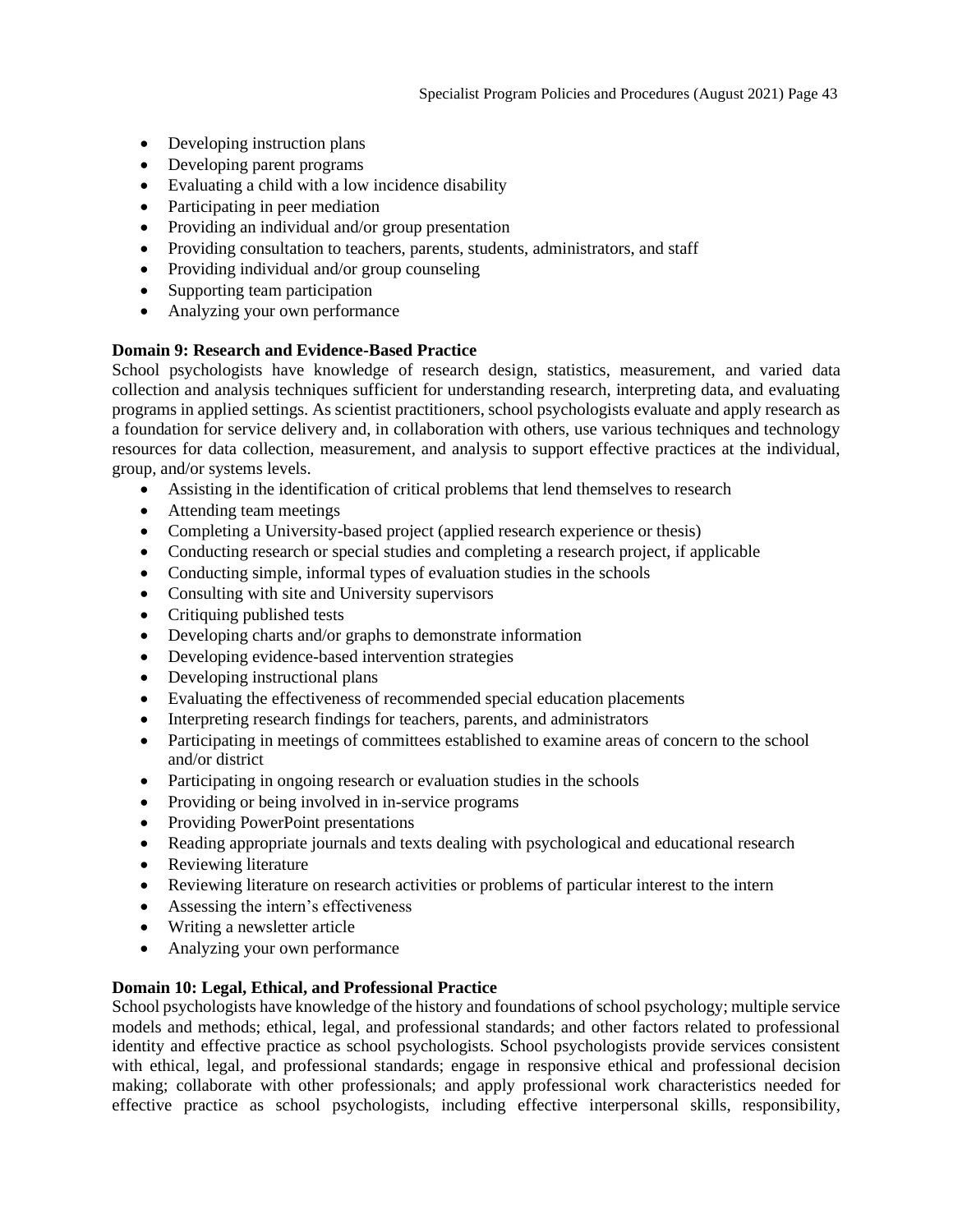- Developing instruction plans
- Developing parent programs
- Evaluating a child with a low incidence disability
- Participating in peer mediation
- Providing an individual and/or group presentation
- Providing consultation to teachers, parents, students, administrators, and staff
- Providing individual and/or group counseling
- Supporting team participation
- Analyzing your own performance

**Domain 9: Research and Evidence-Based Practice**

School psychologists have knowledge of research design, statistics, measurement, and varied data collection and analysis techniques sufficient for understanding research, interpreting data, and evaluating programs in applied settings. As scientist practitioners, school psychologists evaluate and apply research as a foundation for service delivery and, in collaboration with others, use various techniques and technology resources for data collection, measurement, and analysis to support effective practices at the individual, group, and/or systems levels.

- Assisting in the identification of critical problems that lend themselves to research
- Attending team meetings
- Completing a University-based project (applied research experience or thesis)
- Conducting research or special studies and completing a research project, if applicable
- Conducting simple, informal types of evaluation studies in the schools
- Consulting with site and University supervisors
- Critiquing published tests
- Developing charts and/or graphs to demonstrate information
- Developing evidence-based intervention strategies
- Developing instructional plans
- Evaluating the effectiveness of recommended special education placements
- Interpreting research findings for teachers, parents, and administrators
- Participating in meetings of committees established to examine areas of concern to the school and/or district
- Participating in ongoing research or evaluation studies in the schools
- Providing or being involved in in-service programs
- Providing PowerPoint presentations
- Reading appropriate journals and texts dealing with psychological and educational research
- Reviewing literature
- Reviewing literature on research activities or problems of particular interest to the intern
- Assessing the intern's effectiveness
- Writing a newsletter article
- Analyzing your own performance

**Domain 10: Legal, Ethical, and Professional Practice**

School psychologists have knowledge of the history and foundations of school psychology; multiple service models and methods; ethical, legal, and professional standards; and other factors related to professional identity and effective practice as school psychologists. School psychologists provide services consistent with ethical, legal, and professional standards; engage in responsive ethical and professional decision making; collaborate with other professionals; and apply professional work characteristics needed for effective practice as school psychologists, including effective interpersonal skills, responsibility,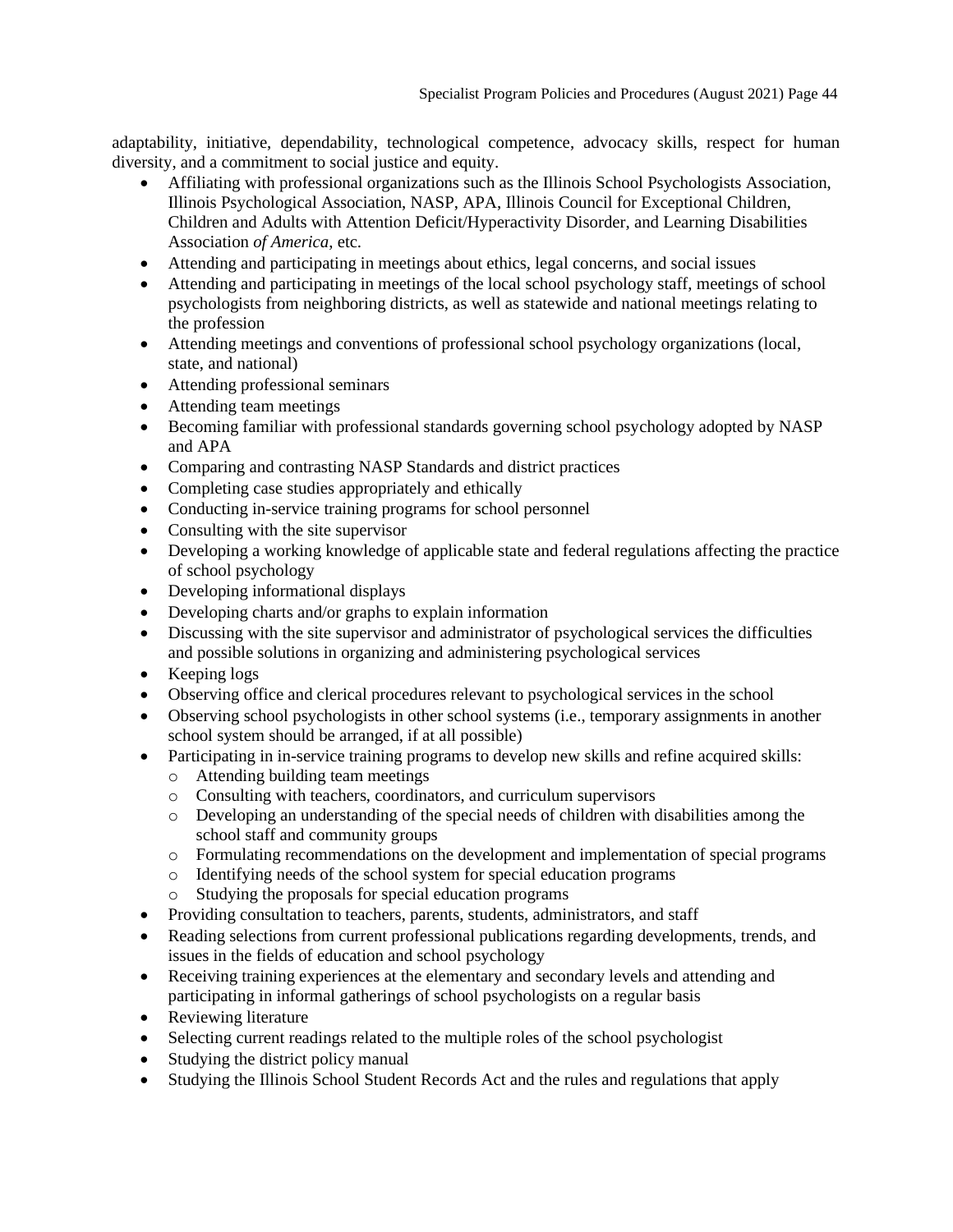adaptability, initiative, dependability, technological competence, advocacy skills, respect for human diversity, and a commitment to social justice and equity.

- Affiliating with professional organizations such as the Illinois School Psychologists Association, Illinois Psychological Association, NASP, APA, Illinois Council for Exceptional Children, Children and Adults with Attention Deficit/Hyperactivity Disorder, and Learning Disabilities Association *of America*, etc.
- Attending and participating in meetings about ethics, legal concerns, and social issues
- Attending and participating in meetings of the local school psychology staff, meetings of school psychologists from neighboring districts, as well as statewide and national meetings relating to the profession
- Attending meetings and conventions of professional school psychology organizations (local, state, and national)
- Attending professional seminars
- Attending team meetings
- Becoming familiar with professional standards governing school psychology adopted by NASP and APA
- Comparing and contrasting NASP Standards and district practices
- Completing case studies appropriately and ethically
- Conducting in-service training programs for school personnel
- Consulting with the site supervisor
- Developing a working knowledge of applicable state and federal regulations affecting the practice of school psychology
- Developing informational displays
- Developing charts and/or graphs to explain information
- Discussing with the site supervisor and administrator of psychological services the difficulties and possible solutions in organizing and administering psychological services
- Keeping logs
- Observing office and clerical procedures relevant to psychological services in the school
- Observing school psychologists in other school systems (i.e., temporary assignments in another school system should be arranged, if at all possible)
- Participating in in-service training programs to develop new skills and refine acquired skills:
  - Attending building team meetings
  - Consulting with teachers, coordinators, and curriculum supervisors
  - Developing an understanding of the special needs of children with disabilities among the school staff and community groups
  - Formulating recommendations on the development and implementation of special programs
  - Identifying needs of the school system for special education programs
  - Studying the proposals for special education programs
- Providing consultation to teachers, parents, students, administrators, and staff
- Reading selections from current professional publications regarding developments, trends, and issues in the fields of education and school psychology
- Receiving training experiences at the elementary and secondary levels and attending and participating in informal gatherings of school psychologists on a regular basis
- Reviewing literature
- Selecting current readings related to the multiple roles of the school psychologist
- Studying the district policy manual
- Studying the Illinois School Student Records Act and the rules and regulations that apply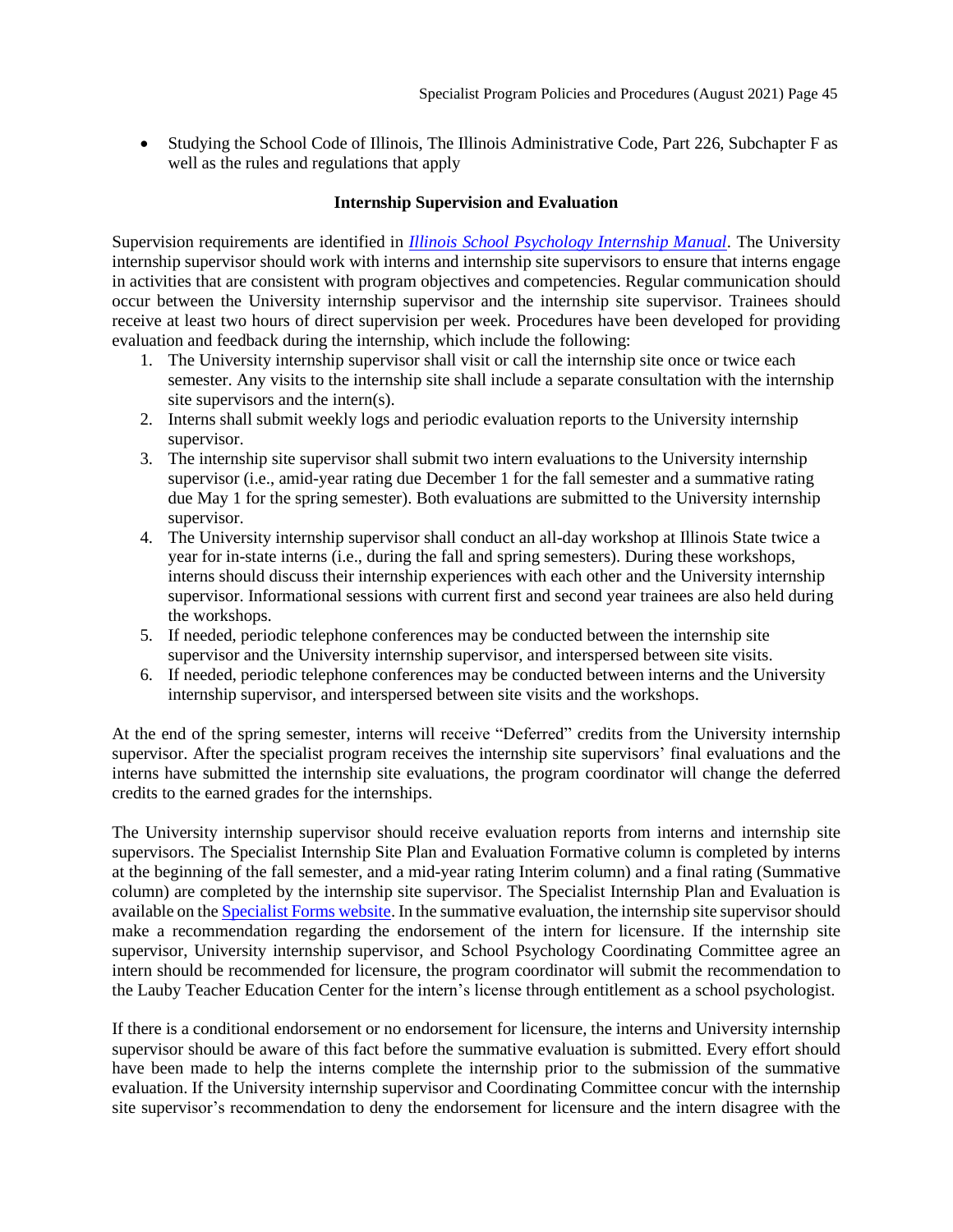- Studying the School Code of Illinois, The Illinois Administrative Code, Part 226, Subchapter F as well as the rules and regulations that apply

### Internship Supervision and Evaluation

Supervision requirements are identified in *Illinois School Psychology Internship Manual*. The University internship supervisor should work with interns and internship site supervisors to ensure that interns engage in activities that are consistent with program objectives and competencies. Regular communication should occur between the University internship supervisor and the internship site supervisor. Trainees should receive at least two hours of direct supervision per week. Procedures have been developed for providing evaluation and feedback during the internship, which include the following:

1. The University internship supervisor shall visit or call the internship site once or twice each semester. Any visits to the internship site shall include a separate consultation with the internship site supervisors and the intern(s).
2. Interns shall submit weekly logs and periodic evaluation reports to the University internship supervisor.
3. The internship site supervisor shall submit two intern evaluations to the University internship supervisor (i.e., amid-year rating due December 1 for the fall semester and a summative rating due May 1 for the spring semester). Both evaluations are submitted to the University internship supervisor.
4. The University internship supervisor shall conduct an all-day workshop at Illinois State twice a year for in-state interns (i.e., during the fall and spring semesters). During these workshops, interns should discuss their internship experiences with each other and the University internship supervisor. Informational sessions with current first and second year trainees are also held during the workshops.
5. If needed, periodic telephone conferences may be conducted between the internship site supervisor and the University internship supervisor, and interspersed between site visits.
6. If needed, periodic telephone conferences may be conducted between interns and the University internship supervisor, and interspersed between site visits and the workshops.

At the end of the spring semester, interns will receive "Deferred" credits from the University internship supervisor. After the specialist program receives the internship site supervisors' final evaluations and the interns have submitted the internship site evaluations, the program coordinator will change the deferred credits to the earned grades for the internships.

The University internship supervisor should receive evaluation reports from interns and internship site supervisors. The Specialist Internship Site Plan and Evaluation Formative column is completed by interns at the beginning of the fall semester, and a mid-year rating Interim column) and a final rating (Summative column) are completed by the internship site supervisor. The Specialist Internship Plan and Evaluation is available on the Specialist Forms website. In the summative evaluation, the internship site supervisor should make a recommendation regarding the endorsement of the intern for licensure. If the internship site supervisor, University internship supervisor, and School Psychology Coordinating Committee agree an intern should be recommended for licensure, the program coordinator will submit the recommendation to the Lauby Teacher Education Center for the intern's license through entitlement as a school psychologist.

If there is a conditional endorsement or no endorsement for licensure, the interns and University internship supervisor should be aware of this fact before the summative evaluation is submitted. Every effort should have been made to help the interns complete the internship prior to the submission of the summative evaluation. If the University internship supervisor and Coordinating Committee concur with the internship site supervisor's recommendation to deny the endorsement for licensure and the intern disagree with the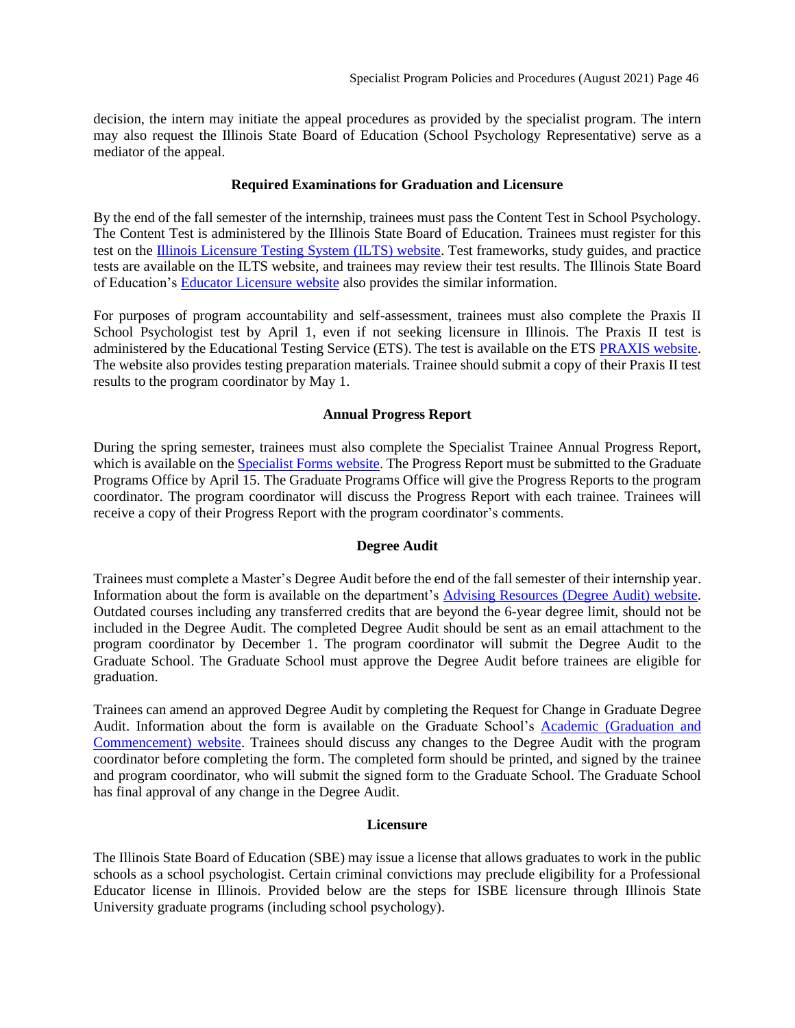decision, the intern may initiate the appeal procedures as provided by the specialist program. The intern may also request the Illinois State Board of Education (School Psychology Representative) serve as a mediator of the appeal.

## Required Examinations for Graduation and Licensure

By the end of the fall semester of the internship, trainees must pass the Content Test in School Psychology. The Content Test is administered by the Illinois State Board of Education. Trainees must register for this test on the Illinois Licensure Testing System (ILTS) website. Test frameworks, study guides, and practice tests are available on the ILTS website, and trainees may review their test results. The Illinois State Board of Education's Educator Licensure website also provides the similar information.

For purposes of program accountability and self-assessment, trainees must also complete the Praxis II School Psychologist test by April 1, even if not seeking licensure in Illinois. The Praxis II test is administered by the Educational Testing Service (ETS). The test is available on the ETS PRAXIS website. The website also provides testing preparation materials. Trainee should submit a copy of their Praxis II test results to the program coordinator by May 1.

## Annual Progress Report

During the spring semester, trainees must also complete the Specialist Trainee Annual Progress Report, which is available on the Specialist Forms website. The Progress Report must be submitted to the Graduate Programs Office by April 15. The Graduate Programs Office will give the Progress Reports to the program coordinator. The program coordinator will discuss the Progress Report with each trainee. Trainees will receive a copy of their Progress Report with the program coordinator's comments.

## Degree Audit

Trainees must complete a Master's Degree Audit before the end of the fall semester of their internship year. Information about the form is available on the department's Advising Resources (Degree Audit) website. Outdated courses including any transferred credits that are beyond the 6-year degree limit, should not be included in the Degree Audit. The completed Degree Audit should be sent as an email attachment to the program coordinator by December 1. The program coordinator will submit the Degree Audit to the Graduate School. The Graduate School must approve the Degree Audit before trainees are eligible for graduation.

Trainees can amend an approved Degree Audit by completing the Request for Change in Graduate Degree Audit. Information about the form is available on the Graduate School's Academic (Graduation and Commencement) website. Trainees should discuss any changes to the Degree Audit with the program coordinator before completing the form. The completed form should be printed, and signed by the trainee and program coordinator, who will submit the signed form to the Graduate School. The Graduate School has final approval of any change in the Degree Audit.

## Licensure

The Illinois State Board of Education (SBE) may issue a license that allows graduates to work in the public schools as a school psychologist. Certain criminal convictions may preclude eligibility for a Professional Educator license in Illinois. Provided below are the steps for ISBE licensure through Illinois State University graduate programs (including school psychology).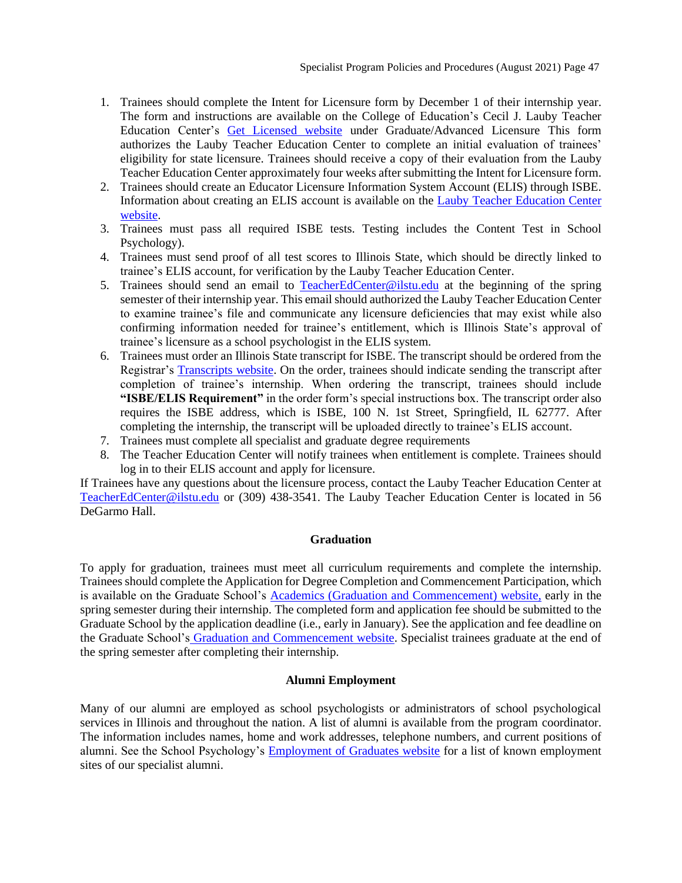1. Trainees should complete the Intent for Licensure form by December 1 of their internship year. The form and instructions are available on the College of Education's Cecil J. Lauby Teacher Education Center's Get Licensed website under Graduate/Advanced Licensure This form authorizes the Lauby Teacher Education Center to complete an initial evaluation of trainees' eligibility for state licensure. Trainees should receive a copy of their evaluation from the Lauby Teacher Education Center approximately four weeks after submitting the Intent for Licensure form.
2. Trainees should create an Educator Licensure Information System Account (ELIS) through ISBE. Information about creating an ELIS account is available on the Lauby Teacher Education Center website.
3. Trainees must pass all required ISBE tests. Testing includes the Content Test in School Psychology).
4. Trainees must send proof of all test scores to Illinois State, which should be directly linked to trainee's ELIS account, for verification by the Lauby Teacher Education Center.
5. Trainees should send an email to TeacherEdCenter@ilstu.edu at the beginning of the spring semester of their internship year. This email should authorized the Lauby Teacher Education Center to examine trainee's file and communicate any licensure deficiencies that may exist while also confirming information needed for trainee's entitlement, which is Illinois State's approval of trainee's licensure as a school psychologist in the ELIS system.
6. Trainees must order an Illinois State transcript for ISBE. The transcript should be ordered from the Registrar's Transcripts website. On the order, trainees should indicate sending the transcript after completion of trainee's internship. When ordering the transcript, trainees should include **"ISBE/ELIS Requirement"** in the order form's special instructions box. The transcript order also requires the ISBE address, which is ISBE, 100 N. 1st Street, Springfield, IL 62777. After completing the internship, the transcript will be uploaded directly to trainee's ELIS account.
7. Trainees must complete all specialist and graduate degree requirements
8. The Teacher Education Center will notify trainees when entitlement is complete. Trainees should log in to their ELIS account and apply for licensure.

If Trainees have any questions about the licensure process, contact the Lauby Teacher Education Center at TeacherEdCenter@ilstu.edu or (309) 438-3541. The Lauby Teacher Education Center is located in 56 DeGarmo Hall.

## Graduation

To apply for graduation, trainees must meet all curriculum requirements and complete the internship. Trainees should complete the Application for Degree Completion and Commencement Participation, which is available on the Graduate School's Academics (Graduation and Commencement) website, early in the spring semester during their internship. The completed form and application fee should be submitted to the Graduate School by the application deadline (i.e., early in January). See the application and fee deadline on the Graduate School's Graduation and Commencement website. Specialist trainees graduate at the end of the spring semester after completing their internship.

## Alumni Employment

Many of our alumni are employed as school psychologists or administrators of school psychological services in Illinois and throughout the nation. A list of alumni is available from the program coordinator. The information includes names, home and work addresses, telephone numbers, and current positions of alumni. See the School Psychology's Employment of Graduates website for a list of known employment sites of our specialist alumni.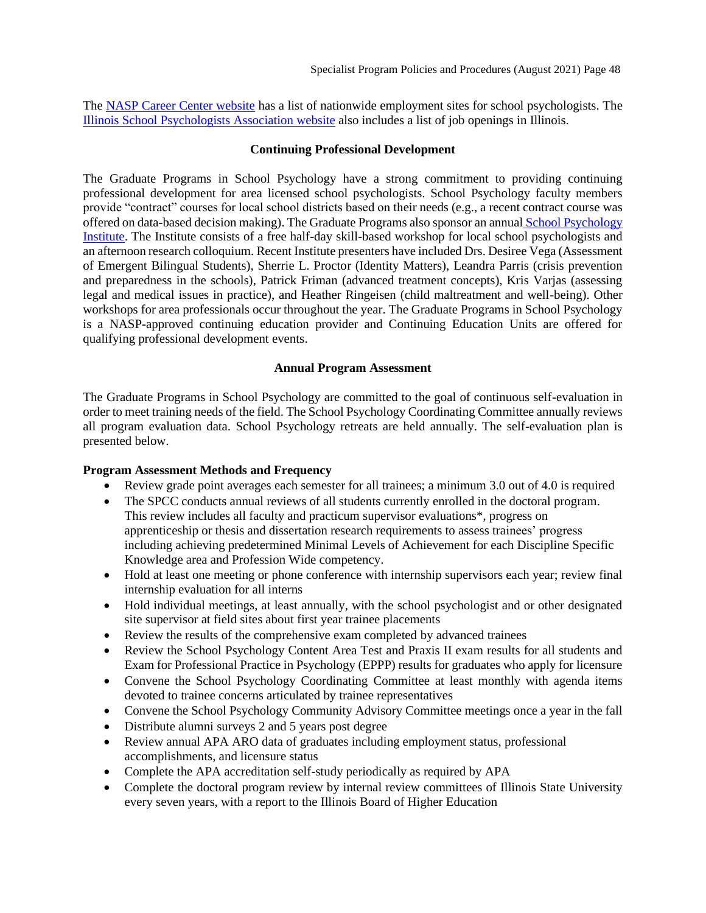The NASP Career Center website has a list of nationwide employment sites for school psychologists. The Illinois School Psychologists Association website also includes a list of job openings in Illinois.

## Continuing Professional Development

The Graduate Programs in School Psychology have a strong commitment to providing continuing professional development for area licensed school psychologists. School Psychology faculty members provide "contract" courses for local school districts based on their needs (e.g., a recent contract course was offered on data-based decision making). The Graduate Programs also sponsor an annual School Psychology Institute. The Institute consists of a free half-day skill-based workshop for local school psychologists and an afternoon research colloquium. Recent Institute presenters have included Drs. Desiree Vega (Assessment of Emergent Bilingual Students), Sherrie L. Proctor (Identity Matters), Leandra Parris (crisis prevention and preparedness in the schools), Patrick Friman (advanced treatment concepts), Kris Varjas (assessing legal and medical issues in practice), and Heather Ringeisen (child maltreatment and well-being). Other workshops for area professionals occur throughout the year. The Graduate Programs in School Psychology is a NASP-approved continuing education provider and Continuing Education Units are offered for qualifying professional development events.

## Annual Program Assessment

The Graduate Programs in School Psychology are committed to the goal of continuous self-evaluation in order to meet training needs of the field. The School Psychology Coordinating Committee annually reviews all program evaluation data. School Psychology retreats are held annually. The self-evaluation plan is presented below.

**Program Assessment Methods and Frequency**

- Review grade point averages each semester for all trainees; a minimum 3.0 out of 4.0 is required
- The SPCC conducts annual reviews of all students currently enrolled in the doctoral program. This review includes all faculty and practicum supervisor evaluations*, progress on apprenticeship or thesis and dissertation research requirements to assess trainees' progress including achieving predetermined Minimal Levels of Achievement for each Discipline Specific Knowledge area and Profession Wide competency.
- Hold at least one meeting or phone conference with internship supervisors each year; review final internship evaluation for all interns
- Hold individual meetings, at least annually, with the school psychologist and or other designated site supervisor at field sites about first year trainee placements
- Review the results of the comprehensive exam completed by advanced trainees
- Review the School Psychology Content Area Test and Praxis II exam results for all students and Exam for Professional Practice in Psychology (EPPP) results for graduates who apply for licensure
- Convene the School Psychology Coordinating Committee at least monthly with agenda items devoted to trainee concerns articulated by trainee representatives
- Convene the School Psychology Community Advisory Committee meetings once a year in the fall
- Distribute alumni surveys 2 and 5 years post degree
- Review annual APA ARO data of graduates including employment status, professional accomplishments, and licensure status
- Complete the APA accreditation self-study periodically as required by APA
- Complete the doctoral program review by internal review committees of Illinois State University every seven years, with a report to the Illinois Board of Higher Education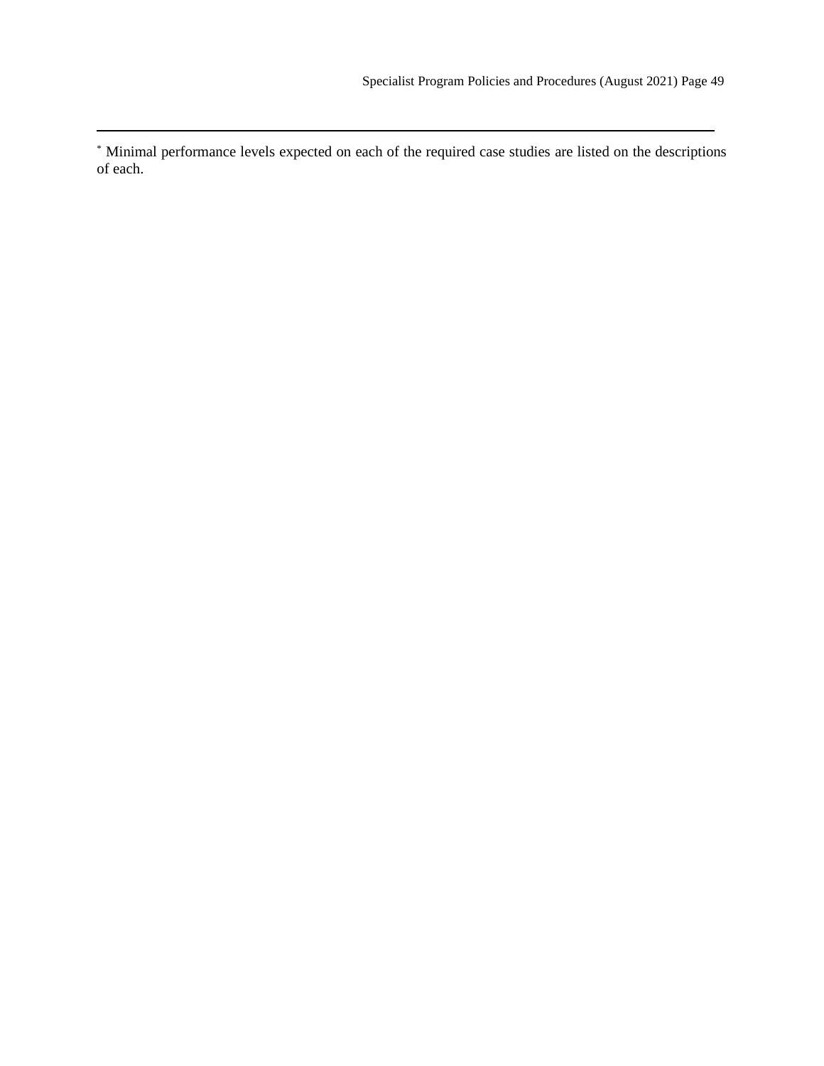[*] Minimal performance levels expected on each of the required case studies are listed on the descriptions of each.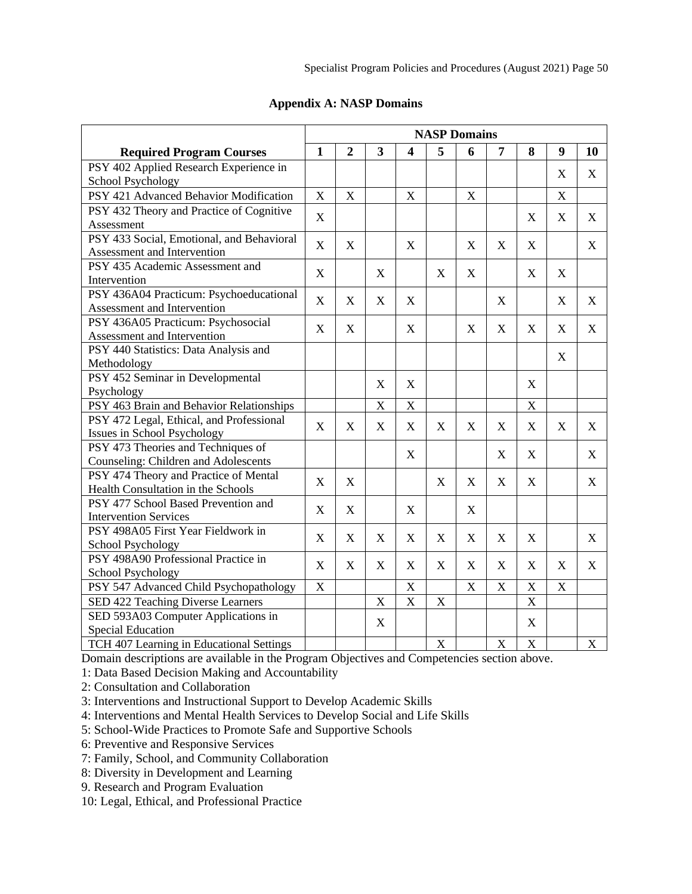## Appendix A: NASP Domains

| Required Program Courses | NASP Domains | | | | | | | | | |
|---|---|---|---|---|---|---|---|---|---|---|
| | **1** | **2** | **3** | **4** | **5** | **6** | **7** | **8** | **9** | **10** |
| PSY 402 Applied Research Experience in School Psychology | | | | | | | | | X | X |
| PSY 421 Advanced Behavior Modification | X | X | | X | | X | | | X | |
| PSY 432 Theory and Practice of Cognitive Assessment | X | | | | | | | X | X | X |
| PSY 433 Social, Emotional, and Behavioral Assessment and Intervention | X | X | | X | | X | X | X | | X |
| PSY 435 Academic Assessment and Intervention | X | | X | | X | X | | X | X | |
| PSY 436A04 Practicum: Psychoeducational Assessment and Intervention | X | X | X | X | | | X | | X | X |
| PSY 436A05 Practicum: Psychosocial Assessment and Intervention | X | X | | X | | X | X | X | X | X |
| PSY 440 Statistics: Data Analysis and Methodology | | | | | | | | | X | |
| PSY 452 Seminar in Developmental Psychology | | | X | X | | | | X | | |
| PSY 463 Brain and Behavior Relationships | | | X | X | | | | X | | |
| PSY 472 Legal, Ethical, and Professional Issues in School Psychology | X | X | X | X | X | X | X | X | X | X |
| PSY 473 Theories and Techniques of Counseling: Children and Adolescents | | | | X | | | X | X | | X |
| PSY 474 Theory and Practice of Mental Health Consultation in the Schools | X | X | | | X | X | X | X | | X |
| PSY 477 School Based Prevention and Intervention Services | X | X | | X | | X | | | | |
| PSY 498A05 First Year Fieldwork in School Psychology | X | X | X | X | X | X | X | X | | X |
| PSY 498A90 Professional Practice in School Psychology | X | X | X | X | X | X | X | X | X | X |
| PSY 547 Advanced Child Psychopathology | X | | | X | | X | X | X | X | |
| SED 422 Teaching Diverse Learners | | | X | X | X | | | X | | |
| SED 593A03 Computer Applications in Special Education | | | X | | | | | X | | |
| TCH 407 Learning in Educational Settings | | | | | X | | X | X | | X |

Domain descriptions are available in the Program Objectives and Competencies section above.

1: Data Based Decision Making and Accountability
2: Consultation and Collaboration
3: Interventions and Instructional Support to Develop Academic Skills
4: Interventions and Mental Health Services to Develop Social and Life Skills
5: School-Wide Practices to Promote Safe and Supportive Schools
6: Preventive and Responsive Services
7: Family, School, and Community Collaboration
8: Diversity in Development and Learning
9. Research and Program Evaluation
10: Legal, Ethical, and Professional Practice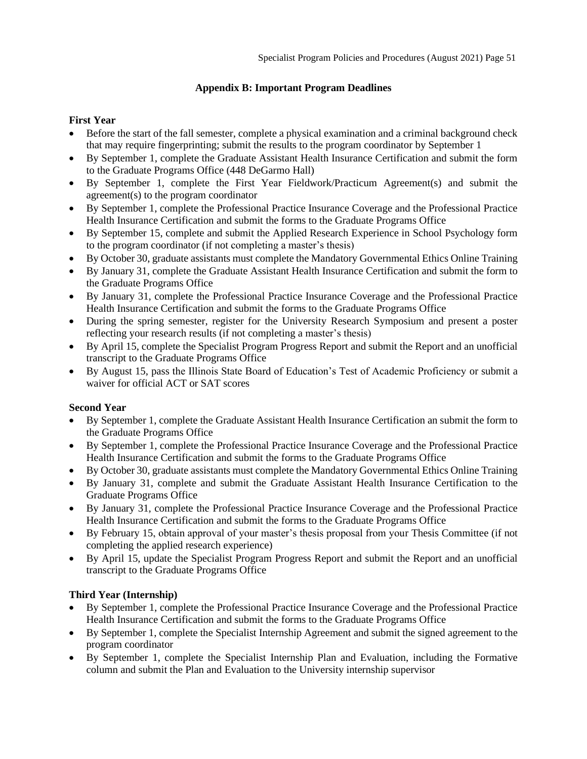## Appendix B: Important Program Deadlines

**First Year**

- Before the start of the fall semester, complete a physical examination and a criminal background check that may require fingerprinting; submit the results to the program coordinator by September 1
- By September 1, complete the Graduate Assistant Health Insurance Certification and submit the form to the Graduate Programs Office (448 DeGarmo Hall)
- By September 1, complete the First Year Fieldwork/Practicum Agreement(s) and submit the agreement(s) to the program coordinator
- By September 1, complete the Professional Practice Insurance Coverage and the Professional Practice Health Insurance Certification and submit the forms to the Graduate Programs Office
- By September 15, complete and submit the Applied Research Experience in School Psychology form to the program coordinator (if not completing a master's thesis)
- By October 30, graduate assistants must complete the Mandatory Governmental Ethics Online Training
- By January 31, complete the Graduate Assistant Health Insurance Certification and submit the form to the Graduate Programs Office
- By January 31, complete the Professional Practice Insurance Coverage and the Professional Practice Health Insurance Certification and submit the forms to the Graduate Programs Office
- During the spring semester, register for the University Research Symposium and present a poster reflecting your research results (if not completing a master's thesis)
- By April 15, complete the Specialist Program Progress Report and submit the Report and an unofficial transcript to the Graduate Programs Office
- By August 15, pass the Illinois State Board of Education's Test of Academic Proficiency or submit a waiver for official ACT or SAT scores

**Second Year**

- By September 1, complete the Graduate Assistant Health Insurance Certification an submit the form to the Graduate Programs Office
- By September 1, complete the Professional Practice Insurance Coverage and the Professional Practice Health Insurance Certification and submit the forms to the Graduate Programs Office
- By October 30, graduate assistants must complete the Mandatory Governmental Ethics Online Training
- By January 31, complete and submit the Graduate Assistant Health Insurance Certification to the Graduate Programs Office
- By January 31, complete the Professional Practice Insurance Coverage and the Professional Practice Health Insurance Certification and submit the forms to the Graduate Programs Office
- By February 15, obtain approval of your master's thesis proposal from your Thesis Committee (if not completing the applied research experience)
- By April 15, update the Specialist Program Progress Report and submit the Report and an unofficial transcript to the Graduate Programs Office

**Third Year (Internship)**

- By September 1, complete the Professional Practice Insurance Coverage and the Professional Practice Health Insurance Certification and submit the forms to the Graduate Programs Office
- By September 1, complete the Specialist Internship Agreement and submit the signed agreement to the program coordinator
- By September 1, complete the Specialist Internship Plan and Evaluation, including the Formative column and submit the Plan and Evaluation to the University internship supervisor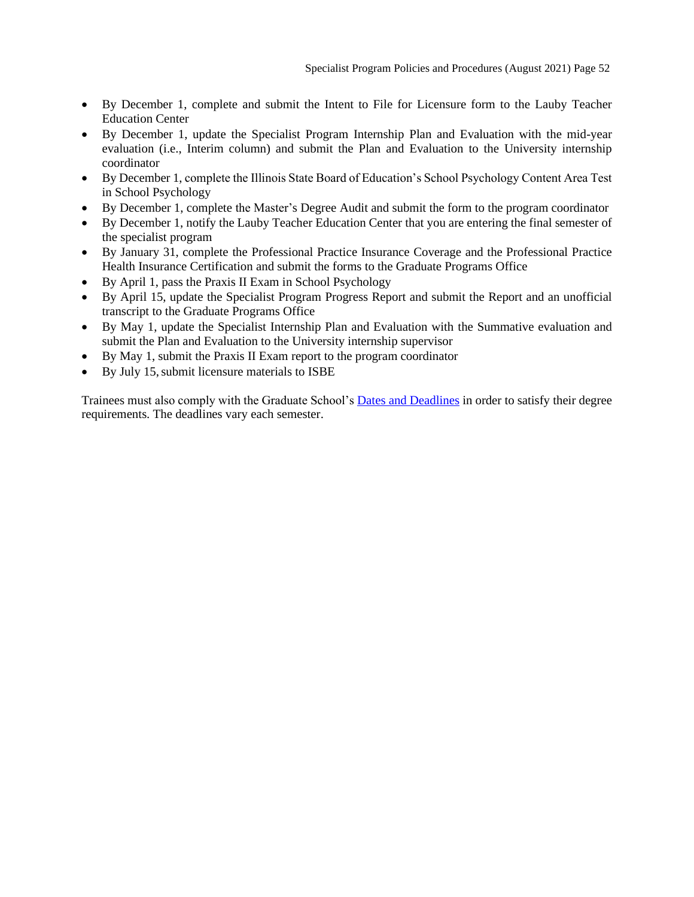- By December 1, complete and submit the Intent to File for Licensure form to the Lauby Teacher Education Center
- By December 1, update the Specialist Program Internship Plan and Evaluation with the mid-year evaluation (i.e., Interim column) and submit the Plan and Evaluation to the University internship coordinator
- By December 1, complete the Illinois State Board of Education's School Psychology Content Area Test in School Psychology
- By December 1, complete the Master's Degree Audit and submit the form to the program coordinator
- By December 1, notify the Lauby Teacher Education Center that you are entering the final semester of the specialist program
- By January 31, complete the Professional Practice Insurance Coverage and the Professional Practice Health Insurance Certification and submit the forms to the Graduate Programs Office
- By April 1, pass the Praxis II Exam in School Psychology
- By April 15, update the Specialist Program Progress Report and submit the Report and an unofficial transcript to the Graduate Programs Office
- By May 1, update the Specialist Internship Plan and Evaluation with the Summative evaluation and submit the Plan and Evaluation to the University internship supervisor
- By May 1, submit the Praxis II Exam report to the program coordinator
- By July 15, submit licensure materials to ISBE

Trainees must also comply with the Graduate School's [Dates and Deadlines] in order to satisfy their degree requirements. The deadlines vary each semester.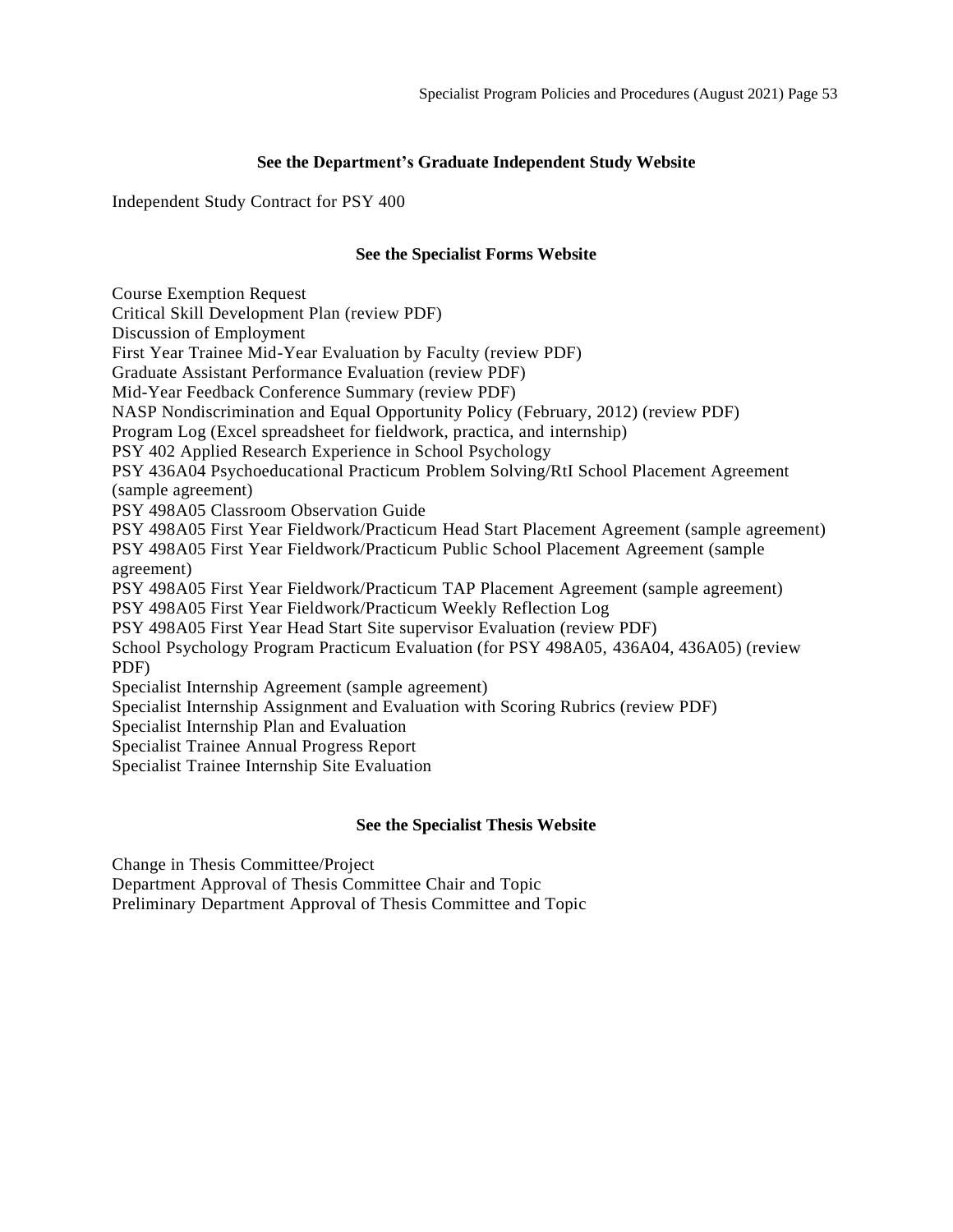### See the Department's Graduate Independent Study Website

Independent Study Contract for PSY 400

### See the Specialist Forms Website

Course Exemption Request
Critical Skill Development Plan (review PDF)
Discussion of Employment
First Year Trainee Mid-Year Evaluation by Faculty (review PDF)
Graduate Assistant Performance Evaluation (review PDF)
Mid-Year Feedback Conference Summary (review PDF)
NASP Nondiscrimination and Equal Opportunity Policy (February, 2012) (review PDF)
Program Log (Excel spreadsheet for fieldwork, practica, and internship)
PSY 402 Applied Research Experience in School Psychology
PSY 436A04 Psychoeducational Practicum Problem Solving/RtI School Placement Agreement (sample agreement)
PSY 498A05 Classroom Observation Guide
PSY 498A05 First Year Fieldwork/Practicum Head Start Placement Agreement (sample agreement)
PSY 498A05 First Year Fieldwork/Practicum Public School Placement Agreement (sample agreement)
PSY 498A05 First Year Fieldwork/Practicum TAP Placement Agreement (sample agreement)
PSY 498A05 First Year Fieldwork/Practicum Weekly Reflection Log
PSY 498A05 First Year Head Start Site supervisor Evaluation (review PDF)
School Psychology Program Practicum Evaluation (for PSY 498A05, 436A04, 436A05) (review PDF)
Specialist Internship Agreement (sample agreement)
Specialist Internship Assignment and Evaluation with Scoring Rubrics (review PDF)
Specialist Internship Plan and Evaluation
Specialist Trainee Annual Progress Report
Specialist Trainee Internship Site Evaluation

### See the Specialist Thesis Website

Change in Thesis Committee/Project
Department Approval of Thesis Committee Chair and Topic
Preliminary Department Approval of Thesis Committee and Topic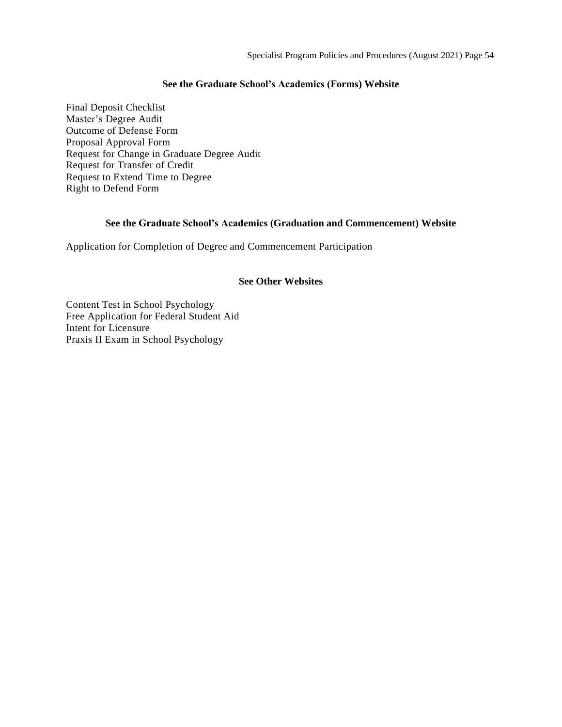### See the Graduate School's Academics (Forms) Website

Final Deposit Checklist
Master's Degree Audit
Outcome of Defense Form
Proposal Approval Form
Request for Change in Graduate Degree Audit
Request for Transfer of Credit
Request to Extend Time to Degree
Right to Defend Form

### See the Graduate School's Academics (Graduation and Commencement) Website

Application for Completion of Degree and Commencement Participation

### See Other Websites

Content Test in School Psychology
Free Application for Federal Student Aid
Intent for Licensure
Praxis II Exam in School Psychology